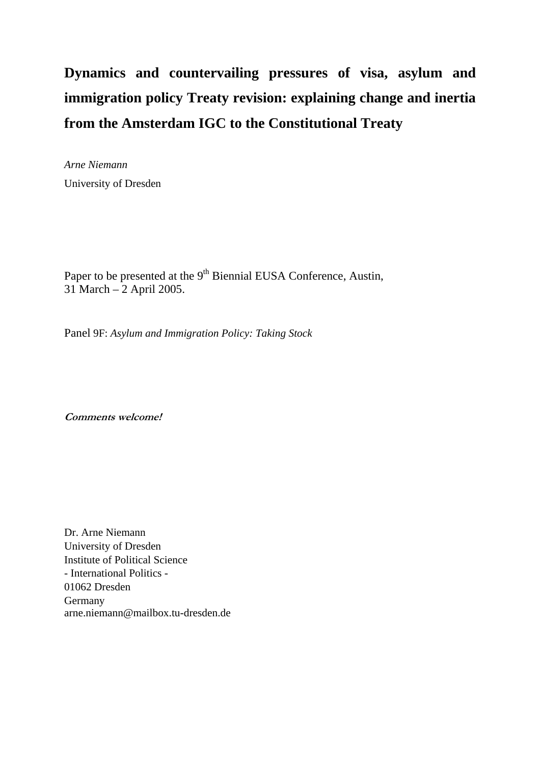# Dynamics and countervailing pressures of visa, asylum and immigration policy Treaty revision: explaining change and inertia from the Amsterdam IGC to the Constitutional Treaty

*Arne Niemann*

University of Dresden

Paper to be presented at the 9th Biennial EUSA Conference, Austin,
31 March – 2 April 2005.

Panel 9F: *Asylum and Immigration Policy: Taking Stock*

***Comments welcome!***

Dr. Arne Niemann
University of Dresden
Institute of Political Science
- International Politics -
01062 Dresden
Germany
arne.niemann@mailbox.tu-dresden.de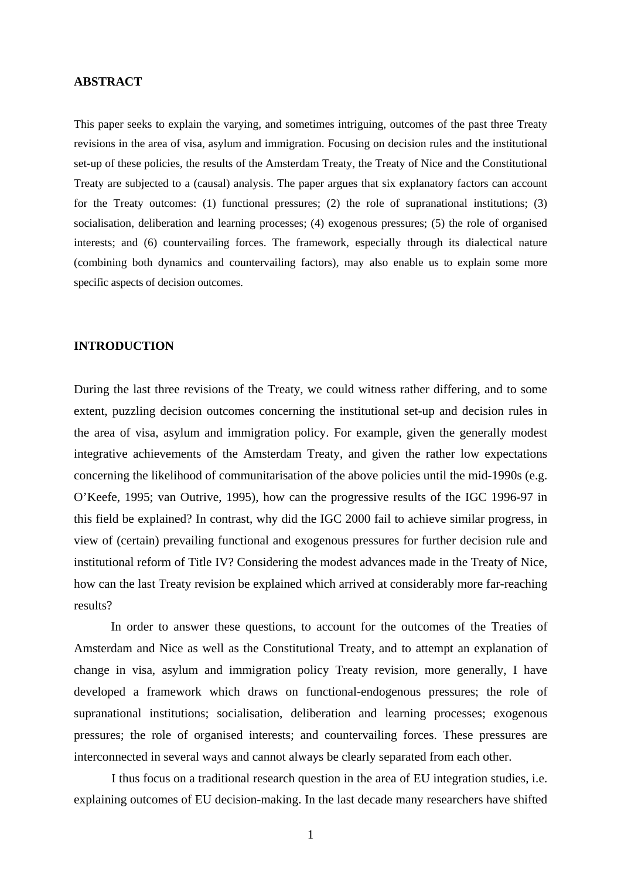## ABSTRACT

This paper seeks to explain the varying, and sometimes intriguing, outcomes of the past three Treaty revisions in the area of visa, asylum and immigration. Focusing on decision rules and the institutional set-up of these policies, the results of the Amsterdam Treaty, the Treaty of Nice and the Constitutional Treaty are subjected to a (causal) analysis. The paper argues that six explanatory factors can account for the Treaty outcomes: (1) functional pressures; (2) the role of supranational institutions; (3) socialisation, deliberation and learning processes; (4) exogenous pressures; (5) the role of organised interests; and (6) countervailing forces. The framework, especially through its dialectical nature (combining both dynamics and countervailing factors), may also enable us to explain some more specific aspects of decision outcomes.

## INTRODUCTION

During the last three revisions of the Treaty, we could witness rather differing, and to some extent, puzzling decision outcomes concerning the institutional set-up and decision rules in the area of visa, asylum and immigration policy. For example, given the generally modest integrative achievements of the Amsterdam Treaty, and given the rather low expectations concerning the likelihood of communitarisation of the above policies until the mid-1990s (e.g. O'Keefe, 1995; van Outrive, 1995), how can the progressive results of the IGC 1996-97 in this field be explained? In contrast, why did the IGC 2000 fail to achieve similar progress, in view of (certain) prevailing functional and exogenous pressures for further decision rule and institutional reform of Title IV? Considering the modest advances made in the Treaty of Nice, how can the last Treaty revision be explained which arrived at considerably more far-reaching results?

In order to answer these questions, to account for the outcomes of the Treaties of Amsterdam and Nice as well as the Constitutional Treaty, and to attempt an explanation of change in visa, asylum and immigration policy Treaty revision, more generally, I have developed a framework which draws on functional-endogenous pressures; the role of supranational institutions; socialisation, deliberation and learning processes; exogenous pressures; the role of organised interests; and countervailing forces. These pressures are interconnected in several ways and cannot always be clearly separated from each other.

I thus focus on a traditional research question in the area of EU integration studies, i.e. explaining outcomes of EU decision-making. In the last decade many researchers have shifted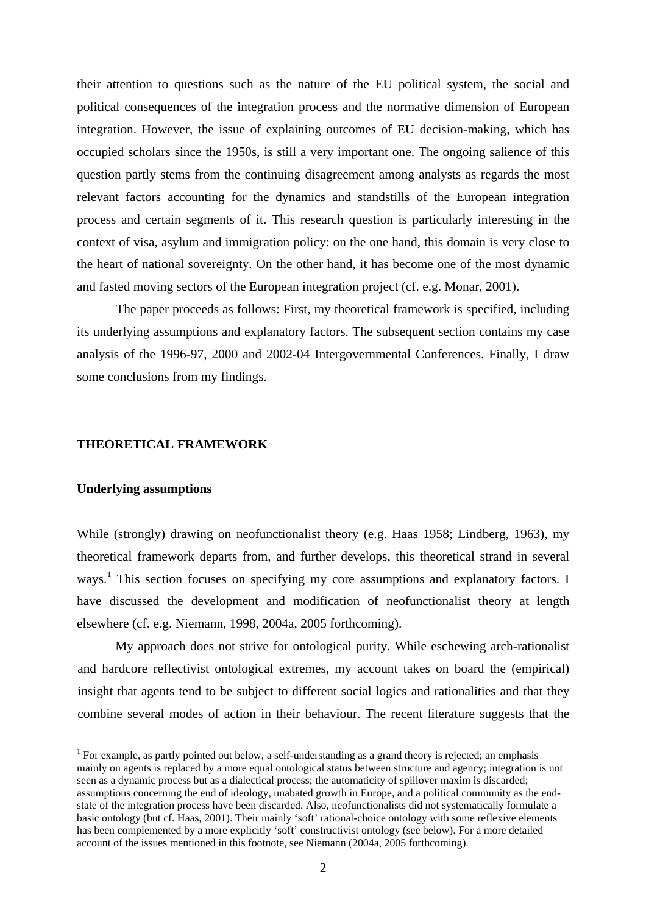their attention to questions such as the nature of the EU political system, the social and political consequences of the integration process and the normative dimension of European integration. However, the issue of explaining outcomes of EU decision-making, which has occupied scholars since the 1950s, is still a very important one. The ongoing salience of this question partly stems from the continuing disagreement among analysts as regards the most relevant factors accounting for the dynamics and standstills of the European integration process and certain segments of it. This research question is particularly interesting in the context of visa, asylum and immigration policy: on the one hand, this domain is very close to the heart of national sovereignty. On the other hand, it has become one of the most dynamic and fasted moving sectors of the European integration project (cf. e.g. Monar, 2001).

The paper proceeds as follows: First, my theoretical framework is specified, including its underlying assumptions and explanatory factors. The subsequent section contains my case analysis of the 1996-97, 2000 and 2002-04 Intergovernmental Conferences. Finally, I draw some conclusions from my findings.

## THEORETICAL FRAMEWORK

### Underlying assumptions

While (strongly) drawing on neofunctionalist theory (e.g. Haas 1958; Lindberg, 1963), my theoretical framework departs from, and further develops, this theoretical strand in several ways.[1] This section focuses on specifying my core assumptions and explanatory factors. I have discussed the development and modification of neofunctionalist theory at length elsewhere (cf. e.g. Niemann, 1998, 2004a, 2005 forthcoming).

My approach does not strive for ontological purity. While eschewing arch-rationalist and hardcore reflectivist ontological extremes, my account takes on board the (empirical) insight that agents tend to be subject to different social logics and rationalities and that they combine several modes of action in their behaviour. The recent literature suggests that the

[1] For example, as partly pointed out below, a self-understanding as a grand theory is rejected; an emphasis mainly on agents is replaced by a more equal ontological status between structure and agency; integration is not seen as a dynamic process but as a dialectical process; the automaticity of spillover maxim is discarded; assumptions concerning the end of ideology, unabated growth in Europe, and a political community as the end-state of the integration process have been discarded. Also, neofunctionalists did not systematically formulate a basic ontology (but cf. Haas, 2001). Their mainly 'soft' rational-choice ontology with some reflexive elements has been complemented by a more explicitly 'soft' constructivist ontology (see below). For a more detailed account of the issues mentioned in this footnote, see Niemann (2004a, 2005 forthcoming).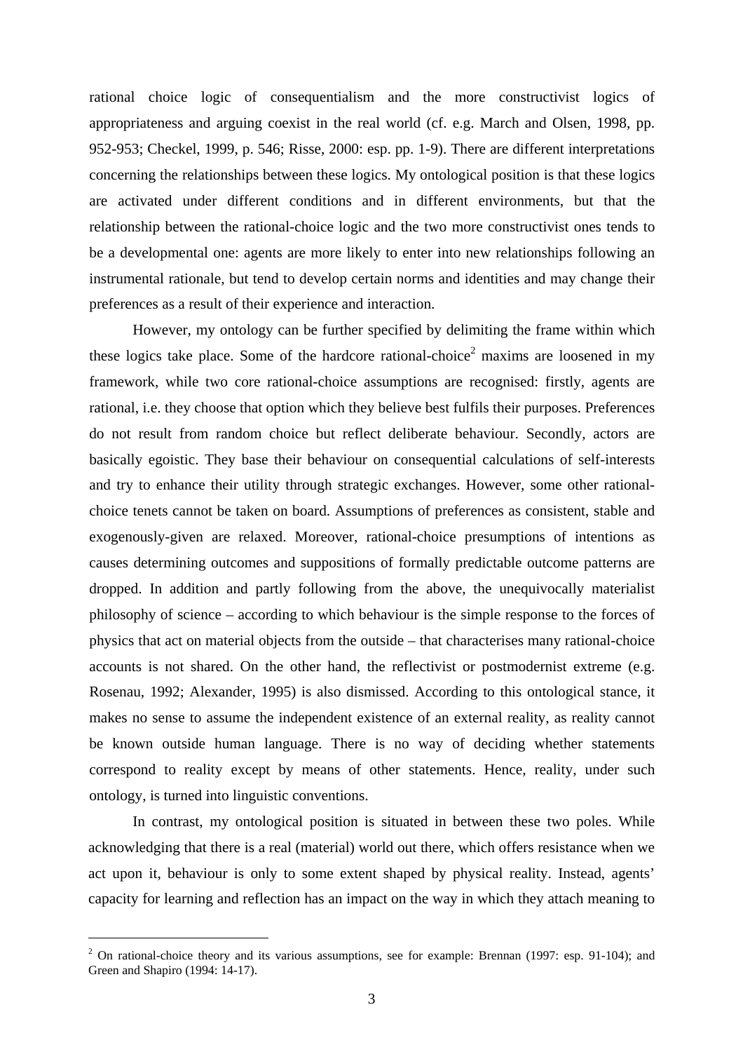rational choice logic of consequentialism and the more constructivist logics of appropriateness and arguing coexist in the real world (cf. e.g. March and Olsen, 1998, pp. 952-953; Checkel, 1999, p. 546; Risse, 2000: esp. pp. 1-9). There are different interpretations concerning the relationships between these logics. My ontological position is that these logics are activated under different conditions and in different environments, but that the relationship between the rational-choice logic and the two more constructivist ones tends to be a developmental one: agents are more likely to enter into new relationships following an instrumental rationale, but tend to develop certain norms and identities and may change their preferences as a result of their experience and interaction.

However, my ontology can be further specified by delimiting the frame within which these logics take place. Some of the hardcore rational-choice[2] maxims are loosened in my framework, while two core rational-choice assumptions are recognised: firstly, agents are rational, i.e. they choose that option which they believe best fulfils their purposes. Preferences do not result from random choice but reflect deliberate behaviour. Secondly, actors are basically egoistic. They base their behaviour on consequential calculations of self-interests and try to enhance their utility through strategic exchanges. However, some other rational-choice tenets cannot be taken on board. Assumptions of preferences as consistent, stable and exogenously-given are relaxed. Moreover, rational-choice presumptions of intentions as causes determining outcomes and suppositions of formally predictable outcome patterns are dropped. In addition and partly following from the above, the unequivocally materialist philosophy of science – according to which behaviour is the simple response to the forces of physics that act on material objects from the outside – that characterises many rational-choice accounts is not shared. On the other hand, the reflectivist or postmodernist extreme (e.g. Rosenau, 1992; Alexander, 1995) is also dismissed. According to this ontological stance, it makes no sense to assume the independent existence of an external reality, as reality cannot be known outside human language. There is no way of deciding whether statements correspond to reality except by means of other statements. Hence, reality, under such ontology, is turned into linguistic conventions.

In contrast, my ontological position is situated in between these two poles. While acknowledging that there is a real (material) world out there, which offers resistance when we act upon it, behaviour is only to some extent shaped by physical reality. Instead, agents' capacity for learning and reflection has an impact on the way in which they attach meaning to

[2] On rational-choice theory and its various assumptions, see for example: Brennan (1997: esp. 91-104); and Green and Shapiro (1994: 14-17).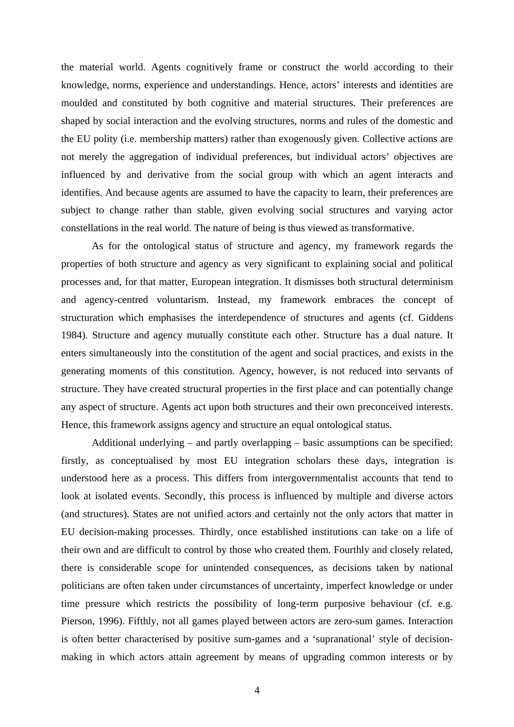the material world. Agents cognitively frame or construct the world according to their knowledge, norms, experience and understandings. Hence, actors' interests and identities are moulded and constituted by both cognitive and material structures. Their preferences are shaped by social interaction and the evolving structures, norms and rules of the domestic and the EU polity (i.e. membership matters) rather than exogenously given. Collective actions are not merely the aggregation of individual preferences, but individual actors' objectives are influenced by and derivative from the social group with which an agent interacts and identifies. And because agents are assumed to have the capacity to learn, their preferences are subject to change rather than stable, given evolving social structures and varying actor constellations in the real world. The nature of being is thus viewed as transformative.

As for the ontological status of structure and agency, my framework regards the properties of both structure and agency as very significant to explaining social and political processes and, for that matter, European integration. It dismisses both structural determinism and agency-centred voluntarism. Instead, my framework embraces the concept of structuration which emphasises the interdependence of structures and agents (cf. Giddens 1984). Structure and agency mutually constitute each other. Structure has a dual nature. It enters simultaneously into the constitution of the agent and social practices, and exists in the generating moments of this constitution. Agency, however, is not reduced into servants of structure. They have created structural properties in the first place and can potentially change any aspect of structure. Agents act upon both structures and their own preconceived interests. Hence, this framework assigns agency and structure an equal ontological status.

Additional underlying – and partly overlapping – basic assumptions can be specified: firstly, as conceptualised by most EU integration scholars these days, integration is understood here as a process. This differs from intergovernmentalist accounts that tend to look at isolated events. Secondly, this process is influenced by multiple and diverse actors (and structures). States are not unified actors and certainly not the only actors that matter in EU decision-making processes. Thirdly, once established institutions can take on a life of their own and are difficult to control by those who created them. Fourthly and closely related, there is considerable scope for unintended consequences, as decisions taken by national politicians are often taken under circumstances of uncertainty, imperfect knowledge or under time pressure which restricts the possibility of long-term purposive behaviour (cf. e.g. Pierson, 1996). Fifthly, not all games played between actors are zero-sum games. Interaction is often better characterised by positive sum-games and a 'supranational' style of decision-making in which actors attain agreement by means of upgrading common interests or by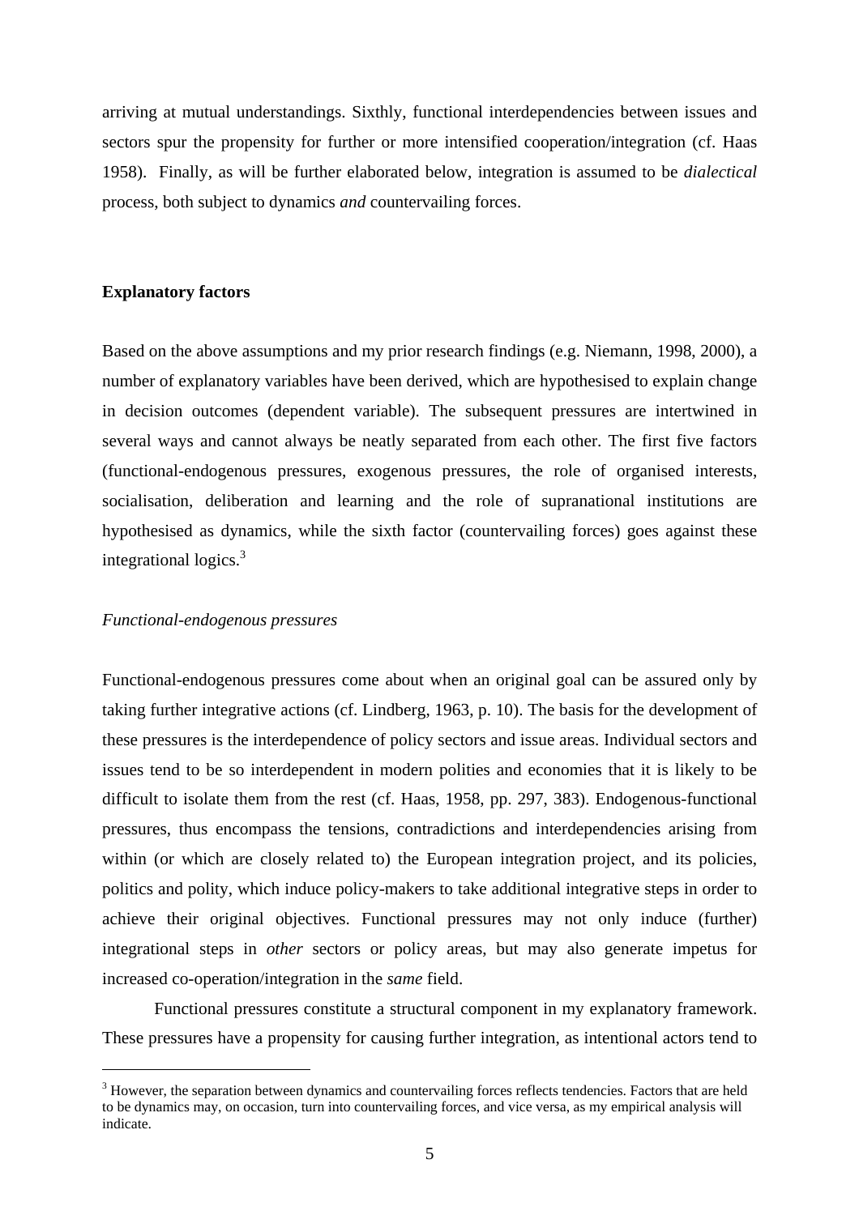arriving at mutual understandings. Sixthly, functional interdependencies between issues and sectors spur the propensity for further or more intensified cooperation/integration (cf. Haas 1958). Finally, as will be further elaborated below, integration is assumed to be *dialectical* process, both subject to dynamics *and* countervailing forces.

## Explanatory factors

Based on the above assumptions and my prior research findings (e.g. Niemann, 1998, 2000), a number of explanatory variables have been derived, which are hypothesised to explain change in decision outcomes (dependent variable). The subsequent pressures are intertwined in several ways and cannot always be neatly separated from each other. The first five factors (functional-endogenous pressures, exogenous pressures, the role of organised interests, socialisation, deliberation and learning and the role of supranational institutions are hypothesised as dynamics, while the sixth factor (countervailing forces) goes against these integrational logics.[3]

### *Functional-endogenous pressures*

Functional-endogenous pressures come about when an original goal can be assured only by taking further integrative actions (cf. Lindberg, 1963, p. 10). The basis for the development of these pressures is the interdependence of policy sectors and issue areas. Individual sectors and issues tend to be so interdependent in modern polities and economies that it is likely to be difficult to isolate them from the rest (cf. Haas, 1958, pp. 297, 383). Endogenous-functional pressures, thus encompass the tensions, contradictions and interdependencies arising from within (or which are closely related to) the European integration project, and its policies, politics and polity, which induce policy-makers to take additional integrative steps in order to achieve their original objectives. Functional pressures may not only induce (further) integrational steps in *other* sectors or policy areas, but may also generate impetus for increased co-operation/integration in the *same* field.

Functional pressures constitute a structural component in my explanatory framework. These pressures have a propensity for causing further integration, as intentional actors tend to

[3] However, the separation between dynamics and countervailing forces reflects tendencies. Factors that are held to be dynamics may, on occasion, turn into countervailing forces, and vice versa, as my empirical analysis will indicate.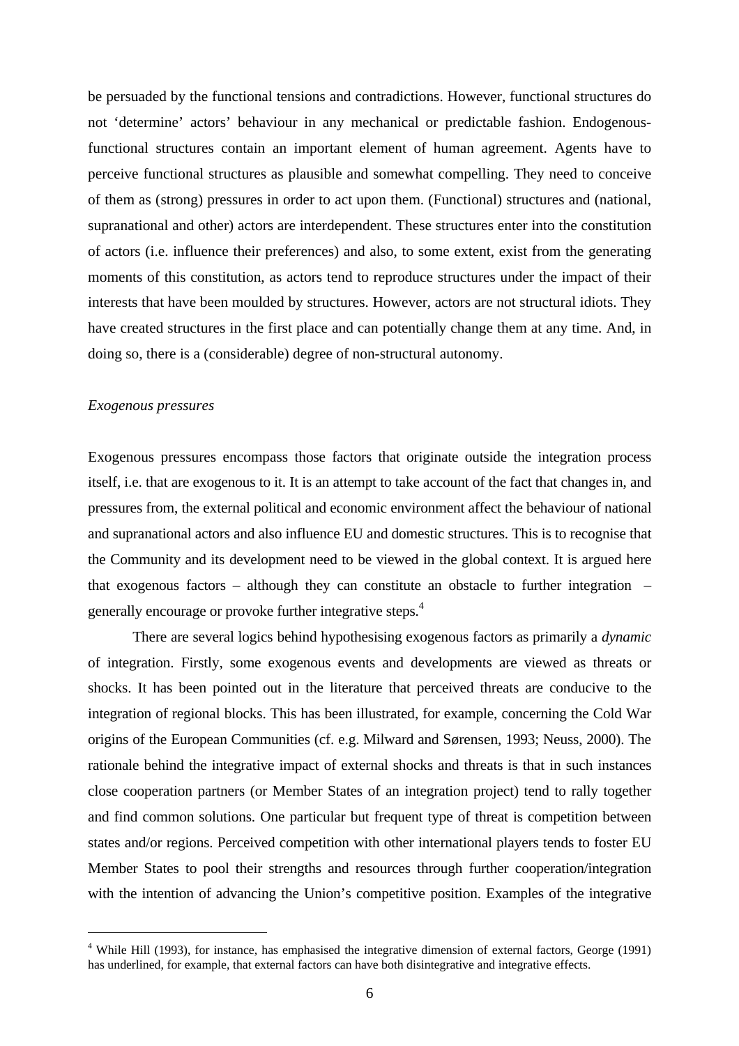be persuaded by the functional tensions and contradictions. However, functional structures do not 'determine' actors' behaviour in any mechanical or predictable fashion. Endogenous-functional structures contain an important element of human agreement. Agents have to perceive functional structures as plausible and somewhat compelling. They need to conceive of them as (strong) pressures in order to act upon them. (Functional) structures and (national, supranational and other) actors are interdependent. These structures enter into the constitution of actors (i.e. influence their preferences) and also, to some extent, exist from the generating moments of this constitution, as actors tend to reproduce structures under the impact of their interests that have been moulded by structures. However, actors are not structural idiots. They have created structures in the first place and can potentially change them at any time. And, in doing so, there is a (considerable) degree of non-structural autonomy.

*Exogenous pressures*

Exogenous pressures encompass those factors that originate outside the integration process itself, i.e. that are exogenous to it. It is an attempt to take account of the fact that changes in, and pressures from, the external political and economic environment affect the behaviour of national and supranational actors and also influence EU and domestic structures. This is to recognise that the Community and its development need to be viewed in the global context. It is argued here that exogenous factors – although they can constitute an obstacle to further integration – generally encourage or provoke further integrative steps.[4]

There are several logics behind hypothesising exogenous factors as primarily a *dynamic* of integration. Firstly, some exogenous events and developments are viewed as threats or shocks. It has been pointed out in the literature that perceived threats are conducive to the integration of regional blocks. This has been illustrated, for example, concerning the Cold War origins of the European Communities (cf. e.g. Milward and Sørensen, 1993; Neuss, 2000). The rationale behind the integrative impact of external shocks and threats is that in such instances close cooperation partners (or Member States of an integration project) tend to rally together and find common solutions. One particular but frequent type of threat is competition between states and/or regions. Perceived competition with other international players tends to foster EU Member States to pool their strengths and resources through further cooperation/integration with the intention of advancing the Union's competitive position. Examples of the integrative

[4] While Hill (1993), for instance, has emphasised the integrative dimension of external factors, George (1991) has underlined, for example, that external factors can have both disintegrative and integrative effects.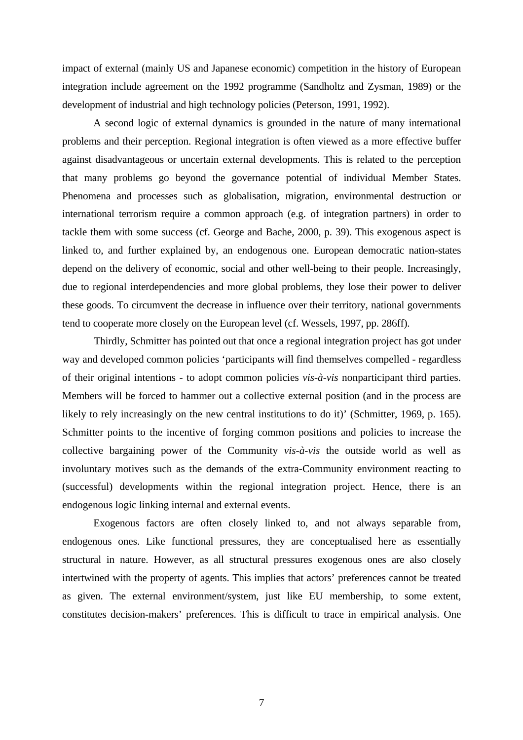impact of external (mainly US and Japanese economic) competition in the history of European integration include agreement on the 1992 programme (Sandholtz and Zysman, 1989) or the development of industrial and high technology policies (Peterson, 1991, 1992).

A second logic of external dynamics is grounded in the nature of many international problems and their perception. Regional integration is often viewed as a more effective buffer against disadvantageous or uncertain external developments. This is related to the perception that many problems go beyond the governance potential of individual Member States. Phenomena and processes such as globalisation, migration, environmental destruction or international terrorism require a common approach (e.g. of integration partners) in order to tackle them with some success (cf. George and Bache, 2000, p. 39). This exogenous aspect is linked to, and further explained by, an endogenous one. European democratic nation-states depend on the delivery of economic, social and other well-being to their people. Increasingly, due to regional interdependencies and more global problems, they lose their power to deliver these goods. To circumvent the decrease in influence over their territory, national governments tend to cooperate more closely on the European level (cf. Wessels, 1997, pp. 286ff).

Thirdly, Schmitter has pointed out that once a regional integration project has got under way and developed common policies 'participants will find themselves compelled - regardless of their original intentions - to adopt common policies *vis-à-vis* nonparticipant third parties. Members will be forced to hammer out a collective external position (and in the process are likely to rely increasingly on the new central institutions to do it)' (Schmitter, 1969, p. 165). Schmitter points to the incentive of forging common positions and policies to increase the collective bargaining power of the Community *vis-à-vis* the outside world as well as involuntary motives such as the demands of the extra-Community environment reacting to (successful) developments within the regional integration project. Hence, there is an endogenous logic linking internal and external events.

Exogenous factors are often closely linked to, and not always separable from, endogenous ones. Like functional pressures, they are conceptualised here as essentially structural in nature. However, as all structural pressures exogenous ones are also closely intertwined with the property of agents. This implies that actors' preferences cannot be treated as given. The external environment/system, just like EU membership, to some extent, constitutes decision-makers' preferences. This is difficult to trace in empirical analysis. One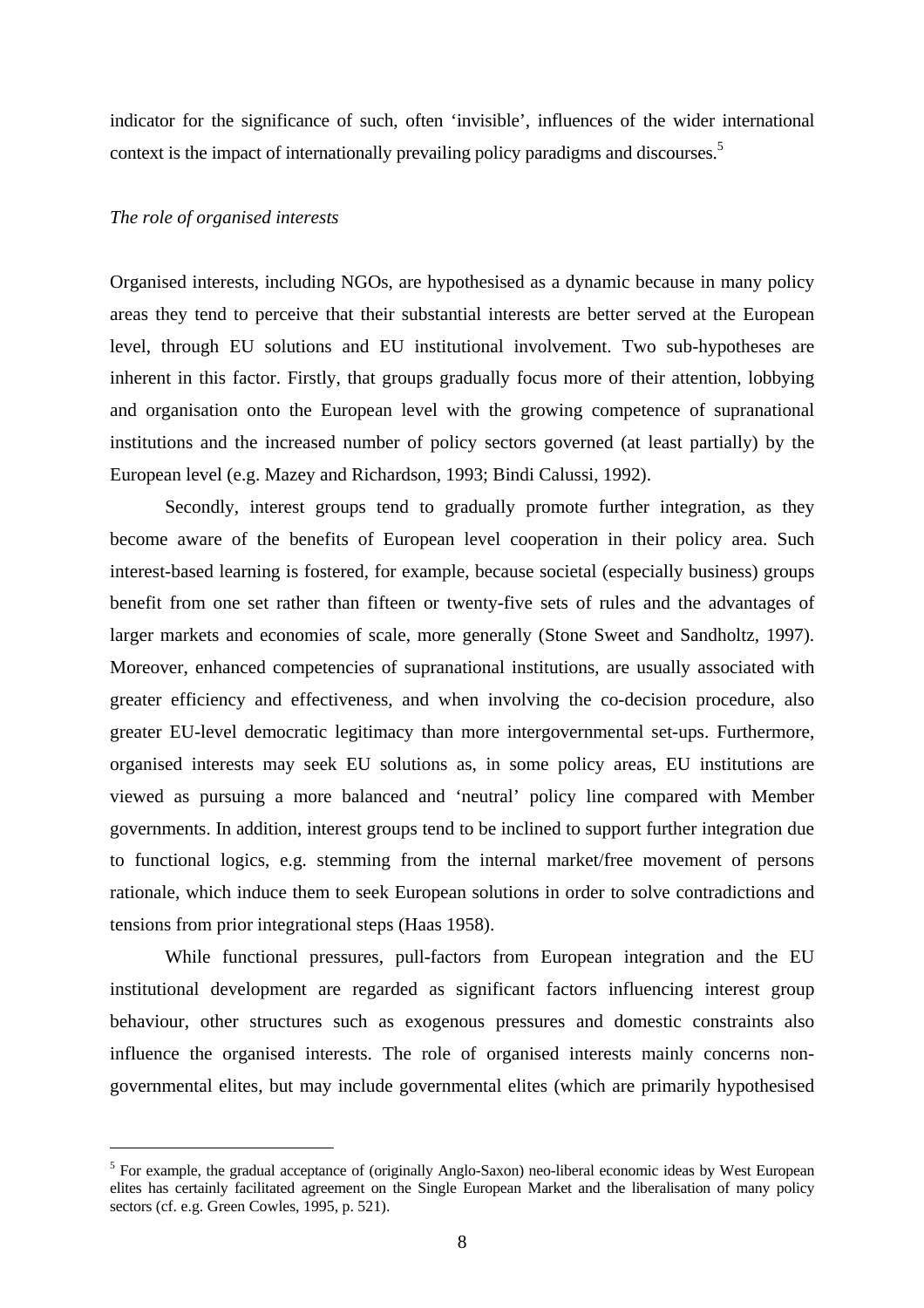indicator for the significance of such, often 'invisible', influences of the wider international context is the impact of internationally prevailing policy paradigms and discourses.[5]

*The role of organised interests*

Organised interests, including NGOs, are hypothesised as a dynamic because in many policy areas they tend to perceive that their substantial interests are better served at the European level, through EU solutions and EU institutional involvement. Two sub-hypotheses are inherent in this factor. Firstly, that groups gradually focus more of their attention, lobbying and organisation onto the European level with the growing competence of supranational institutions and the increased number of policy sectors governed (at least partially) by the European level (e.g. Mazey and Richardson, 1993; Bindi Calussi, 1992).

Secondly, interest groups tend to gradually promote further integration, as they become aware of the benefits of European level cooperation in their policy area. Such interest-based learning is fostered, for example, because societal (especially business) groups benefit from one set rather than fifteen or twenty-five sets of rules and the advantages of larger markets and economies of scale, more generally (Stone Sweet and Sandholtz, 1997). Moreover, enhanced competencies of supranational institutions, are usually associated with greater efficiency and effectiveness, and when involving the co-decision procedure, also greater EU-level democratic legitimacy than more intergovernmental set-ups. Furthermore, organised interests may seek EU solutions as, in some policy areas, EU institutions are viewed as pursuing a more balanced and 'neutral' policy line compared with Member governments. In addition, interest groups tend to be inclined to support further integration due to functional logics, e.g. stemming from the internal market/free movement of persons rationale, which induce them to seek European solutions in order to solve contradictions and tensions from prior integrational steps (Haas 1958).

While functional pressures, pull-factors from European integration and the EU institutional development are regarded as significant factors influencing interest group behaviour, other structures such as exogenous pressures and domestic constraints also influence the organised interests. The role of organised interests mainly concerns non-governmental elites, but may include governmental elites (which are primarily hypothesised

[5] For example, the gradual acceptance of (originally Anglo-Saxon) neo-liberal economic ideas by West European elites has certainly facilitated agreement on the Single European Market and the liberalisation of many policy sectors (cf. e.g. Green Cowles, 1995, p. 521).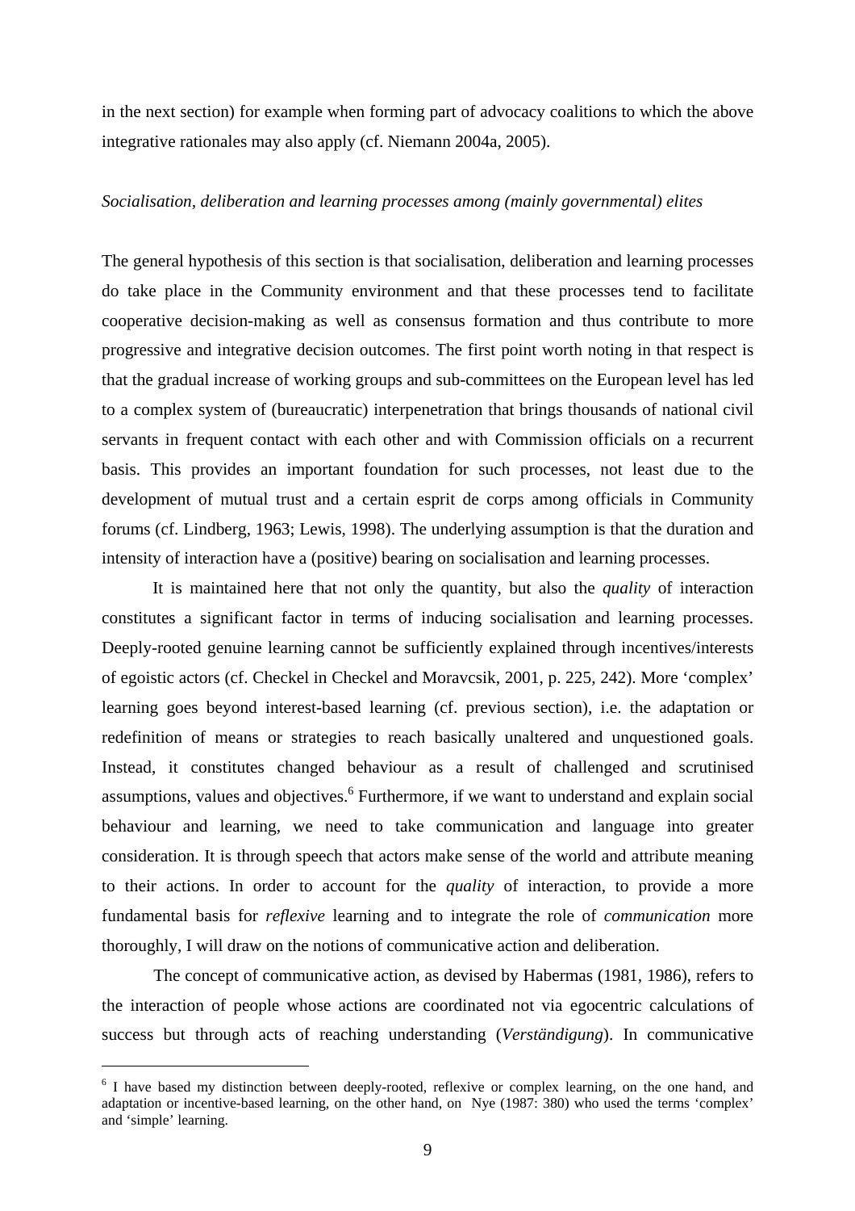in the next section) for example when forming part of advocacy coalitions to which the above integrative rationales may also apply (cf. Niemann 2004a, 2005).

*Socialisation, deliberation and learning processes among (mainly governmental) elites*

The general hypothesis of this section is that socialisation, deliberation and learning processes do take place in the Community environment and that these processes tend to facilitate cooperative decision-making as well as consensus formation and thus contribute to more progressive and integrative decision outcomes. The first point worth noting in that respect is that the gradual increase of working groups and sub-committees on the European level has led to a complex system of (bureaucratic) interpenetration that brings thousands of national civil servants in frequent contact with each other and with Commission officials on a recurrent basis. This provides an important foundation for such processes, not least due to the development of mutual trust and a certain esprit de corps among officials in Community forums (cf. Lindberg, 1963; Lewis, 1998). The underlying assumption is that the duration and intensity of interaction have a (positive) bearing on socialisation and learning processes.

It is maintained here that not only the quantity, but also the *quality* of interaction constitutes a significant factor in terms of inducing socialisation and learning processes. Deeply-rooted genuine learning cannot be sufficiently explained through incentives/interests of egoistic actors (cf. Checkel in Checkel and Moravcsik, 2001, p. 225, 242). More 'complex' learning goes beyond interest-based learning (cf. previous section), i.e. the adaptation or redefinition of means or strategies to reach basically unaltered and unquestioned goals. Instead, it constitutes changed behaviour as a result of challenged and scrutinised assumptions, values and objectives.[6] Furthermore, if we want to understand and explain social behaviour and learning, we need to take communication and language into greater consideration. It is through speech that actors make sense of the world and attribute meaning to their actions. In order to account for the *quality* of interaction, to provide a more fundamental basis for *reflexive* learning and to integrate the role of *communication* more thoroughly, I will draw on the notions of communicative action and deliberation.

The concept of communicative action, as devised by Habermas (1981, 1986), refers to the interaction of people whose actions are coordinated not via egocentric calculations of success but through acts of reaching understanding (*Verständigung*). In communicative

[6] I have based my distinction between deeply-rooted, reflexive or complex learning, on the one hand, and adaptation or incentive-based learning, on the other hand, on Nye (1987: 380) who used the terms 'complex' and 'simple' learning.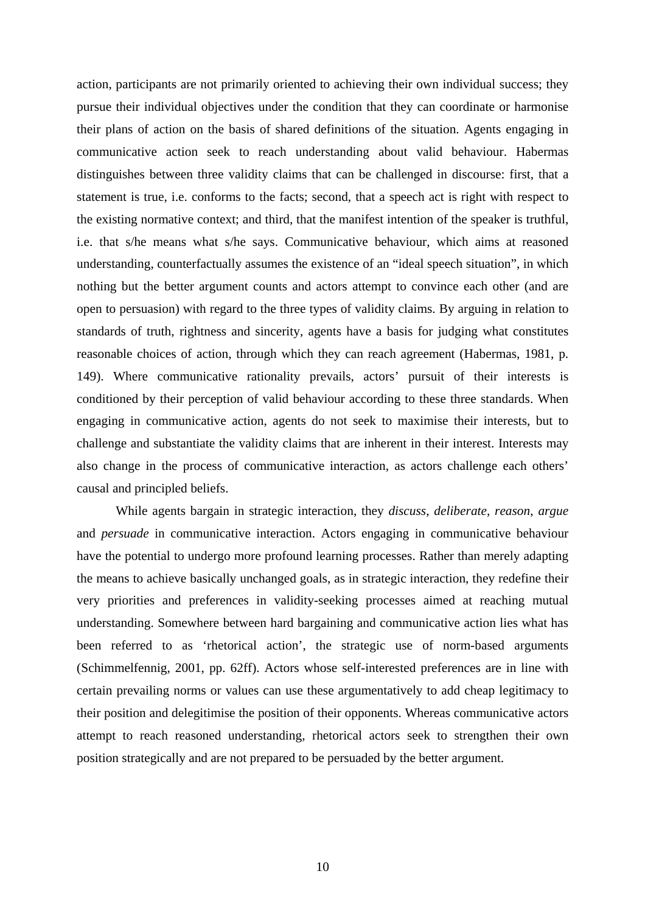action, participants are not primarily oriented to achieving their own individual success; they pursue their individual objectives under the condition that they can coordinate or harmonise their plans of action on the basis of shared definitions of the situation. Agents engaging in communicative action seek to reach understanding about valid behaviour. Habermas distinguishes between three validity claims that can be challenged in discourse: first, that a statement is true, i.e. conforms to the facts; second, that a speech act is right with respect to the existing normative context; and third, that the manifest intention of the speaker is truthful, i.e. that s/he means what s/he says. Communicative behaviour, which aims at reasoned understanding, counterfactually assumes the existence of an "ideal speech situation", in which nothing but the better argument counts and actors attempt to convince each other (and are open to persuasion) with regard to the three types of validity claims. By arguing in relation to standards of truth, rightness and sincerity, agents have a basis for judging what constitutes reasonable choices of action, through which they can reach agreement (Habermas, 1981, p. 149). Where communicative rationality prevails, actors' pursuit of their interests is conditioned by their perception of valid behaviour according to these three standards. When engaging in communicative action, agents do not seek to maximise their interests, but to challenge and substantiate the validity claims that are inherent in their interest. Interests may also change in the process of communicative interaction, as actors challenge each others' causal and principled beliefs.

While agents bargain in strategic interaction, they *discuss*, *deliberate*, *reason*, *argue* and *persuade* in communicative interaction. Actors engaging in communicative behaviour have the potential to undergo more profound learning processes. Rather than merely adapting the means to achieve basically unchanged goals, as in strategic interaction, they redefine their very priorities and preferences in validity-seeking processes aimed at reaching mutual understanding. Somewhere between hard bargaining and communicative action lies what has been referred to as 'rhetorical action', the strategic use of norm-based arguments (Schimmelfennig, 2001, pp. 62ff). Actors whose self-interested preferences are in line with certain prevailing norms or values can use these argumentatively to add cheap legitimacy to their position and delegitimise the position of their opponents. Whereas communicative actors attempt to reach reasoned understanding, rhetorical actors seek to strengthen their own position strategically and are not prepared to be persuaded by the better argument.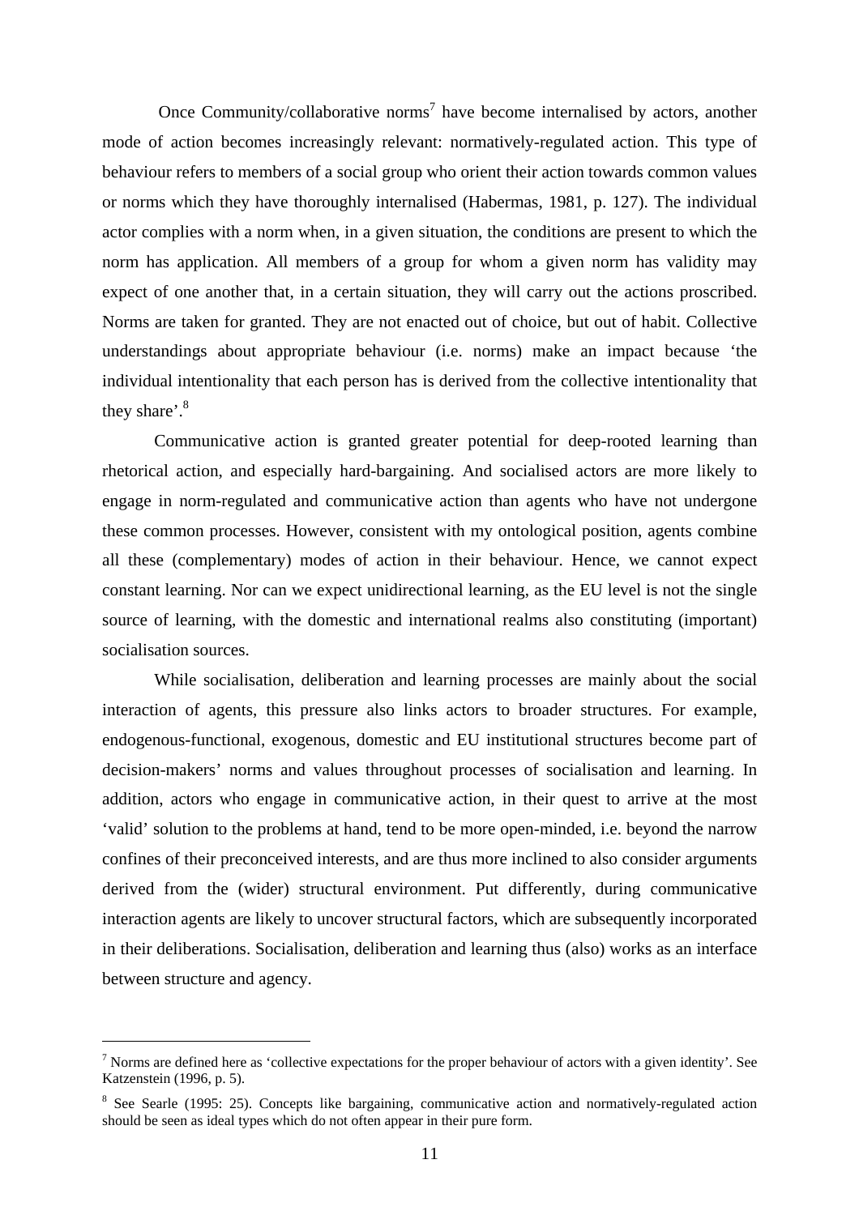Once Community/collaborative norms[7] have become internalised by actors, another mode of action becomes increasingly relevant: normatively-regulated action. This type of behaviour refers to members of a social group who orient their action towards common values or norms which they have thoroughly internalised (Habermas, 1981, p. 127). The individual actor complies with a norm when, in a given situation, the conditions are present to which the norm has application. All members of a group for whom a given norm has validity may expect of one another that, in a certain situation, they will carry out the actions proscribed. Norms are taken for granted. They are not enacted out of choice, but out of habit. Collective understandings about appropriate behaviour (i.e. norms) make an impact because 'the individual intentionality that each person has is derived from the collective intentionality that they share'.[8]

Communicative action is granted greater potential for deep-rooted learning than rhetorical action, and especially hard-bargaining. And socialised actors are more likely to engage in norm-regulated and communicative action than agents who have not undergone these common processes. However, consistent with my ontological position, agents combine all these (complementary) modes of action in their behaviour. Hence, we cannot expect constant learning. Nor can we expect unidirectional learning, as the EU level is not the single source of learning, with the domestic and international realms also constituting (important) socialisation sources.

While socialisation, deliberation and learning processes are mainly about the social interaction of agents, this pressure also links actors to broader structures. For example, endogenous-functional, exogenous, domestic and EU institutional structures become part of decision-makers' norms and values throughout processes of socialisation and learning. In addition, actors who engage in communicative action, in their quest to arrive at the most 'valid' solution to the problems at hand, tend to be more open-minded, i.e. beyond the narrow confines of their preconceived interests, and are thus more inclined to also consider arguments derived from the (wider) structural environment. Put differently, during communicative interaction agents are likely to uncover structural factors, which are subsequently incorporated in their deliberations. Socialisation, deliberation and learning thus (also) works as an interface between structure and agency.

---

[7] Norms are defined here as 'collective expectations for the proper behaviour of actors with a given identity'. See Katzenstein (1996, p. 5).

[8] See Searle (1995: 25). Concepts like bargaining, communicative action and normatively-regulated action should be seen as ideal types which do not often appear in their pure form.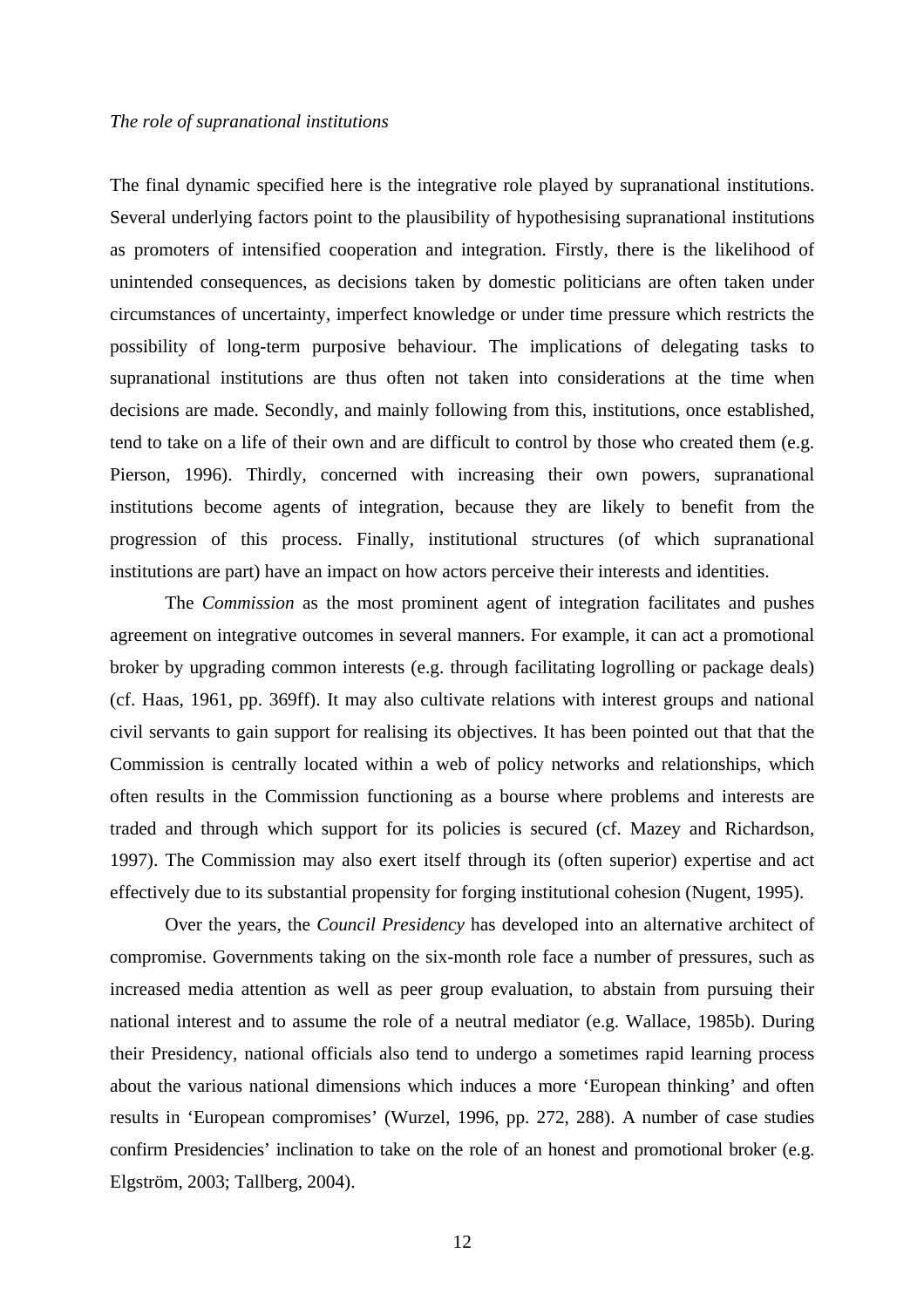*The role of supranational institutions*

The final dynamic specified here is the integrative role played by supranational institutions. Several underlying factors point to the plausibility of hypothesising supranational institutions as promoters of intensified cooperation and integration. Firstly, there is the likelihood of unintended consequences, as decisions taken by domestic politicians are often taken under circumstances of uncertainty, imperfect knowledge or under time pressure which restricts the possibility of long-term purposive behaviour. The implications of delegating tasks to supranational institutions are thus often not taken into considerations at the time when decisions are made. Secondly, and mainly following from this, institutions, once established, tend to take on a life of their own and are difficult to control by those who created them (e.g. Pierson, 1996). Thirdly, concerned with increasing their own powers, supranational institutions become agents of integration, because they are likely to benefit from the progression of this process. Finally, institutional structures (of which supranational institutions are part) have an impact on how actors perceive their interests and identities.

The *Commission* as the most prominent agent of integration facilitates and pushes agreement on integrative outcomes in several manners. For example, it can act a promotional broker by upgrading common interests (e.g. through facilitating logrolling or package deals) (cf. Haas, 1961, pp. 369ff). It may also cultivate relations with interest groups and national civil servants to gain support for realising its objectives. It has been pointed out that that the Commission is centrally located within a web of policy networks and relationships, which often results in the Commission functioning as a bourse where problems and interests are traded and through which support for its policies is secured (cf. Mazey and Richardson, 1997). The Commission may also exert itself through its (often superior) expertise and act effectively due to its substantial propensity for forging institutional cohesion (Nugent, 1995).

Over the years, the *Council Presidency* has developed into an alternative architect of compromise. Governments taking on the six-month role face a number of pressures, such as increased media attention as well as peer group evaluation, to abstain from pursuing their national interest and to assume the role of a neutral mediator (e.g. Wallace, 1985b). During their Presidency, national officials also tend to undergo a sometimes rapid learning process about the various national dimensions which induces a more 'European thinking' and often results in 'European compromises' (Wurzel, 1996, pp. 272, 288). A number of case studies confirm Presidencies' inclination to take on the role of an honest and promotional broker (e.g. Elgström, 2003; Tallberg, 2004).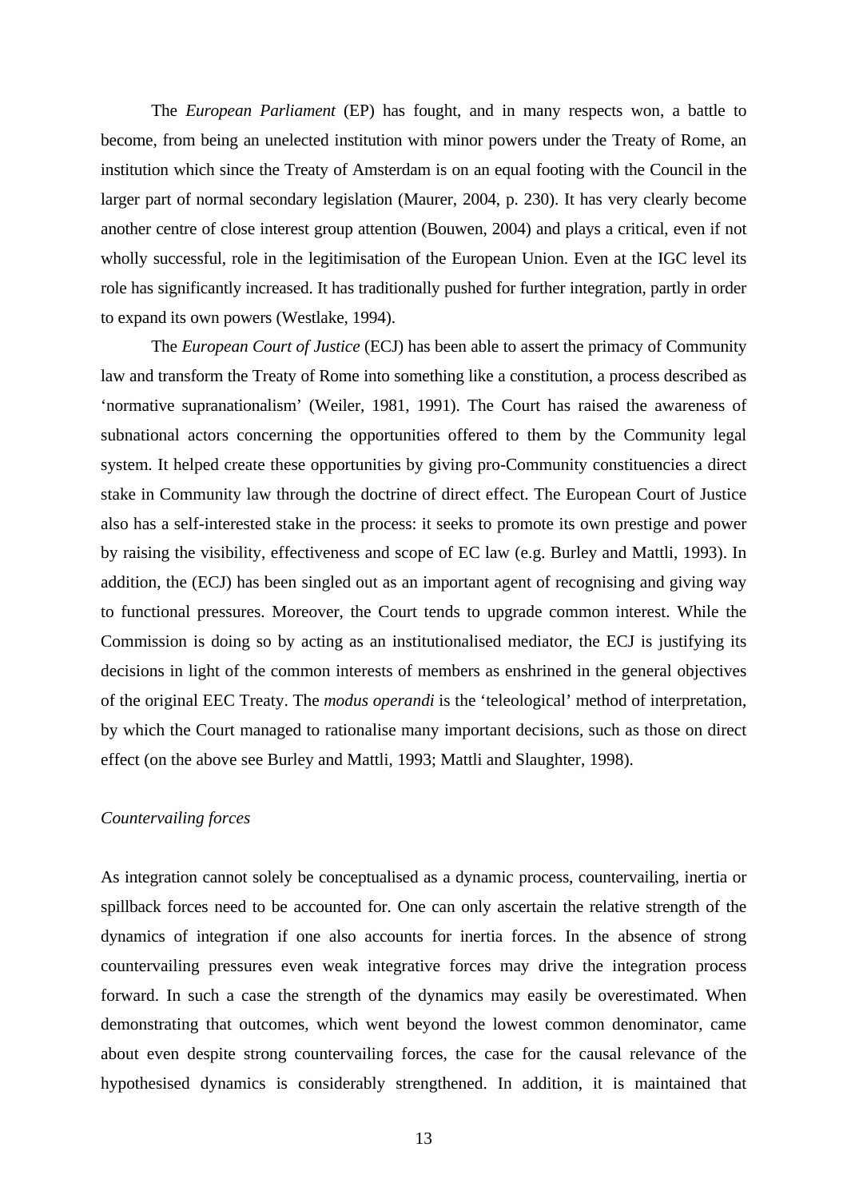The *European Parliament* (EP) has fought, and in many respects won, a battle to become, from being an unelected institution with minor powers under the Treaty of Rome, an institution which since the Treaty of Amsterdam is on an equal footing with the Council in the larger part of normal secondary legislation (Maurer, 2004, p. 230). It has very clearly become another centre of close interest group attention (Bouwen, 2004) and plays a critical, even if not wholly successful, role in the legitimisation of the European Union. Even at the IGC level its role has significantly increased. It has traditionally pushed for further integration, partly in order to expand its own powers (Westlake, 1994).

The *European Court of Justice* (ECJ) has been able to assert the primacy of Community law and transform the Treaty of Rome into something like a constitution, a process described as 'normative supranationalism' (Weiler, 1981, 1991). The Court has raised the awareness of subnational actors concerning the opportunities offered to them by the Community legal system. It helped create these opportunities by giving pro-Community constituencies a direct stake in Community law through the doctrine of direct effect. The European Court of Justice also has a self-interested stake in the process: it seeks to promote its own prestige and power by raising the visibility, effectiveness and scope of EC law (e.g. Burley and Mattli, 1993). In addition, the (ECJ) has been singled out as an important agent of recognising and giving way to functional pressures. Moreover, the Court tends to upgrade common interest. While the Commission is doing so by acting as an institutionalised mediator, the ECJ is justifying its decisions in light of the common interests of members as enshrined in the general objectives of the original EEC Treaty. The *modus operandi* is the 'teleological' method of interpretation, by which the Court managed to rationalise many important decisions, such as those on direct effect (on the above see Burley and Mattli, 1993; Mattli and Slaughter, 1998).

*Countervailing forces*

As integration cannot solely be conceptualised as a dynamic process, countervailing, inertia or spillback forces need to be accounted for. One can only ascertain the relative strength of the dynamics of integration if one also accounts for inertia forces. In the absence of strong countervailing pressures even weak integrative forces may drive the integration process forward. In such a case the strength of the dynamics may easily be overestimated. When demonstrating that outcomes, which went beyond the lowest common denominator, came about even despite strong countervailing forces, the case for the causal relevance of the hypothesised dynamics is considerably strengthened. In addition, it is maintained that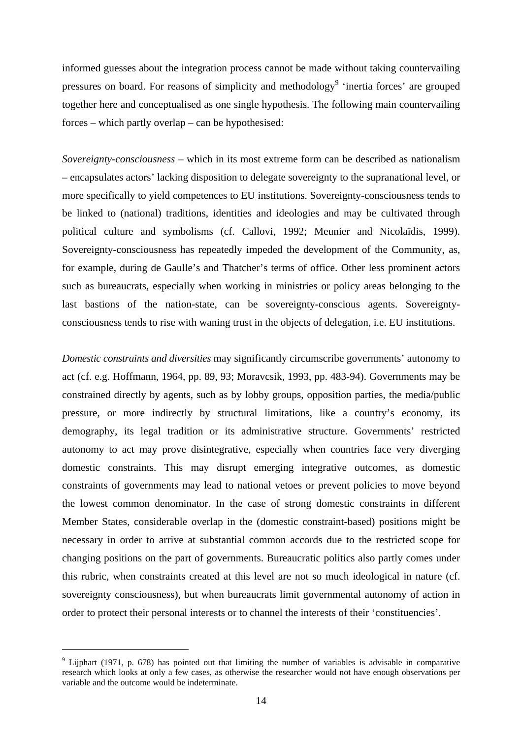informed guesses about the integration process cannot be made without taking countervailing pressures on board. For reasons of simplicity and methodology[9] 'inertia forces' are grouped together here and conceptualised as one single hypothesis. The following main countervailing forces – which partly overlap – can be hypothesised:

*Sovereignty-consciousness* – which in its most extreme form can be described as nationalism – encapsulates actors' lacking disposition to delegate sovereignty to the supranational level, or more specifically to yield competences to EU institutions. Sovereignty-consciousness tends to be linked to (national) traditions, identities and ideologies and may be cultivated through political culture and symbolisms (cf. Callovi, 1992; Meunier and Nicolaïdis, 1999). Sovereignty-consciousness has repeatedly impeded the development of the Community, as, for example, during de Gaulle's and Thatcher's terms of office. Other less prominent actors such as bureaucrats, especially when working in ministries or policy areas belonging to the last bastions of the nation-state, can be sovereignty-conscious agents. Sovereignty-consciousness tends to rise with waning trust in the objects of delegation, i.e. EU institutions.

*Domestic constraints and diversities* may significantly circumscribe governments' autonomy to act (cf. e.g. Hoffmann, 1964, pp. 89, 93; Moravcsik, 1993, pp. 483-94). Governments may be constrained directly by agents, such as by lobby groups, opposition parties, the media/public pressure, or more indirectly by structural limitations, like a country's economy, its demography, its legal tradition or its administrative structure. Governments' restricted autonomy to act may prove disintegrative, especially when countries face very diverging domestic constraints. This may disrupt emerging integrative outcomes, as domestic constraints of governments may lead to national vetoes or prevent policies to move beyond the lowest common denominator. In the case of strong domestic constraints in different Member States, considerable overlap in the (domestic constraint-based) positions might be necessary in order to arrive at substantial common accords due to the restricted scope for changing positions on the part of governments. Bureaucratic politics also partly comes under this rubric, when constraints created at this level are not so much ideological in nature (cf. sovereignty consciousness), but when bureaucrats limit governmental autonomy of action in order to protect their personal interests or to channel the interests of their 'constituencies'.

---

[9] Lijphart (1971, p. 678) has pointed out that limiting the number of variables is advisable in comparative research which looks at only a few cases, as otherwise the researcher would not have enough observations per variable and the outcome would be indeterminate.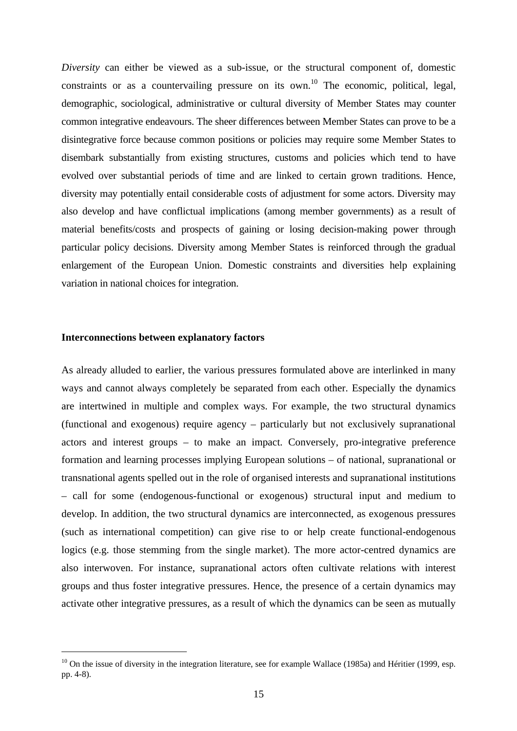*Diversity* can either be viewed as a sub-issue, or the structural component of, domestic constraints or as a countervailing pressure on its own.[10] The economic, political, legal, demographic, sociological, administrative or cultural diversity of Member States may counter common integrative endeavours. The sheer differences between Member States can prove to be a disintegrative force because common positions or policies may require some Member States to disembark substantially from existing structures, customs and policies which tend to have evolved over substantial periods of time and are linked to certain grown traditions. Hence, diversity may potentially entail considerable costs of adjustment for some actors. Diversity may also develop and have conflictual implications (among member governments) as a result of material benefits/costs and prospects of gaining or losing decision-making power through particular policy decisions. Diversity among Member States is reinforced through the gradual enlargement of the European Union. Domestic constraints and diversities help explaining variation in national choices for integration.

**Interconnections between explanatory factors**

As already alluded to earlier, the various pressures formulated above are interlinked in many ways and cannot always completely be separated from each other. Especially the dynamics are intertwined in multiple and complex ways. For example, the two structural dynamics (functional and exogenous) require agency – particularly but not exclusively supranational actors and interest groups – to make an impact. Conversely, pro-integrative preference formation and learning processes implying European solutions – of national, supranational or transnational agents spelled out in the role of organised interests and supranational institutions – call for some (endogenous-functional or exogenous) structural input and medium to develop. In addition, the two structural dynamics are interconnected, as exogenous pressures (such as international competition) can give rise to or help create functional-endogenous logics (e.g. those stemming from the single market). The more actor-centred dynamics are also interwoven. For instance, supranational actors often cultivate relations with interest groups and thus foster integrative pressures. Hence, the presence of a certain dynamics may activate other integrative pressures, as a result of which the dynamics can be seen as mutually

[10] On the issue of diversity in the integration literature, see for example Wallace (1985a) and Héritier (1999, esp. pp. 4-8).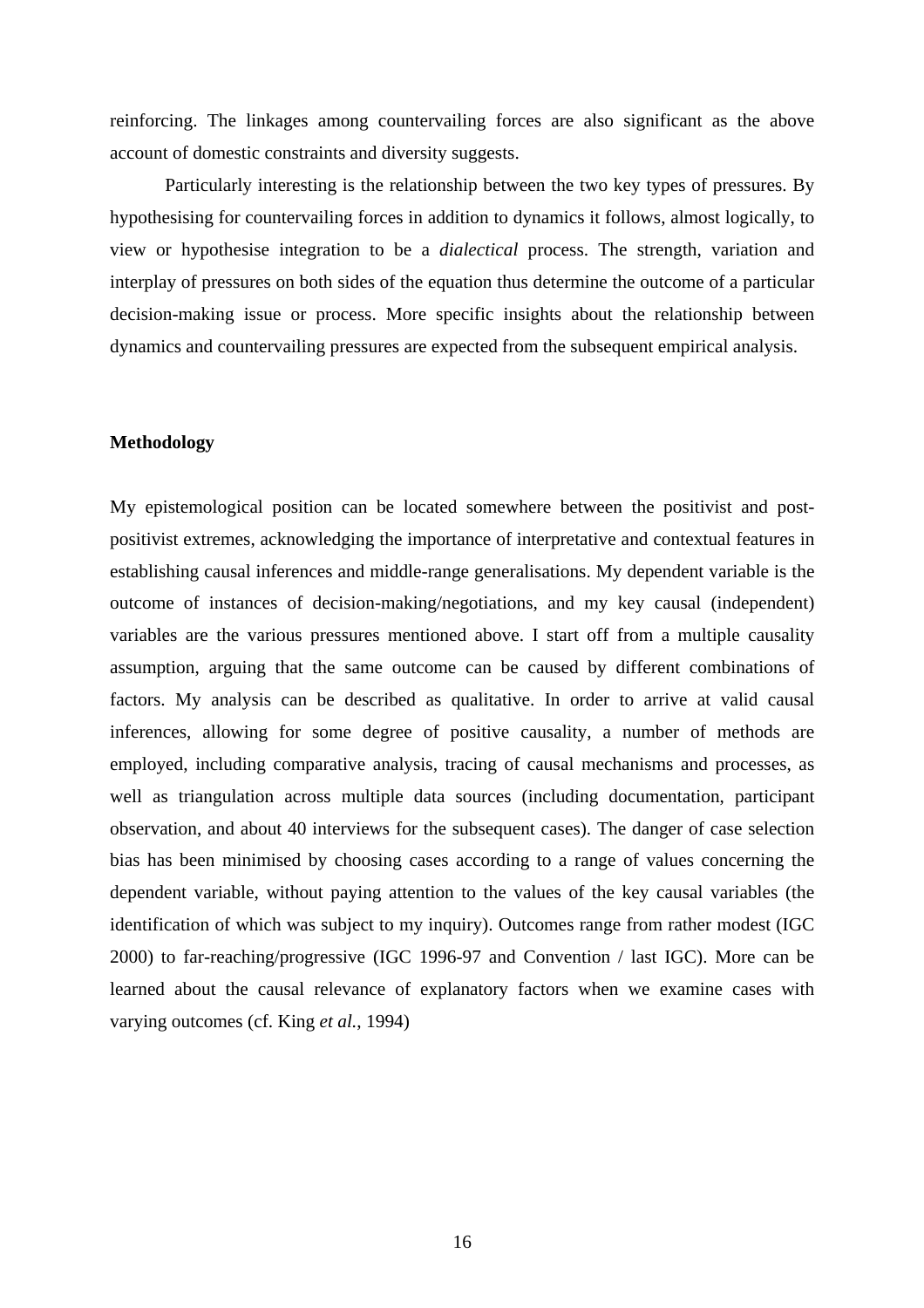reinforcing. The linkages among countervailing forces are also significant as the above account of domestic constraints and diversity suggests.

Particularly interesting is the relationship between the two key types of pressures. By hypothesising for countervailing forces in addition to dynamics it follows, almost logically, to view or hypothesise integration to be a *dialectical* process. The strength, variation and interplay of pressures on both sides of the equation thus determine the outcome of a particular decision-making issue or process. More specific insights about the relationship between dynamics and countervailing pressures are expected from the subsequent empirical analysis.

**Methodology**

My epistemological position can be located somewhere between the positivist and post-positivist extremes, acknowledging the importance of interpretative and contextual features in establishing causal inferences and middle-range generalisations. My dependent variable is the outcome of instances of decision-making/negotiations, and my key causal (independent) variables are the various pressures mentioned above. I start off from a multiple causality assumption, arguing that the same outcome can be caused by different combinations of factors. My analysis can be described as qualitative. In order to arrive at valid causal inferences, allowing for some degree of positive causality, a number of methods are employed, including comparative analysis, tracing of causal mechanisms and processes, as well as triangulation across multiple data sources (including documentation, participant observation, and about 40 interviews for the subsequent cases). The danger of case selection bias has been minimised by choosing cases according to a range of values concerning the dependent variable, without paying attention to the values of the key causal variables (the identification of which was subject to my inquiry). Outcomes range from rather modest (IGC 2000) to far-reaching/progressive (IGC 1996-97 and Convention / last IGC). More can be learned about the causal relevance of explanatory factors when we examine cases with varying outcomes (cf. King *et al.*, 1994)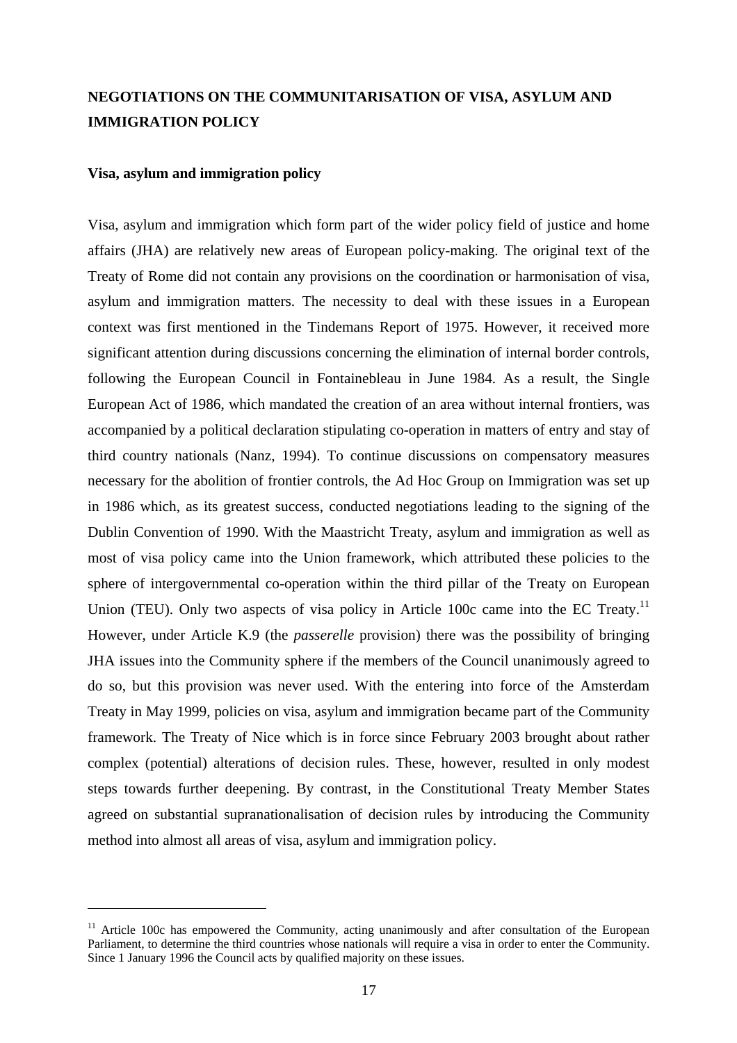## NEGOTIATIONS ON THE COMMUNITARISATION OF VISA, ASYLUM AND IMMIGRATION POLICY

### Visa, asylum and immigration policy

Visa, asylum and immigration which form part of the wider policy field of justice and home affairs (JHA) are relatively new areas of European policy-making. The original text of the Treaty of Rome did not contain any provisions on the coordination or harmonisation of visa, asylum and immigration matters. The necessity to deal with these issues in a European context was first mentioned in the Tindemans Report of 1975. However, it received more significant attention during discussions concerning the elimination of internal border controls, following the European Council in Fontainebleau in June 1984. As a result, the Single European Act of 1986, which mandated the creation of an area without internal frontiers, was accompanied by a political declaration stipulating co-operation in matters of entry and stay of third country nationals (Nanz, 1994). To continue discussions on compensatory measures necessary for the abolition of frontier controls, the Ad Hoc Group on Immigration was set up in 1986 which, as its greatest success, conducted negotiations leading to the signing of the Dublin Convention of 1990. With the Maastricht Treaty, asylum and immigration as well as most of visa policy came into the Union framework, which attributed these policies to the sphere of intergovernmental co-operation within the third pillar of the Treaty on European Union (TEU). Only two aspects of visa policy in Article 100c came into the EC Treaty.[11] However, under Article K.9 (the *passerelle* provision) there was the possibility of bringing JHA issues into the Community sphere if the members of the Council unanimously agreed to do so, but this provision was never used. With the entering into force of the Amsterdam Treaty in May 1999, policies on visa, asylum and immigration became part of the Community framework. The Treaty of Nice which is in force since February 2003 brought about rather complex (potential) alterations of decision rules. These, however, resulted in only modest steps towards further deepening. By contrast, in the Constitutional Treaty Member States agreed on substantial supranationalisation of decision rules by introducing the Community method into almost all areas of visa, asylum and immigration policy.

---

[11] Article 100c has empowered the Community, acting unanimously and after consultation of the European Parliament, to determine the third countries whose nationals will require a visa in order to enter the Community. Since 1 January 1996 the Council acts by qualified majority on these issues.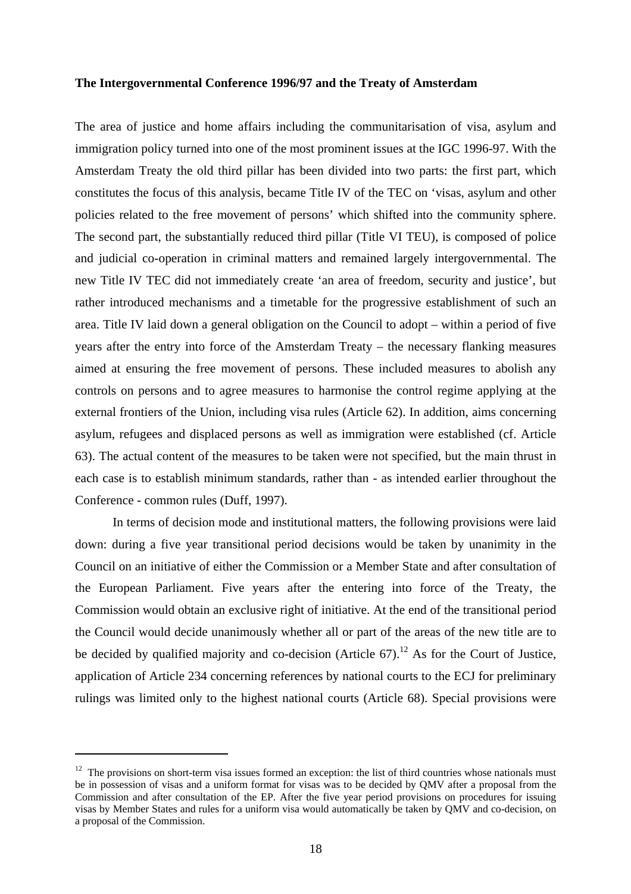**The Intergovernmental Conference 1996/97 and the Treaty of Amsterdam**

The area of justice and home affairs including the communitarisation of visa, asylum and immigration policy turned into one of the most prominent issues at the IGC 1996-97. With the Amsterdam Treaty the old third pillar has been divided into two parts: the first part, which constitutes the focus of this analysis, became Title IV of the TEC on 'visas, asylum and other policies related to the free movement of persons' which shifted into the community sphere. The second part, the substantially reduced third pillar (Title VI TEU), is composed of police and judicial co-operation in criminal matters and remained largely intergovernmental. The new Title IV TEC did not immediately create 'an area of freedom, security and justice', but rather introduced mechanisms and a timetable for the progressive establishment of such an area. Title IV laid down a general obligation on the Council to adopt – within a period of five years after the entry into force of the Amsterdam Treaty – the necessary flanking measures aimed at ensuring the free movement of persons. These included measures to abolish any controls on persons and to agree measures to harmonise the control regime applying at the external frontiers of the Union, including visa rules (Article 62). In addition, aims concerning asylum, refugees and displaced persons as well as immigration were established (cf. Article 63). The actual content of the measures to be taken were not specified, but the main thrust in each case is to establish minimum standards, rather than - as intended earlier throughout the Conference - common rules (Duff, 1997).

In terms of decision mode and institutional matters, the following provisions were laid down: during a five year transitional period decisions would be taken by unanimity in the Council on an initiative of either the Commission or a Member State and after consultation of the European Parliament. Five years after the entering into force of the Treaty, the Commission would obtain an exclusive right of initiative. At the end of the transitional period the Council would decide unanimously whether all or part of the areas of the new title are to be decided by qualified majority and co-decision (Article 67).[12] As for the Court of Justice, application of Article 234 concerning references by national courts to the ECJ for preliminary rulings was limited only to the highest national courts (Article 68). Special provisions were

[12] The provisions on short-term visa issues formed an exception: the list of third countries whose nationals must be in possession of visas and a uniform format for visas was to be decided by QMV after a proposal from the Commission and after consultation of the EP. After the five year period provisions on procedures for issuing visas by Member States and rules for a uniform visa would automatically be taken by QMV and co-decision, on a proposal of the Commission.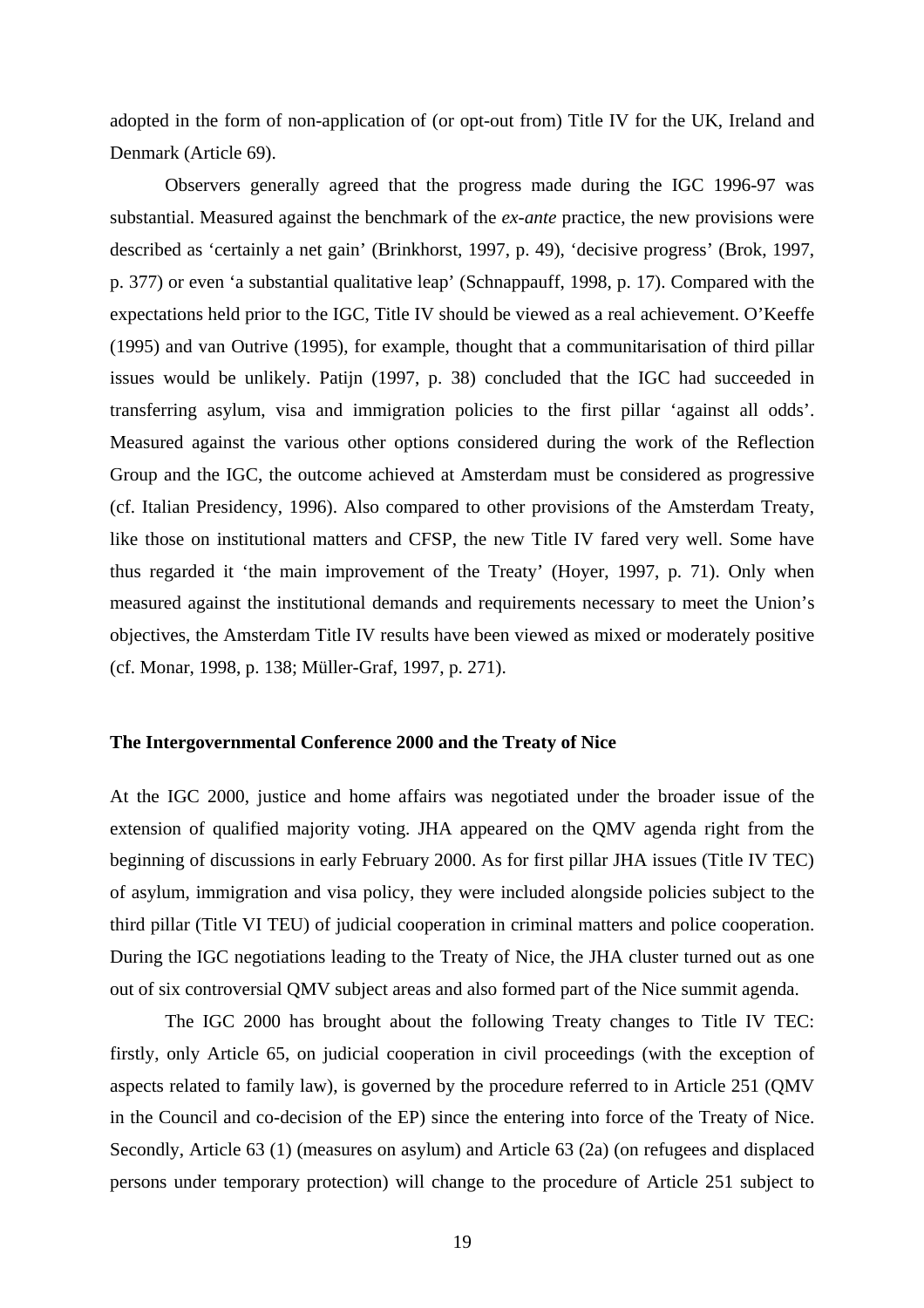adopted in the form of non-application of (or opt-out from) Title IV for the UK, Ireland and Denmark (Article 69).

Observers generally agreed that the progress made during the IGC 1996-97 was substantial. Measured against the benchmark of the *ex-ante* practice, the new provisions were described as 'certainly a net gain' (Brinkhorst, 1997, p. 49), 'decisive progress' (Brok, 1997, p. 377) or even 'a substantial qualitative leap' (Schnappauff, 1998, p. 17). Compared with the expectations held prior to the IGC, Title IV should be viewed as a real achievement. O'Keeffe (1995) and van Outrive (1995), for example, thought that a communitarisation of third pillar issues would be unlikely. Patijn (1997, p. 38) concluded that the IGC had succeeded in transferring asylum, visa and immigration policies to the first pillar 'against all odds'. Measured against the various other options considered during the work of the Reflection Group and the IGC, the outcome achieved at Amsterdam must be considered as progressive (cf. Italian Presidency, 1996). Also compared to other provisions of the Amsterdam Treaty, like those on institutional matters and CFSP, the new Title IV fared very well. Some have thus regarded it 'the main improvement of the Treaty' (Hoyer, 1997, p. 71). Only when measured against the institutional demands and requirements necessary to meet the Union's objectives, the Amsterdam Title IV results have been viewed as mixed or moderately positive (cf. Monar, 1998, p. 138; Müller-Graf, 1997, p. 271).

**The Intergovernmental Conference 2000 and the Treaty of Nice**

At the IGC 2000, justice and home affairs was negotiated under the broader issue of the extension of qualified majority voting. JHA appeared on the QMV agenda right from the beginning of discussions in early February 2000. As for first pillar JHA issues (Title IV TEC) of asylum, immigration and visa policy, they were included alongside policies subject to the third pillar (Title VI TEU) of judicial cooperation in criminal matters and police cooperation. During the IGC negotiations leading to the Treaty of Nice, the JHA cluster turned out as one out of six controversial QMV subject areas and also formed part of the Nice summit agenda.

The IGC 2000 has brought about the following Treaty changes to Title IV TEC: firstly, only Article 65, on judicial cooperation in civil proceedings (with the exception of aspects related to family law), is governed by the procedure referred to in Article 251 (QMV in the Council and co-decision of the EP) since the entering into force of the Treaty of Nice. Secondly, Article 63 (1) (measures on asylum) and Article 63 (2a) (on refugees and displaced persons under temporary protection) will change to the procedure of Article 251 subject to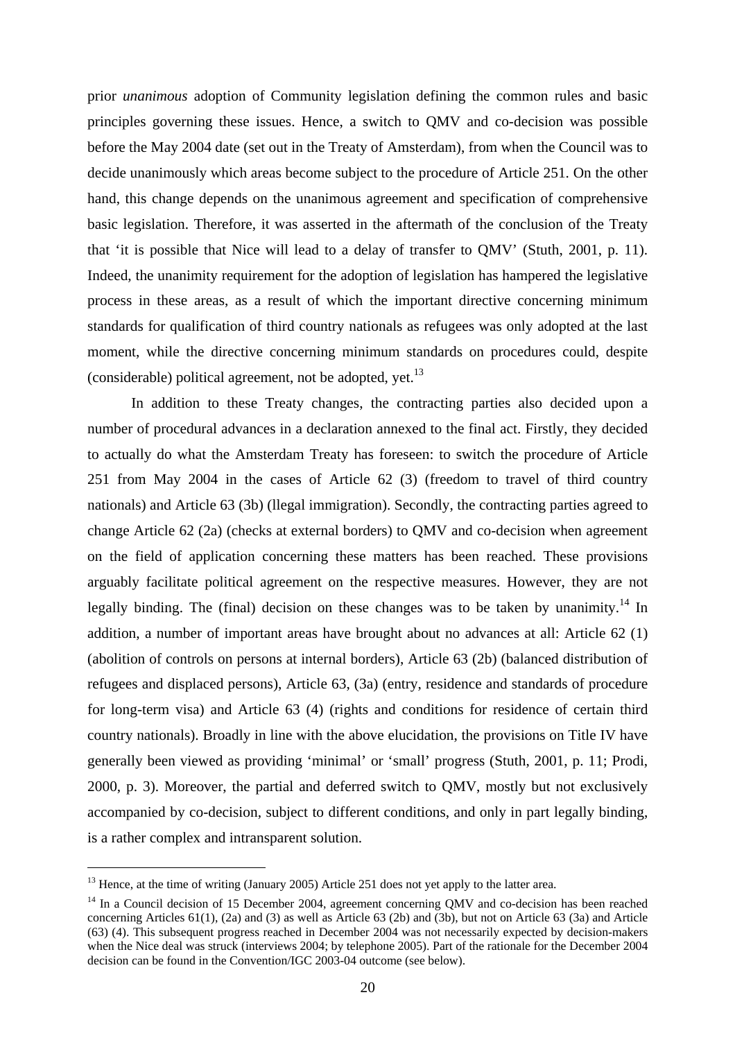prior *unanimous* adoption of Community legislation defining the common rules and basic principles governing these issues. Hence, a switch to QMV and co-decision was possible before the May 2004 date (set out in the Treaty of Amsterdam), from when the Council was to decide unanimously which areas become subject to the procedure of Article 251. On the other hand, this change depends on the unanimous agreement and specification of comprehensive basic legislation. Therefore, it was asserted in the aftermath of the conclusion of the Treaty that 'it is possible that Nice will lead to a delay of transfer to QMV' (Stuth, 2001, p. 11). Indeed, the unanimity requirement for the adoption of legislation has hampered the legislative process in these areas, as a result of which the important directive concerning minimum standards for qualification of third country nationals as refugees was only adopted at the last moment, while the directive concerning minimum standards on procedures could, despite (considerable) political agreement, not be adopted, yet.[13]

In addition to these Treaty changes, the contracting parties also decided upon a number of procedural advances in a declaration annexed to the final act. Firstly, they decided to actually do what the Amsterdam Treaty has foreseen: to switch the procedure of Article 251 from May 2004 in the cases of Article 62 (3) (freedom to travel of third country nationals) and Article 63 (3b) (llegal immigration). Secondly, the contracting parties agreed to change Article 62 (2a) (checks at external borders) to QMV and co-decision when agreement on the field of application concerning these matters has been reached. These provisions arguably facilitate political agreement on the respective measures. However, they are not legally binding. The (final) decision on these changes was to be taken by unanimity.[14] In addition, a number of important areas have brought about no advances at all: Article 62 (1) (abolition of controls on persons at internal borders), Article 63 (2b) (balanced distribution of refugees and displaced persons), Article 63, (3a) (entry, residence and standards of procedure for long-term visa) and Article 63 (4) (rights and conditions for residence of certain third country nationals). Broadly in line with the above elucidation, the provisions on Title IV have generally been viewed as providing 'minimal' or 'small' progress (Stuth, 2001, p. 11; Prodi, 2000, p. 3). Moreover, the partial and deferred switch to QMV, mostly but not exclusively accompanied by co-decision, subject to different conditions, and only in part legally binding, is a rather complex and intransparent solution.

---

[13] Hence, at the time of writing (January 2005) Article 251 does not yet apply to the latter area.

[14] In a Council decision of 15 December 2004, agreement concerning QMV and co-decision has been reached concerning Articles 61(1), (2a) and (3) as well as Article 63 (2b) and (3b), but not on Article 63 (3a) and Article (63) (4). This subsequent progress reached in December 2004 was not necessarily expected by decision-makers when the Nice deal was struck (interviews 2004; by telephone 2005). Part of the rationale for the December 2004 decision can be found in the Convention/IGC 2003-04 outcome (see below).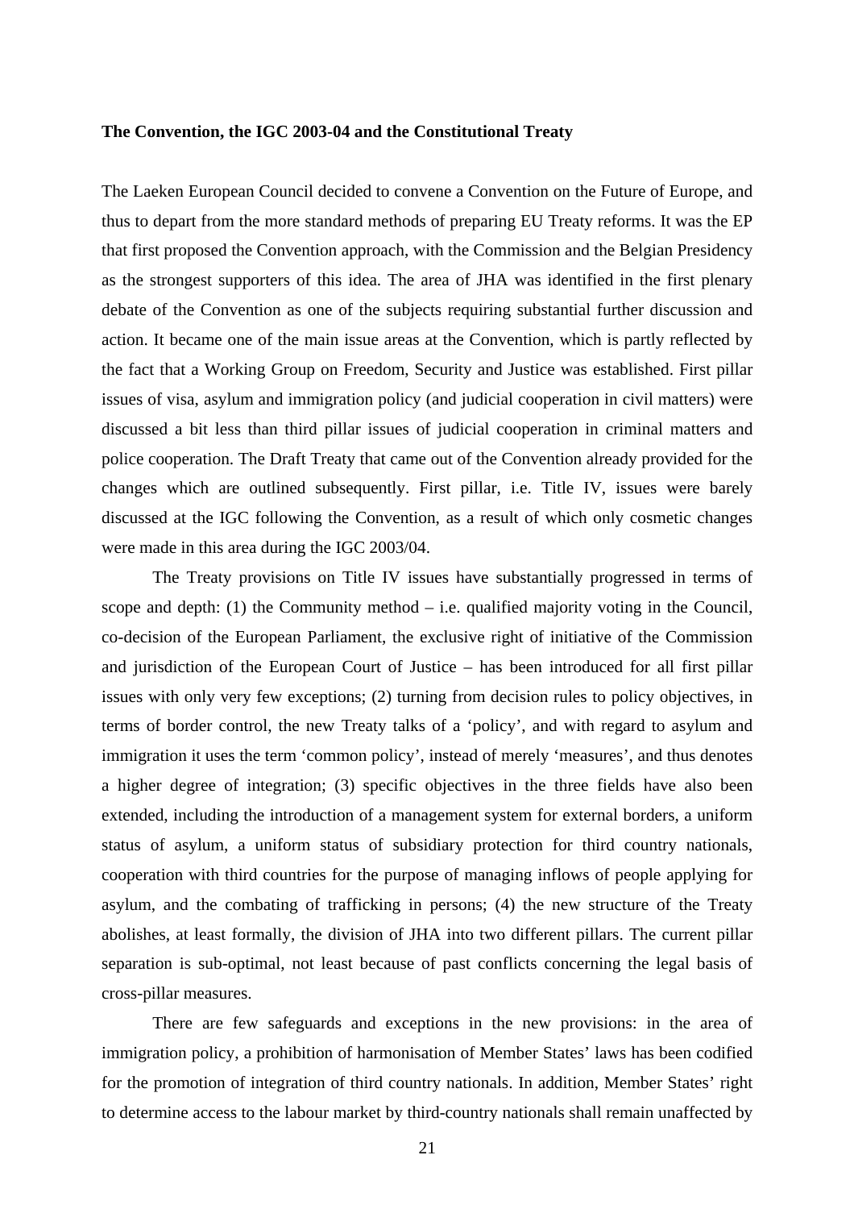**The Convention, the IGC 2003-04 and the Constitutional Treaty**

The Laeken European Council decided to convene a Convention on the Future of Europe, and thus to depart from the more standard methods of preparing EU Treaty reforms. It was the EP that first proposed the Convention approach, with the Commission and the Belgian Presidency as the strongest supporters of this idea. The area of JHA was identified in the first plenary debate of the Convention as one of the subjects requiring substantial further discussion and action. It became one of the main issue areas at the Convention, which is partly reflected by the fact that a Working Group on Freedom, Security and Justice was established. First pillar issues of visa, asylum and immigration policy (and judicial cooperation in civil matters) were discussed a bit less than third pillar issues of judicial cooperation in criminal matters and police cooperation. The Draft Treaty that came out of the Convention already provided for the changes which are outlined subsequently. First pillar, i.e. Title IV, issues were barely discussed at the IGC following the Convention, as a result of which only cosmetic changes were made in this area during the IGC 2003/04.

The Treaty provisions on Title IV issues have substantially progressed in terms of scope and depth: (1) the Community method – i.e. qualified majority voting in the Council, co-decision of the European Parliament, the exclusive right of initiative of the Commission and jurisdiction of the European Court of Justice – has been introduced for all first pillar issues with only very few exceptions; (2) turning from decision rules to policy objectives, in terms of border control, the new Treaty talks of a 'policy', and with regard to asylum and immigration it uses the term 'common policy', instead of merely 'measures', and thus denotes a higher degree of integration; (3) specific objectives in the three fields have also been extended, including the introduction of a management system for external borders, a uniform status of asylum, a uniform status of subsidiary protection for third country nationals, cooperation with third countries for the purpose of managing inflows of people applying for asylum, and the combating of trafficking in persons; (4) the new structure of the Treaty abolishes, at least formally, the division of JHA into two different pillars. The current pillar separation is sub-optimal, not least because of past conflicts concerning the legal basis of cross-pillar measures.

There are few safeguards and exceptions in the new provisions: in the area of immigration policy, a prohibition of harmonisation of Member States' laws has been codified for the promotion of integration of third country nationals. In addition, Member States' right to determine access to the labour market by third-country nationals shall remain unaffected by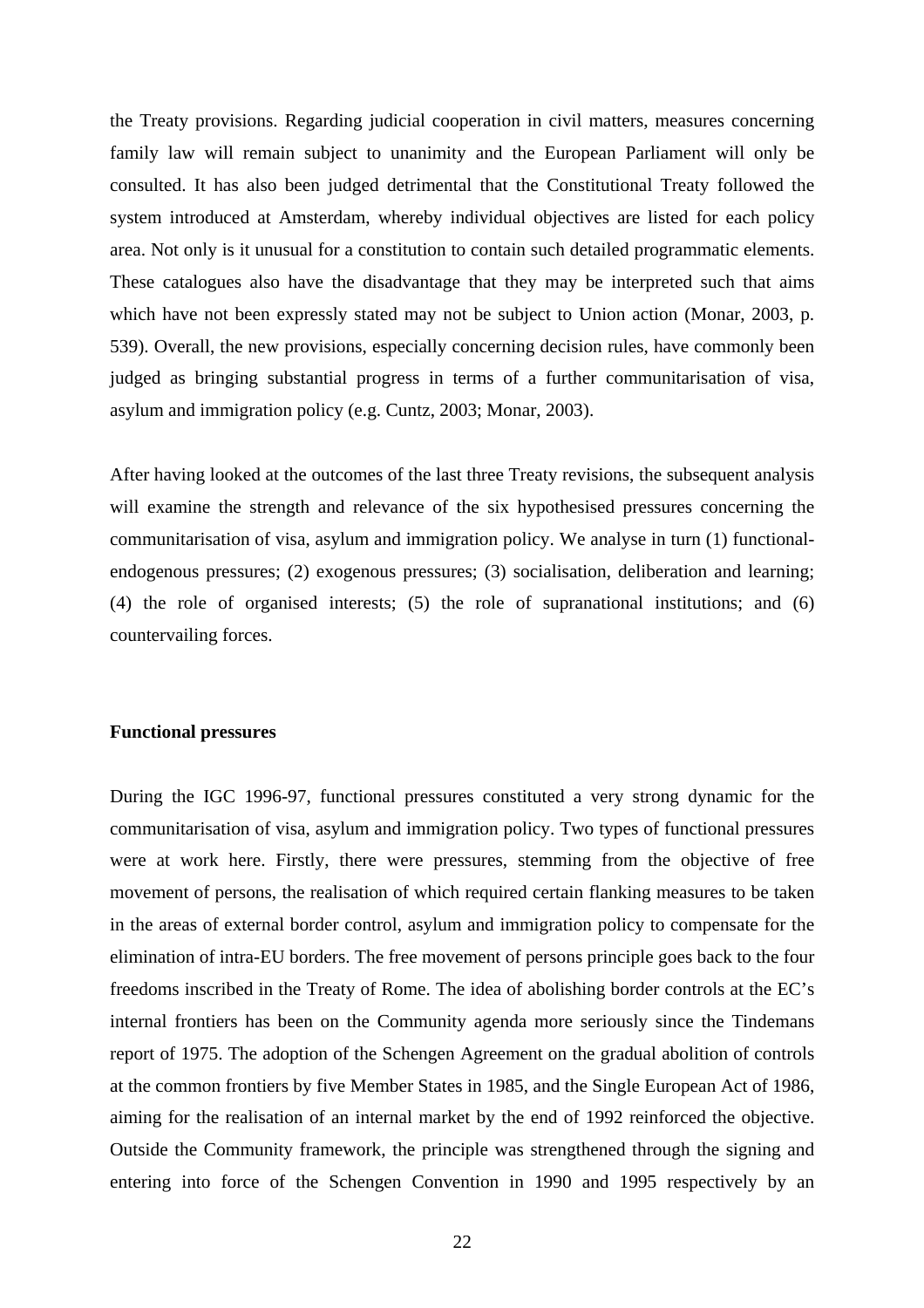the Treaty provisions. Regarding judicial cooperation in civil matters, measures concerning family law will remain subject to unanimity and the European Parliament will only be consulted. It has also been judged detrimental that the Constitutional Treaty followed the system introduced at Amsterdam, whereby individual objectives are listed for each policy area. Not only is it unusual for a constitution to contain such detailed programmatic elements. These catalogues also have the disadvantage that they may be interpreted such that aims which have not been expressly stated may not be subject to Union action (Monar, 2003, p. 539). Overall, the new provisions, especially concerning decision rules, have commonly been judged as bringing substantial progress in terms of a further communitarisation of visa, asylum and immigration policy (e.g. Cuntz, 2003; Monar, 2003).

After having looked at the outcomes of the last three Treaty revisions, the subsequent analysis will examine the strength and relevance of the six hypothesised pressures concerning the communitarisation of visa, asylum and immigration policy. We analyse in turn (1) functional-endogenous pressures; (2) exogenous pressures; (3) socialisation, deliberation and learning; (4) the role of organised interests; (5) the role of supranational institutions; and (6) countervailing forces.

**Functional pressures**

During the IGC 1996-97, functional pressures constituted a very strong dynamic for the communitarisation of visa, asylum and immigration policy. Two types of functional pressures were at work here. Firstly, there were pressures, stemming from the objective of free movement of persons, the realisation of which required certain flanking measures to be taken in the areas of external border control, asylum and immigration policy to compensate for the elimination of intra-EU borders. The free movement of persons principle goes back to the four freedoms inscribed in the Treaty of Rome. The idea of abolishing border controls at the EC's internal frontiers has been on the Community agenda more seriously since the Tindemans report of 1975. The adoption of the Schengen Agreement on the gradual abolition of controls at the common frontiers by five Member States in 1985, and the Single European Act of 1986, aiming for the realisation of an internal market by the end of 1992 reinforced the objective. Outside the Community framework, the principle was strengthened through the signing and entering into force of the Schengen Convention in 1990 and 1995 respectively by an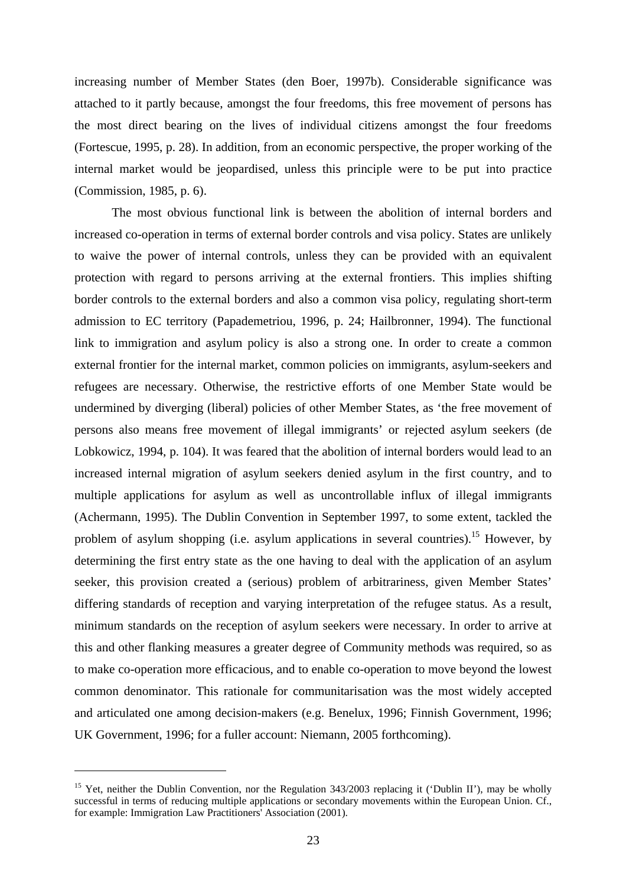increasing number of Member States (den Boer, 1997b). Considerable significance was attached to it partly because, amongst the four freedoms, this free movement of persons has the most direct bearing on the lives of individual citizens amongst the four freedoms (Fortescue, 1995, p. 28). In addition, from an economic perspective, the proper working of the internal market would be jeopardised, unless this principle were to be put into practice (Commission, 1985, p. 6).

The most obvious functional link is between the abolition of internal borders and increased co-operation in terms of external border controls and visa policy. States are unlikely to waive the power of internal controls, unless they can be provided with an equivalent protection with regard to persons arriving at the external frontiers. This implies shifting border controls to the external borders and also a common visa policy, regulating short-term admission to EC territory (Papademetriou, 1996, p. 24; Hailbronner, 1994). The functional link to immigration and asylum policy is also a strong one. In order to create a common external frontier for the internal market, common policies on immigrants, asylum-seekers and refugees are necessary. Otherwise, the restrictive efforts of one Member State would be undermined by diverging (liberal) policies of other Member States, as 'the free movement of persons also means free movement of illegal immigrants' or rejected asylum seekers (de Lobkowicz, 1994, p. 104). It was feared that the abolition of internal borders would lead to an increased internal migration of asylum seekers denied asylum in the first country, and to multiple applications for asylum as well as uncontrollable influx of illegal immigrants (Achermann, 1995). The Dublin Convention in September 1997, to some extent, tackled the problem of asylum shopping (i.e. asylum applications in several countries).[15] However, by determining the first entry state as the one having to deal with the application of an asylum seeker, this provision created a (serious) problem of arbitrariness, given Member States' differing standards of reception and varying interpretation of the refugee status. As a result, minimum standards on the reception of asylum seekers were necessary. In order to arrive at this and other flanking measures a greater degree of Community methods was required, so as to make co-operation more efficacious, and to enable co-operation to move beyond the lowest common denominator. This rationale for communitarisation was the most widely accepted and articulated one among decision-makers (e.g. Benelux, 1996; Finnish Government, 1996; UK Government, 1996; for a fuller account: Niemann, 2005 forthcoming).

[15] Yet, neither the Dublin Convention, nor the Regulation 343/2003 replacing it ('Dublin II'), may be wholly successful in terms of reducing multiple applications or secondary movements within the European Union. Cf., for example: Immigration Law Practitioners' Association (2001).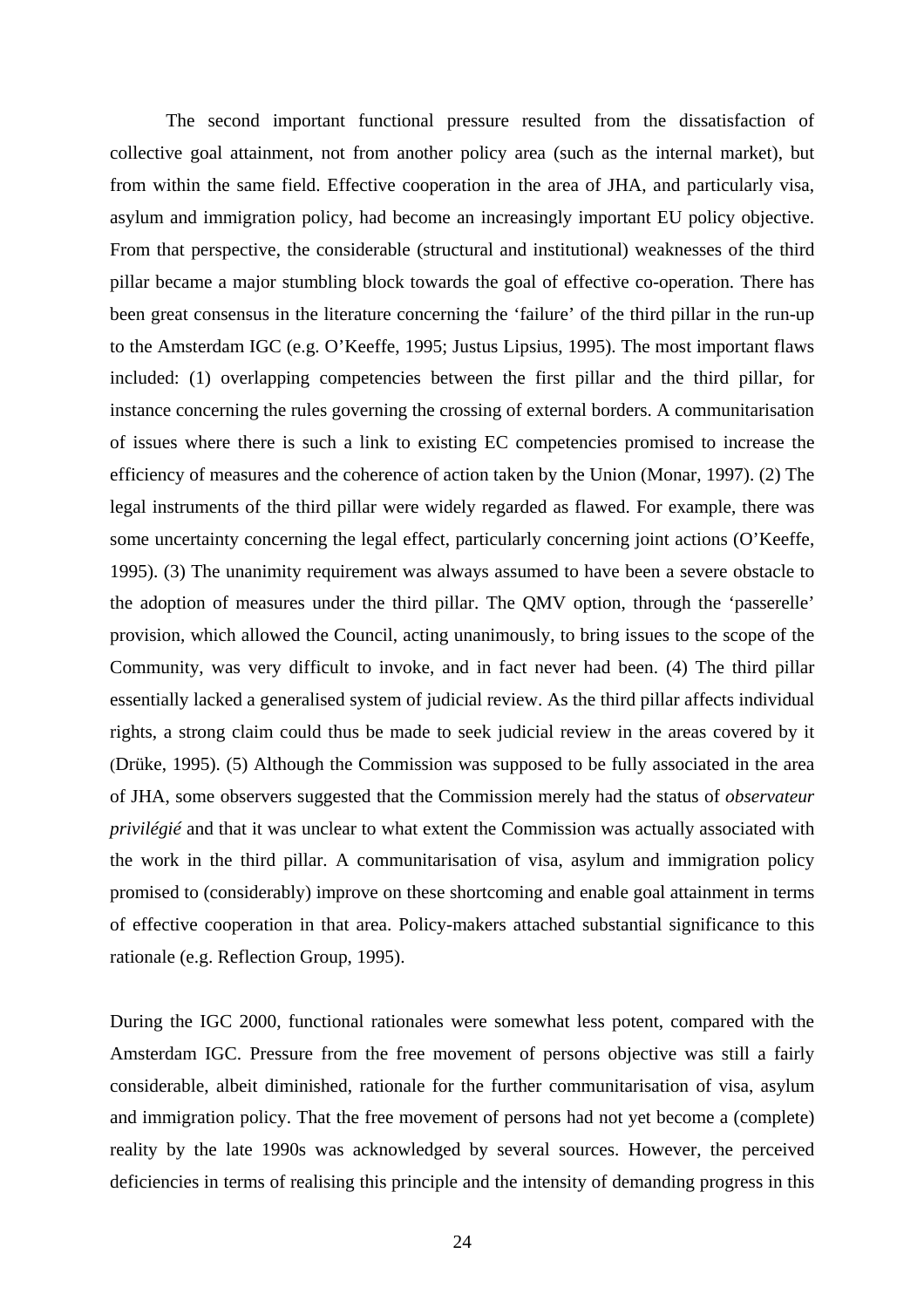The second important functional pressure resulted from the dissatisfaction of collective goal attainment, not from another policy area (such as the internal market), but from within the same field. Effective cooperation in the area of JHA, and particularly visa, asylum and immigration policy, had become an increasingly important EU policy objective. From that perspective, the considerable (structural and institutional) weaknesses of the third pillar became a major stumbling block towards the goal of effective co-operation. There has been great consensus in the literature concerning the 'failure' of the third pillar in the run-up to the Amsterdam IGC (e.g. O'Keeffe, 1995; Justus Lipsius, 1995). The most important flaws included: (1) overlapping competencies between the first pillar and the third pillar, for instance concerning the rules governing the crossing of external borders. A communitarisation of issues where there is such a link to existing EC competencies promised to increase the efficiency of measures and the coherence of action taken by the Union (Monar, 1997). (2) The legal instruments of the third pillar were widely regarded as flawed. For example, there was some uncertainty concerning the legal effect, particularly concerning joint actions (O'Keeffe, 1995). (3) The unanimity requirement was always assumed to have been a severe obstacle to the adoption of measures under the third pillar. The QMV option, through the 'passerelle' provision, which allowed the Council, acting unanimously, to bring issues to the scope of the Community, was very difficult to invoke, and in fact never had been. (4) The third pillar essentially lacked a generalised system of judicial review. As the third pillar affects individual rights, a strong claim could thus be made to seek judicial review in the areas covered by it (Drüke, 1995). (5) Although the Commission was supposed to be fully associated in the area of JHA, some observers suggested that the Commission merely had the status of *observateur privilégié* and that it was unclear to what extent the Commission was actually associated with the work in the third pillar. A communitarisation of visa, asylum and immigration policy promised to (considerably) improve on these shortcoming and enable goal attainment in terms of effective cooperation in that area. Policy-makers attached substantial significance to this rationale (e.g. Reflection Group, 1995).

During the IGC 2000, functional rationales were somewhat less potent, compared with the Amsterdam IGC. Pressure from the free movement of persons objective was still a fairly considerable, albeit diminished, rationale for the further communitarisation of visa, asylum and immigration policy. That the free movement of persons had not yet become a (complete) reality by the late 1990s was acknowledged by several sources. However, the perceived deficiencies in terms of realising this principle and the intensity of demanding progress in this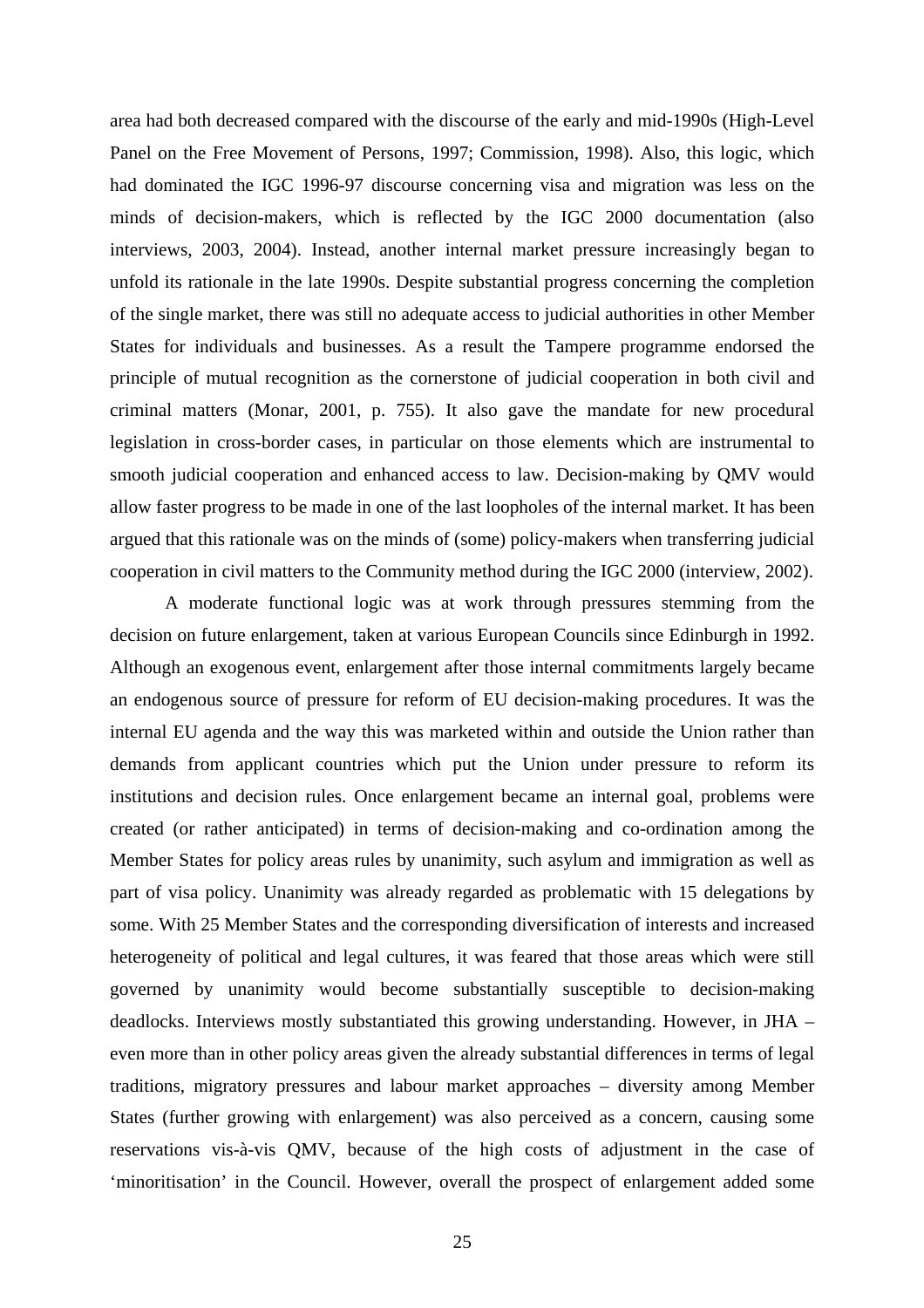area had both decreased compared with the discourse of the early and mid-1990s (High-Level Panel on the Free Movement of Persons, 1997; Commission, 1998). Also, this logic, which had dominated the IGC 1996-97 discourse concerning visa and migration was less on the minds of decision-makers, which is reflected by the IGC 2000 documentation (also interviews, 2003, 2004). Instead, another internal market pressure increasingly began to unfold its rationale in the late 1990s. Despite substantial progress concerning the completion of the single market, there was still no adequate access to judicial authorities in other Member States for individuals and businesses. As a result the Tampere programme endorsed the principle of mutual recognition as the cornerstone of judicial cooperation in both civil and criminal matters (Monar, 2001, p. 755). It also gave the mandate for new procedural legislation in cross-border cases, in particular on those elements which are instrumental to smooth judicial cooperation and enhanced access to law. Decision-making by QMV would allow faster progress to be made in one of the last loopholes of the internal market. It has been argued that this rationale was on the minds of (some) policy-makers when transferring judicial cooperation in civil matters to the Community method during the IGC 2000 (interview, 2002).

A moderate functional logic was at work through pressures stemming from the decision on future enlargement, taken at various European Councils since Edinburgh in 1992. Although an exogenous event, enlargement after those internal commitments largely became an endogenous source of pressure for reform of EU decision-making procedures. It was the internal EU agenda and the way this was marketed within and outside the Union rather than demands from applicant countries which put the Union under pressure to reform its institutions and decision rules. Once enlargement became an internal goal, problems were created (or rather anticipated) in terms of decision-making and co-ordination among the Member States for policy areas rules by unanimity, such asylum and immigration as well as part of visa policy. Unanimity was already regarded as problematic with 15 delegations by some. With 25 Member States and the corresponding diversification of interests and increased heterogeneity of political and legal cultures, it was feared that those areas which were still governed by unanimity would become substantially susceptible to decision-making deadlocks. Interviews mostly substantiated this growing understanding. However, in JHA – even more than in other policy areas given the already substantial differences in terms of legal traditions, migratory pressures and labour market approaches – diversity among Member States (further growing with enlargement) was also perceived as a concern, causing some reservations vis-à-vis QMV, because of the high costs of adjustment in the case of 'minoritisation' in the Council. However, overall the prospect of enlargement added some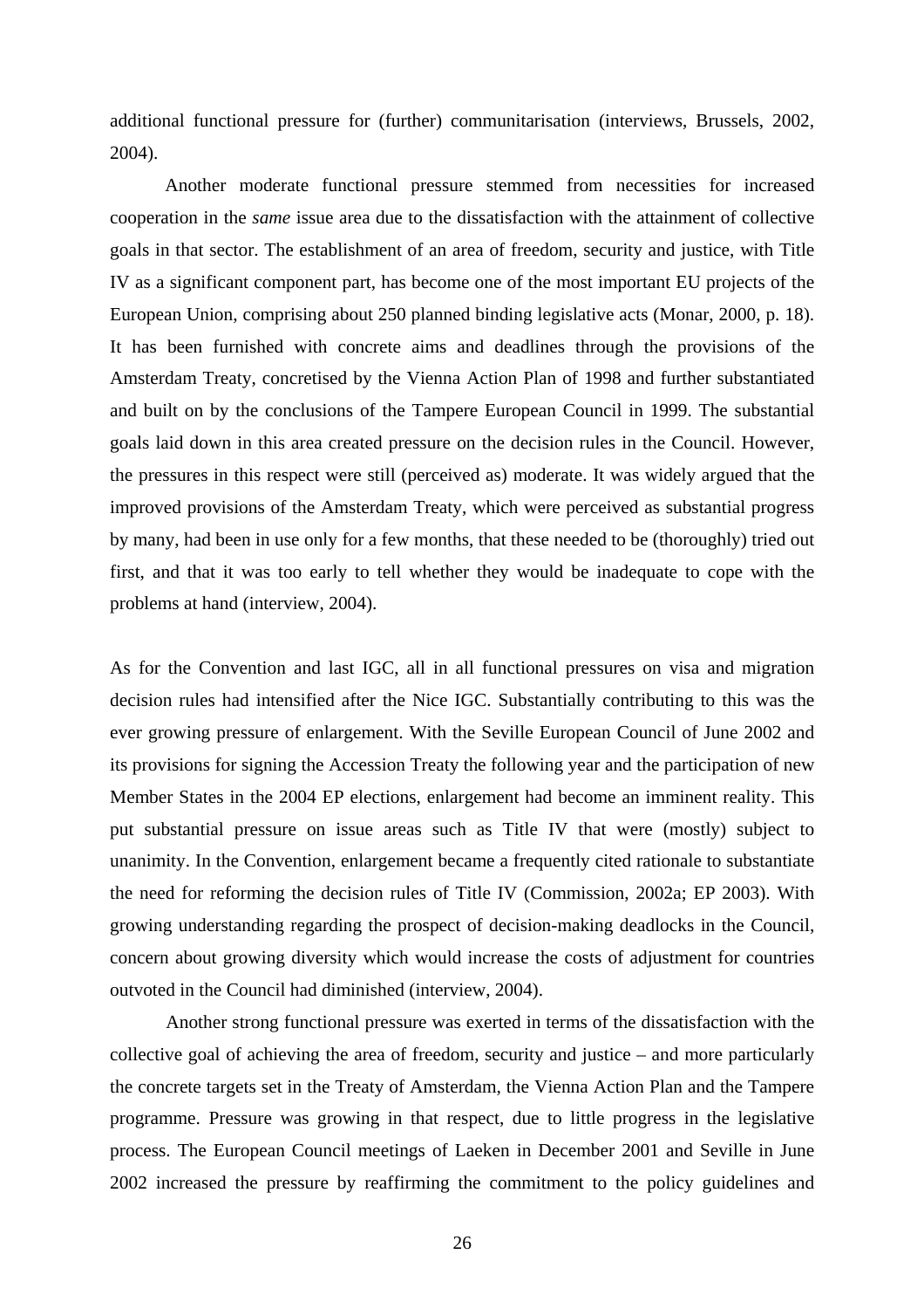additional functional pressure for (further) communitarisation (interviews, Brussels, 2002, 2004).

Another moderate functional pressure stemmed from necessities for increased cooperation in the *same* issue area due to the dissatisfaction with the attainment of collective goals in that sector. The establishment of an area of freedom, security and justice, with Title IV as a significant component part, has become one of the most important EU projects of the European Union, comprising about 250 planned binding legislative acts (Monar, 2000, p. 18). It has been furnished with concrete aims and deadlines through the provisions of the Amsterdam Treaty, concretised by the Vienna Action Plan of 1998 and further substantiated and built on by the conclusions of the Tampere European Council in 1999. The substantial goals laid down in this area created pressure on the decision rules in the Council. However, the pressures in this respect were still (perceived as) moderate. It was widely argued that the improved provisions of the Amsterdam Treaty, which were perceived as substantial progress by many, had been in use only for a few months, that these needed to be (thoroughly) tried out first, and that it was too early to tell whether they would be inadequate to cope with the problems at hand (interview, 2004).

As for the Convention and last IGC, all in all functional pressures on visa and migration decision rules had intensified after the Nice IGC. Substantially contributing to this was the ever growing pressure of enlargement. With the Seville European Council of June 2002 and its provisions for signing the Accession Treaty the following year and the participation of new Member States in the 2004 EP elections, enlargement had become an imminent reality. This put substantial pressure on issue areas such as Title IV that were (mostly) subject to unanimity. In the Convention, enlargement became a frequently cited rationale to substantiate the need for reforming the decision rules of Title IV (Commission, 2002a; EP 2003). With growing understanding regarding the prospect of decision-making deadlocks in the Council, concern about growing diversity which would increase the costs of adjustment for countries outvoted in the Council had diminished (interview, 2004).

Another strong functional pressure was exerted in terms of the dissatisfaction with the collective goal of achieving the area of freedom, security and justice – and more particularly the concrete targets set in the Treaty of Amsterdam, the Vienna Action Plan and the Tampere programme. Pressure was growing in that respect, due to little progress in the legislative process. The European Council meetings of Laeken in December 2001 and Seville in June 2002 increased the pressure by reaffirming the commitment to the policy guidelines and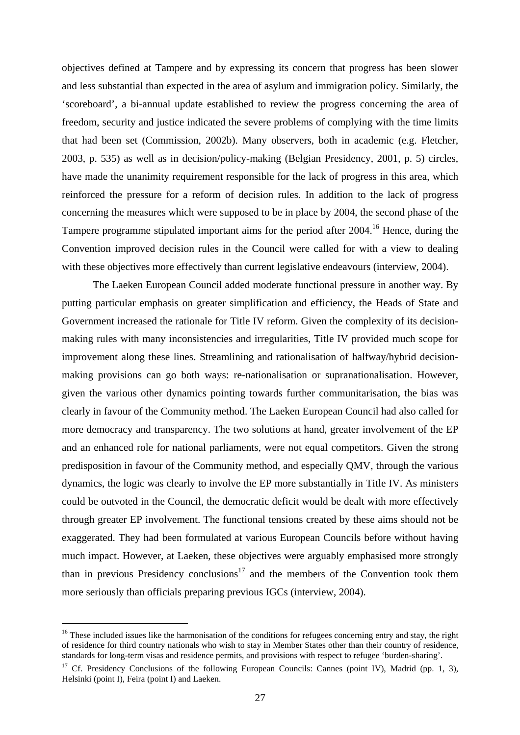objectives defined at Tampere and by expressing its concern that progress has been slower and less substantial than expected in the area of asylum and immigration policy. Similarly, the 'scoreboard', a bi-annual update established to review the progress concerning the area of freedom, security and justice indicated the severe problems of complying with the time limits that had been set (Commission, 2002b). Many observers, both in academic (e.g. Fletcher, 2003, p. 535) as well as in decision/policy-making (Belgian Presidency, 2001, p. 5) circles, have made the unanimity requirement responsible for the lack of progress in this area, which reinforced the pressure for a reform of decision rules. In addition to the lack of progress concerning the measures which were supposed to be in place by 2004, the second phase of the Tampere programme stipulated important aims for the period after 2004.[16] Hence, during the Convention improved decision rules in the Council were called for with a view to dealing with these objectives more effectively than current legislative endeavours (interview, 2004).

The Laeken European Council added moderate functional pressure in another way. By putting particular emphasis on greater simplification and efficiency, the Heads of State and Government increased the rationale for Title IV reform. Given the complexity of its decision-making rules with many inconsistencies and irregularities, Title IV provided much scope for improvement along these lines. Streamlining and rationalisation of halfway/hybrid decision-making provisions can go both ways: re-nationalisation or supranationalisation. However, given the various other dynamics pointing towards further communitarisation, the bias was clearly in favour of the Community method. The Laeken European Council had also called for more democracy and transparency. The two solutions at hand, greater involvement of the EP and an enhanced role for national parliaments, were not equal competitors. Given the strong predisposition in favour of the Community method, and especially QMV, through the various dynamics, the logic was clearly to involve the EP more substantially in Title IV. As ministers could be outvoted in the Council, the democratic deficit would be dealt with more effectively through greater EP involvement. The functional tensions created by these aims should not be exaggerated. They had been formulated at various European Councils before without having much impact. However, at Laeken, these objectives were arguably emphasised more strongly than in previous Presidency conclusions[17] and the members of the Convention took them more seriously than officials preparing previous IGCs (interview, 2004).

---

[16] These included issues like the harmonisation of the conditions for refugees concerning entry and stay, the right of residence for third country nationals who wish to stay in Member States other than their country of residence, standards for long-term visas and residence permits, and provisions with respect to refugee 'burden-sharing'.

[17] Cf. Presidency Conclusions of the following European Councils: Cannes (point IV), Madrid (pp. 1, 3), Helsinki (point I), Feira (point I) and Laeken.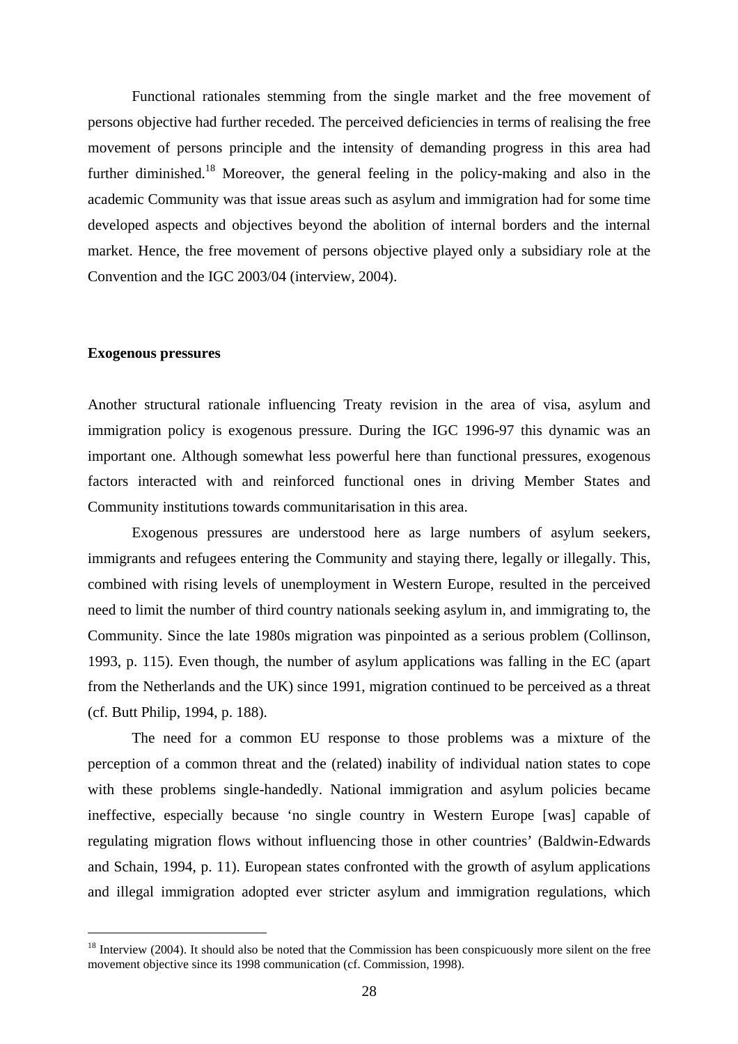Functional rationales stemming from the single market and the free movement of persons objective had further receded. The perceived deficiencies in terms of realising the free movement of persons principle and the intensity of demanding progress in this area had further diminished.[18] Moreover, the general feeling in the policy-making and also in the academic Community was that issue areas such as asylum and immigration had for some time developed aspects and objectives beyond the abolition of internal borders and the internal market. Hence, the free movement of persons objective played only a subsidiary role at the Convention and the IGC 2003/04 (interview, 2004).

**Exogenous pressures**

Another structural rationale influencing Treaty revision in the area of visa, asylum and immigration policy is exogenous pressure. During the IGC 1996-97 this dynamic was an important one. Although somewhat less powerful here than functional pressures, exogenous factors interacted with and reinforced functional ones in driving Member States and Community institutions towards communitarisation in this area.

Exogenous pressures are understood here as large numbers of asylum seekers, immigrants and refugees entering the Community and staying there, legally or illegally. This, combined with rising levels of unemployment in Western Europe, resulted in the perceived need to limit the number of third country nationals seeking asylum in, and immigrating to, the Community. Since the late 1980s migration was pinpointed as a serious problem (Collinson, 1993, p. 115). Even though, the number of asylum applications was falling in the EC (apart from the Netherlands and the UK) since 1991, migration continued to be perceived as a threat (cf. Butt Philip, 1994, p. 188).

The need for a common EU response to those problems was a mixture of the perception of a common threat and the (related) inability of individual nation states to cope with these problems single-handedly. National immigration and asylum policies became ineffective, especially because 'no single country in Western Europe [was] capable of regulating migration flows without influencing those in other countries' (Baldwin-Edwards and Schain, 1994, p. 11). European states confronted with the growth of asylum applications and illegal immigration adopted ever stricter asylum and immigration regulations, which

[18] Interview (2004). It should also be noted that the Commission has been conspicuously more silent on the free movement objective since its 1998 communication (cf. Commission, 1998).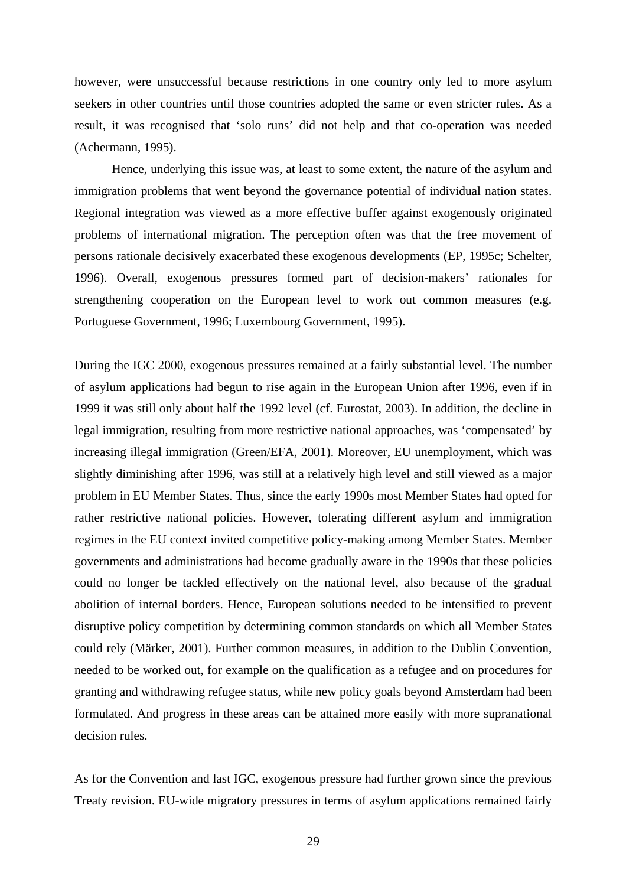however, were unsuccessful because restrictions in one country only led to more asylum seekers in other countries until those countries adopted the same or even stricter rules. As a result, it was recognised that 'solo runs' did not help and that co-operation was needed (Achermann, 1995).

Hence, underlying this issue was, at least to some extent, the nature of the asylum and immigration problems that went beyond the governance potential of individual nation states. Regional integration was viewed as a more effective buffer against exogenously originated problems of international migration. The perception often was that the free movement of persons rationale decisively exacerbated these exogenous developments (EP, 1995c; Schelter, 1996). Overall, exogenous pressures formed part of decision-makers' rationales for strengthening cooperation on the European level to work out common measures (e.g. Portuguese Government, 1996; Luxembourg Government, 1995).

During the IGC 2000, exogenous pressures remained at a fairly substantial level. The number of asylum applications had begun to rise again in the European Union after 1996, even if in 1999 it was still only about half the 1992 level (cf. Eurostat, 2003). In addition, the decline in legal immigration, resulting from more restrictive national approaches, was 'compensated' by increasing illegal immigration (Green/EFA, 2001). Moreover, EU unemployment, which was slightly diminishing after 1996, was still at a relatively high level and still viewed as a major problem in EU Member States. Thus, since the early 1990s most Member States had opted for rather restrictive national policies. However, tolerating different asylum and immigration regimes in the EU context invited competitive policy-making among Member States. Member governments and administrations had become gradually aware in the 1990s that these policies could no longer be tackled effectively on the national level, also because of the gradual abolition of internal borders. Hence, European solutions needed to be intensified to prevent disruptive policy competition by determining common standards on which all Member States could rely (Märker, 2001). Further common measures, in addition to the Dublin Convention, needed to be worked out, for example on the qualification as a refugee and on procedures for granting and withdrawing refugee status, while new policy goals beyond Amsterdam had been formulated. And progress in these areas can be attained more easily with more supranational decision rules.

As for the Convention and last IGC, exogenous pressure had further grown since the previous Treaty revision. EU-wide migratory pressures in terms of asylum applications remained fairly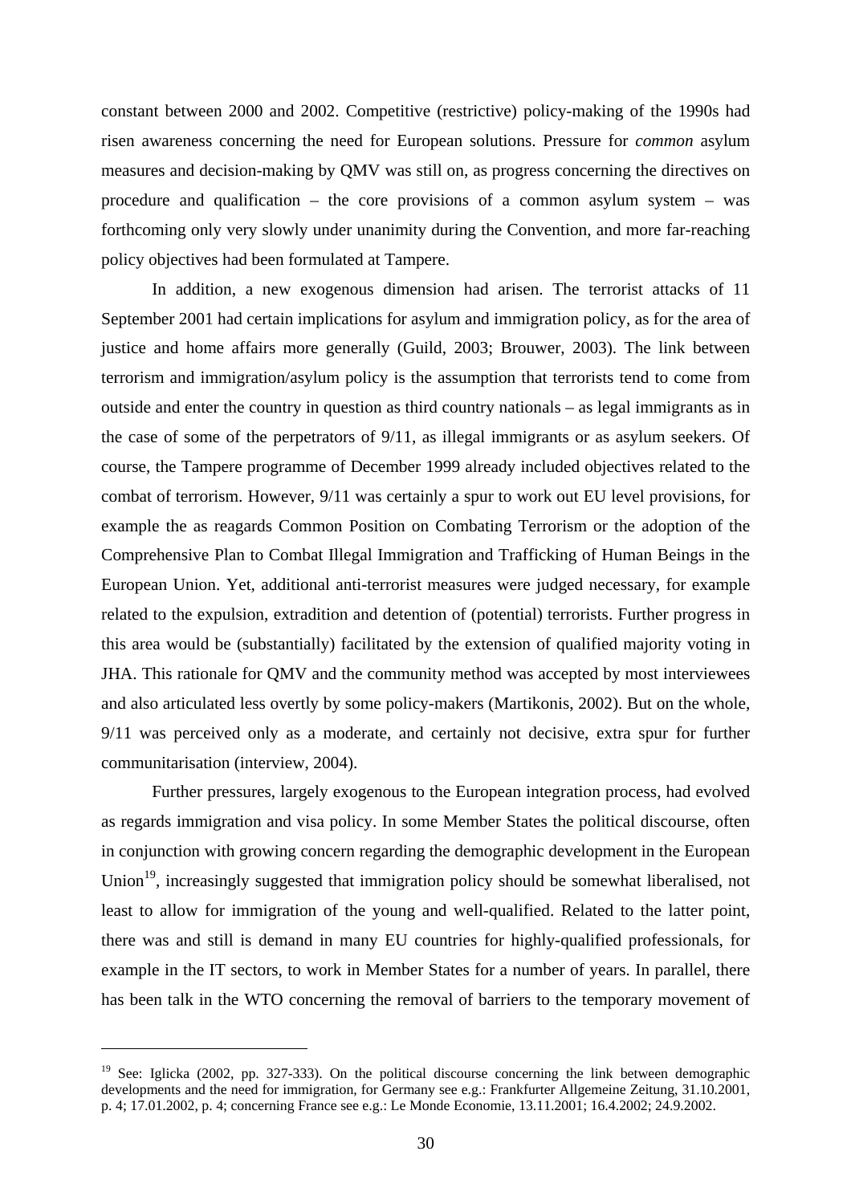constant between 2000 and 2002. Competitive (restrictive) policy-making of the 1990s had risen awareness concerning the need for European solutions. Pressure for *common* asylum measures and decision-making by QMV was still on, as progress concerning the directives on procedure and qualification – the core provisions of a common asylum system – was forthcoming only very slowly under unanimity during the Convention, and more far-reaching policy objectives had been formulated at Tampere.

In addition, a new exogenous dimension had arisen. The terrorist attacks of 11 September 2001 had certain implications for asylum and immigration policy, as for the area of justice and home affairs more generally (Guild, 2003; Brouwer, 2003). The link between terrorism and immigration/asylum policy is the assumption that terrorists tend to come from outside and enter the country in question as third country nationals – as legal immigrants as in the case of some of the perpetrators of 9/11, as illegal immigrants or as asylum seekers. Of course, the Tampere programme of December 1999 already included objectives related to the combat of terrorism. However, 9/11 was certainly a spur to work out EU level provisions, for example the as reagards Common Position on Combating Terrorism or the adoption of the Comprehensive Plan to Combat Illegal Immigration and Trafficking of Human Beings in the European Union. Yet, additional anti-terrorist measures were judged necessary, for example related to the expulsion, extradition and detention of (potential) terrorists. Further progress in this area would be (substantially) facilitated by the extension of qualified majority voting in JHA. This rationale for QMV and the community method was accepted by most interviewees and also articulated less overtly by some policy-makers (Martikonis, 2002). But on the whole, 9/11 was perceived only as a moderate, and certainly not decisive, extra spur for further communitarisation (interview, 2004).

Further pressures, largely exogenous to the European integration process, had evolved as regards immigration and visa policy. In some Member States the political discourse, often in conjunction with growing concern regarding the demographic development in the European Union[19], increasingly suggested that immigration policy should be somewhat liberalised, not least to allow for immigration of the young and well-qualified. Related to the latter point, there was and still is demand in many EU countries for highly-qualified professionals, for example in the IT sectors, to work in Member States for a number of years. In parallel, there has been talk in the WTO concerning the removal of barriers to the temporary movement of

---

[19] See: Iglicka (2002, pp. 327-333). On the political discourse concerning the link between demographic developments and the need for immigration, for Germany see e.g.: Frankfurter Allgemeine Zeitung, 31.10.2001, p. 4; 17.01.2002, p. 4; concerning France see e.g.: Le Monde Economie, 13.11.2001; 16.4.2002; 24.9.2002.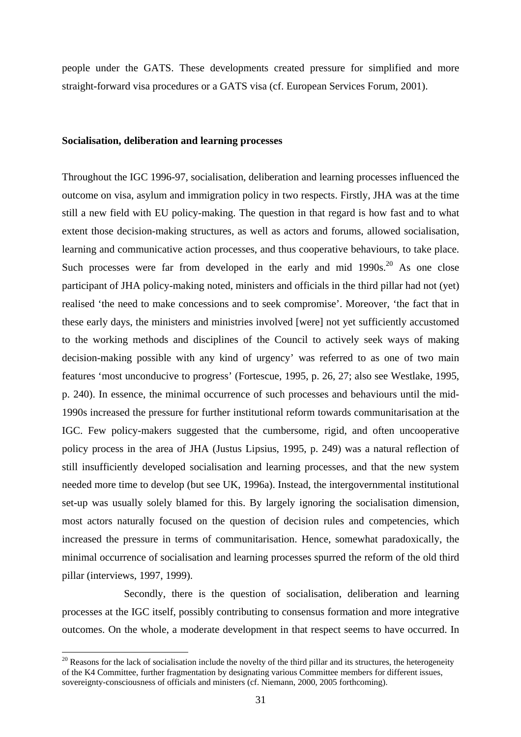people under the GATS. These developments created pressure for simplified and more straight-forward visa procedures or a GATS visa (cf. European Services Forum, 2001).

**Socialisation, deliberation and learning processes**

Throughout the IGC 1996-97, socialisation, deliberation and learning processes influenced the outcome on visa, asylum and immigration policy in two respects. Firstly, JHA was at the time still a new field with EU policy-making. The question in that regard is how fast and to what extent those decision-making structures, as well as actors and forums, allowed socialisation, learning and communicative action processes, and thus cooperative behaviours, to take place. Such processes were far from developed in the early and mid 1990s.[20] As one close participant of JHA policy-making noted, ministers and officials in the third pillar had not (yet) realised 'the need to make concessions and to seek compromise'. Moreover, 'the fact that in these early days, the ministers and ministries involved [were] not yet sufficiently accustomed to the working methods and disciplines of the Council to actively seek ways of making decision-making possible with any kind of urgency' was referred to as one of two main features 'most unconducive to progress' (Fortescue, 1995, p. 26, 27; also see Westlake, 1995, p. 240). In essence, the minimal occurrence of such processes and behaviours until the mid-1990s increased the pressure for further institutional reform towards communitarisation at the IGC. Few policy-makers suggested that the cumbersome, rigid, and often uncooperative policy process in the area of JHA (Justus Lipsius, 1995, p. 249) was a natural reflection of still insufficiently developed socialisation and learning processes, and that the new system needed more time to develop (but see UK, 1996a). Instead, the intergovernmental institutional set-up was usually solely blamed for this. By largely ignoring the socialisation dimension, most actors naturally focused on the question of decision rules and competencies, which increased the pressure in terms of communitarisation. Hence, somewhat paradoxically, the minimal occurrence of socialisation and learning processes spurred the reform of the old third pillar (interviews, 1997, 1999).

Secondly, there is the question of socialisation, deliberation and learning processes at the IGC itself, possibly contributing to consensus formation and more integrative outcomes. On the whole, a moderate development in that respect seems to have occurred. In

[20] Reasons for the lack of socialisation include the novelty of the third pillar and its structures, the heterogeneity of the K4 Committee, further fragmentation by designating various Committee members for different issues, sovereignty-consciousness of officials and ministers (cf. Niemann, 2000, 2005 forthcoming).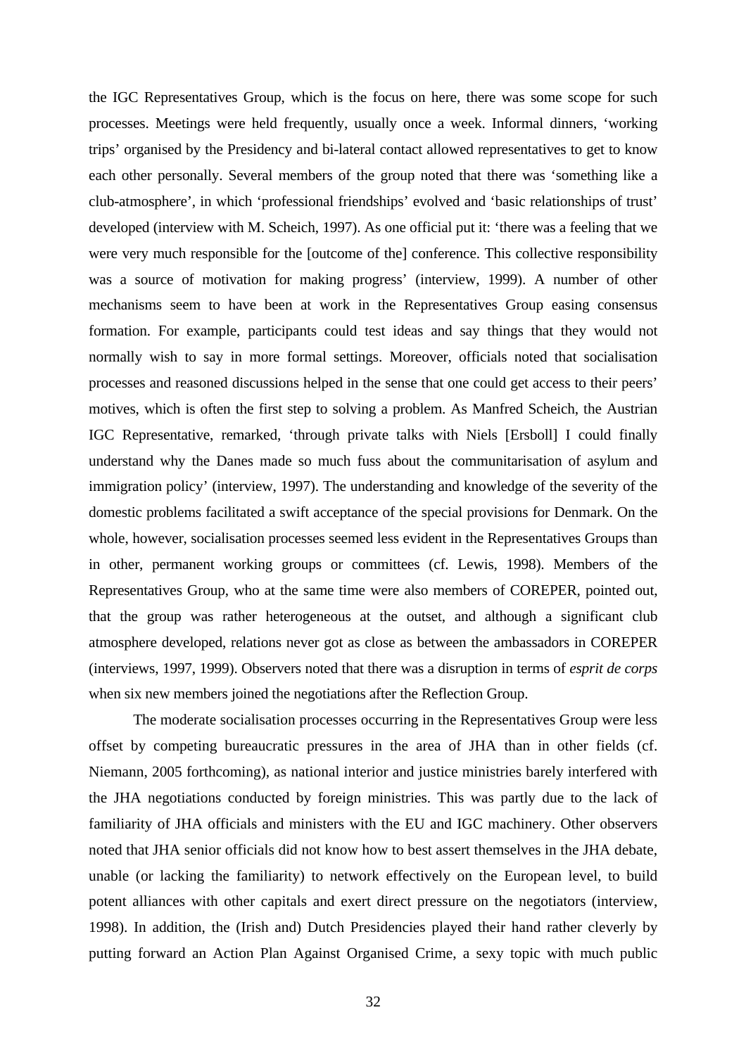the IGC Representatives Group, which is the focus on here, there was some scope for such processes. Meetings were held frequently, usually once a week. Informal dinners, 'working trips' organised by the Presidency and bi-lateral contact allowed representatives to get to know each other personally. Several members of the group noted that there was 'something like a club-atmosphere', in which 'professional friendships' evolved and 'basic relationships of trust' developed (interview with M. Scheich, 1997). As one official put it: 'there was a feeling that we were very much responsible for the [outcome of the] conference. This collective responsibility was a source of motivation for making progress' (interview, 1999). A number of other mechanisms seem to have been at work in the Representatives Group easing consensus formation. For example, participants could test ideas and say things that they would not normally wish to say in more formal settings. Moreover, officials noted that socialisation processes and reasoned discussions helped in the sense that one could get access to their peers' motives, which is often the first step to solving a problem. As Manfred Scheich, the Austrian IGC Representative, remarked, 'through private talks with Niels [Ersboll] I could finally understand why the Danes made so much fuss about the communitarisation of asylum and immigration policy' (interview, 1997). The understanding and knowledge of the severity of the domestic problems facilitated a swift acceptance of the special provisions for Denmark. On the whole, however, socialisation processes seemed less evident in the Representatives Groups than in other, permanent working groups or committees (cf. Lewis, 1998). Members of the Representatives Group, who at the same time were also members of COREPER, pointed out, that the group was rather heterogeneous at the outset, and although a significant club atmosphere developed, relations never got as close as between the ambassadors in COREPER (interviews, 1997, 1999). Observers noted that there was a disruption in terms of *esprit de corps* when six new members joined the negotiations after the Reflection Group.

The moderate socialisation processes occurring in the Representatives Group were less offset by competing bureaucratic pressures in the area of JHA than in other fields (cf. Niemann, 2005 forthcoming), as national interior and justice ministries barely interfered with the JHA negotiations conducted by foreign ministries. This was partly due to the lack of familiarity of JHA officials and ministers with the EU and IGC machinery. Other observers noted that JHA senior officials did not know how to best assert themselves in the JHA debate, unable (or lacking the familiarity) to network effectively on the European level, to build potent alliances with other capitals and exert direct pressure on the negotiators (interview, 1998). In addition, the (Irish and) Dutch Presidencies played their hand rather cleverly by putting forward an Action Plan Against Organised Crime, a sexy topic with much public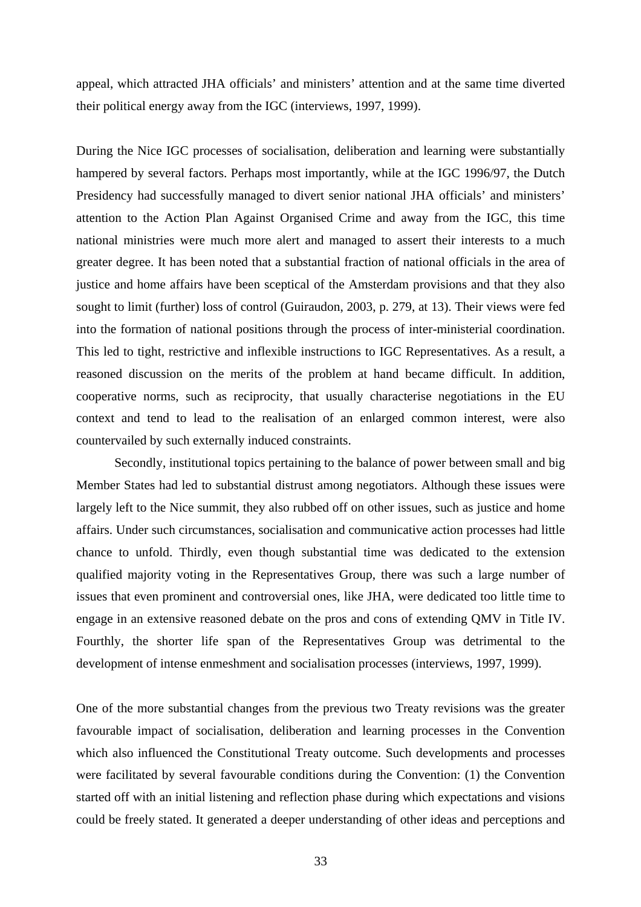appeal, which attracted JHA officials' and ministers' attention and at the same time diverted their political energy away from the IGC (interviews, 1997, 1999).

During the Nice IGC processes of socialisation, deliberation and learning were substantially hampered by several factors. Perhaps most importantly, while at the IGC 1996/97, the Dutch Presidency had successfully managed to divert senior national JHA officials' and ministers' attention to the Action Plan Against Organised Crime and away from the IGC, this time national ministries were much more alert and managed to assert their interests to a much greater degree. It has been noted that a substantial fraction of national officials in the area of justice and home affairs have been sceptical of the Amsterdam provisions and that they also sought to limit (further) loss of control (Guiraudon, 2003, p. 279, at 13). Their views were fed into the formation of national positions through the process of inter-ministerial coordination. This led to tight, restrictive and inflexible instructions to IGC Representatives. As a result, a reasoned discussion on the merits of the problem at hand became difficult. In addition, cooperative norms, such as reciprocity, that usually characterise negotiations in the EU context and tend to lead to the realisation of an enlarged common interest, were also countervailed by such externally induced constraints.

Secondly, institutional topics pertaining to the balance of power between small and big Member States had led to substantial distrust among negotiators. Although these issues were largely left to the Nice summit, they also rubbed off on other issues, such as justice and home affairs. Under such circumstances, socialisation and communicative action processes had little chance to unfold. Thirdly, even though substantial time was dedicated to the extension qualified majority voting in the Representatives Group, there was such a large number of issues that even prominent and controversial ones, like JHA, were dedicated too little time to engage in an extensive reasoned debate on the pros and cons of extending QMV in Title IV. Fourthly, the shorter life span of the Representatives Group was detrimental to the development of intense enmeshment and socialisation processes (interviews, 1997, 1999).

One of the more substantial changes from the previous two Treaty revisions was the greater favourable impact of socialisation, deliberation and learning processes in the Convention which also influenced the Constitutional Treaty outcome. Such developments and processes were facilitated by several favourable conditions during the Convention: (1) the Convention started off with an initial listening and reflection phase during which expectations and visions could be freely stated. It generated a deeper understanding of other ideas and perceptions and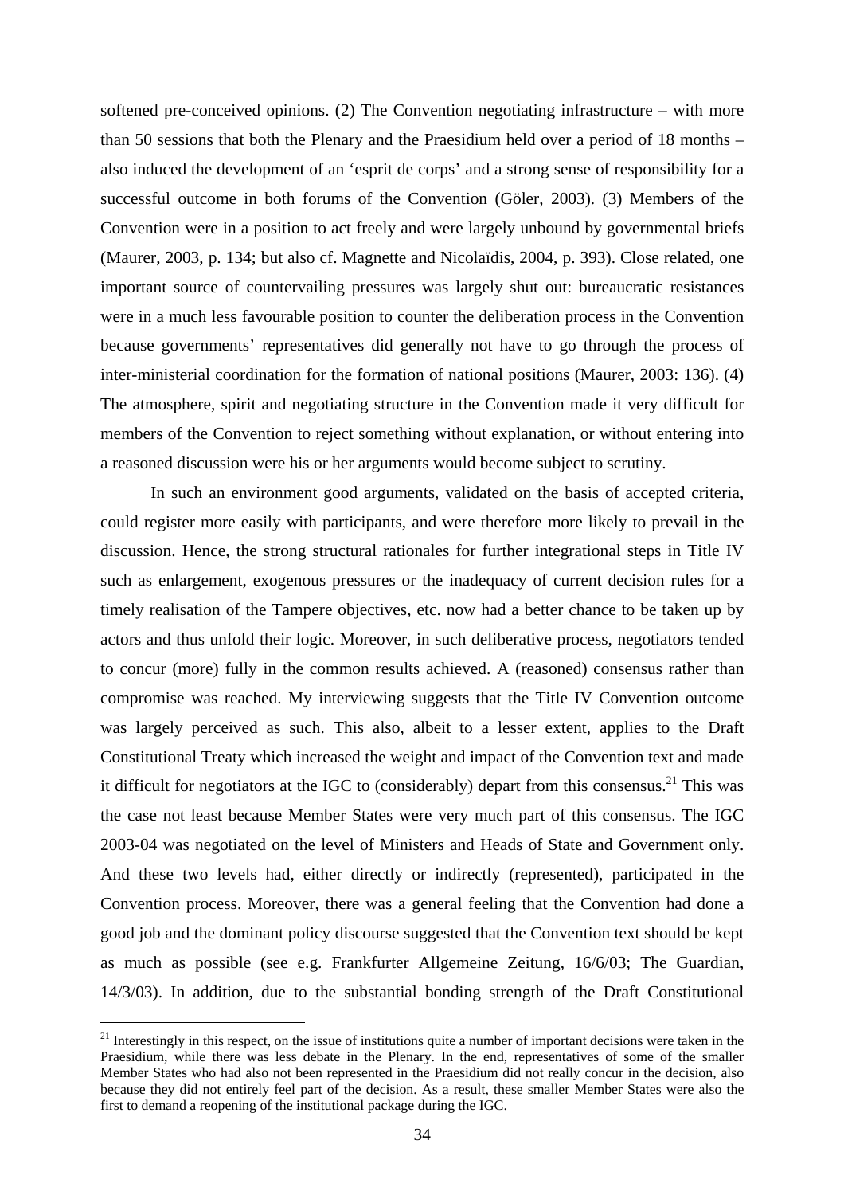softened pre-conceived opinions. (2) The Convention negotiating infrastructure – with more than 50 sessions that both the Plenary and the Praesidium held over a period of 18 months – also induced the development of an 'esprit de corps' and a strong sense of responsibility for a successful outcome in both forums of the Convention (Göler, 2003). (3) Members of the Convention were in a position to act freely and were largely unbound by governmental briefs (Maurer, 2003, p. 134; but also cf. Magnette and Nicolaïdis, 2004, p. 393). Close related, one important source of countervailing pressures was largely shut out: bureaucratic resistances were in a much less favourable position to counter the deliberation process in the Convention because governments' representatives did generally not have to go through the process of inter-ministerial coordination for the formation of national positions (Maurer, 2003: 136). (4) The atmosphere, spirit and negotiating structure in the Convention made it very difficult for members of the Convention to reject something without explanation, or without entering into a reasoned discussion were his or her arguments would become subject to scrutiny.

In such an environment good arguments, validated on the basis of accepted criteria, could register more easily with participants, and were therefore more likely to prevail in the discussion. Hence, the strong structural rationales for further integrational steps in Title IV such as enlargement, exogenous pressures or the inadequacy of current decision rules for a timely realisation of the Tampere objectives, etc. now had a better chance to be taken up by actors and thus unfold their logic. Moreover, in such deliberative process, negotiators tended to concur (more) fully in the common results achieved. A (reasoned) consensus rather than compromise was reached. My interviewing suggests that the Title IV Convention outcome was largely perceived as such. This also, albeit to a lesser extent, applies to the Draft Constitutional Treaty which increased the weight and impact of the Convention text and made it difficult for negotiators at the IGC to (considerably) depart from this consensus.[21] This was the case not least because Member States were very much part of this consensus. The IGC 2003-04 was negotiated on the level of Ministers and Heads of State and Government only. And these two levels had, either directly or indirectly (represented), participated in the Convention process. Moreover, there was a general feeling that the Convention had done a good job and the dominant policy discourse suggested that the Convention text should be kept as much as possible (see e.g. Frankfurter Allgemeine Zeitung, 16/6/03; The Guardian, 14/3/03). In addition, due to the substantial bonding strength of the Draft Constitutional

[21] Interestingly in this respect, on the issue of institutions quite a number of important decisions were taken in the Praesidium, while there was less debate in the Plenary. In the end, representatives of some of the smaller Member States who had also not been represented in the Praesidium did not really concur in the decision, also because they did not entirely feel part of the decision. As a result, these smaller Member States were also the first to demand a reopening of the institutional package during the IGC.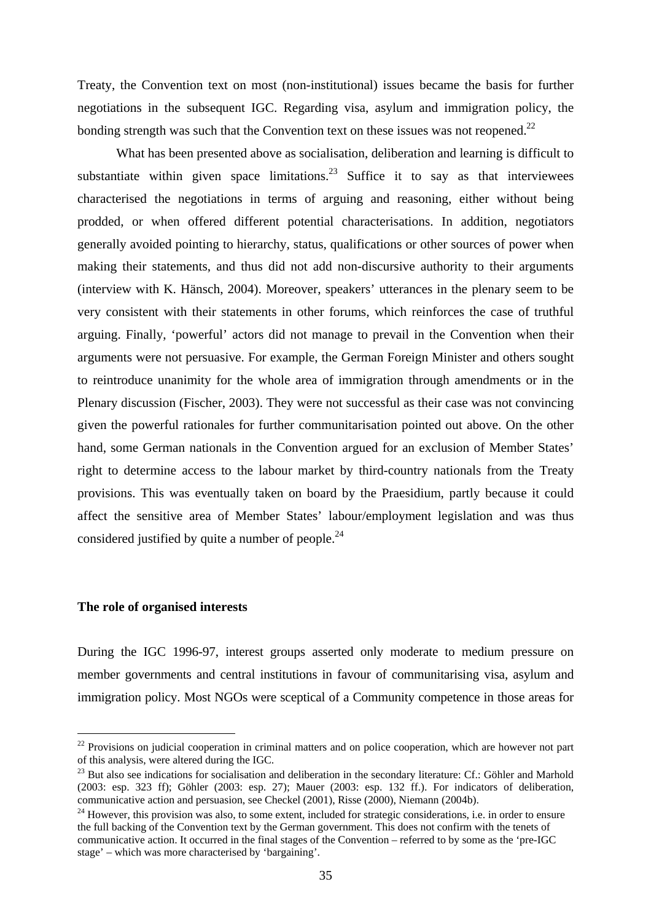Treaty, the Convention text on most (non-institutional) issues became the basis for further negotiations in the subsequent IGC. Regarding visa, asylum and immigration policy, the bonding strength was such that the Convention text on these issues was not reopened.[22]

What has been presented above as socialisation, deliberation and learning is difficult to substantiate within given space limitations.[23] Suffice it to say as that interviewees characterised the negotiations in terms of arguing and reasoning, either without being prodded, or when offered different potential characterisations. In addition, negotiators generally avoided pointing to hierarchy, status, qualifications or other sources of power when making their statements, and thus did not add non-discursive authority to their arguments (interview with K. Hänsch, 2004). Moreover, speakers' utterances in the plenary seem to be very consistent with their statements in other forums, which reinforces the case of truthful arguing. Finally, 'powerful' actors did not manage to prevail in the Convention when their arguments were not persuasive. For example, the German Foreign Minister and others sought to reintroduce unanimity for the whole area of immigration through amendments or in the Plenary discussion (Fischer, 2003). They were not successful as their case was not convincing given the powerful rationales for further communitarisation pointed out above. On the other hand, some German nationals in the Convention argued for an exclusion of Member States' right to determine access to the labour market by third-country nationals from the Treaty provisions. This was eventually taken on board by the Praesidium, partly because it could affect the sensitive area of Member States' labour/employment legislation and was thus considered justified by quite a number of people.[24]

**The role of organised interests**

During the IGC 1996-97, interest groups asserted only moderate to medium pressure on member governments and central institutions in favour of communitarising visa, asylum and immigration policy. Most NGOs were sceptical of a Community competence in those areas for

[22] Provisions on judicial cooperation in criminal matters and on police cooperation, which are however not part of this analysis, were altered during the IGC.

[23] But also see indications for socialisation and deliberation in the secondary literature: Cf.: Göhler and Marhold (2003: esp. 323 ff); Göhler (2003: esp. 27); Mauer (2003: esp. 132 ff.). For indicators of deliberation, communicative action and persuasion, see Checkel (2001), Risse (2000), Niemann (2004b).

[24] However, this provision was also, to some extent, included for strategic considerations, i.e. in order to ensure the full backing of the Convention text by the German government. This does not confirm with the tenets of communicative action. It occurred in the final stages of the Convention – referred to by some as the 'pre-IGC stage' – which was more characterised by 'bargaining'.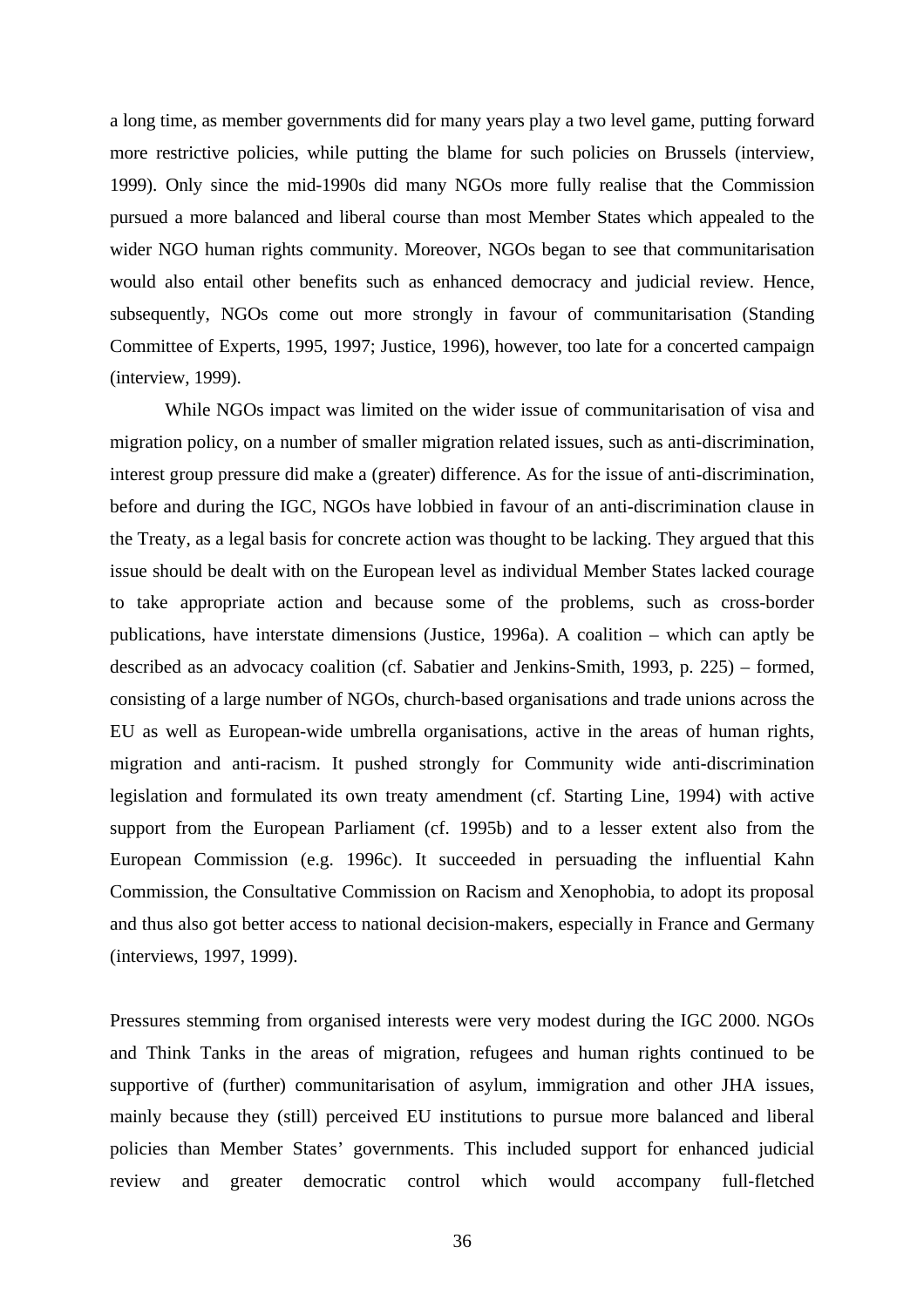a long time, as member governments did for many years play a two level game, putting forward more restrictive policies, while putting the blame for such policies on Brussels (interview, 1999). Only since the mid-1990s did many NGOs more fully realise that the Commission pursued a more balanced and liberal course than most Member States which appealed to the wider NGO human rights community. Moreover, NGOs began to see that communitarisation would also entail other benefits such as enhanced democracy and judicial review. Hence, subsequently, NGOs come out more strongly in favour of communitarisation (Standing Committee of Experts, 1995, 1997; Justice, 1996), however, too late for a concerted campaign (interview, 1999).

While NGOs impact was limited on the wider issue of communitarisation of visa and migration policy, on a number of smaller migration related issues, such as anti-discrimination, interest group pressure did make a (greater) difference. As for the issue of anti-discrimination, before and during the IGC, NGOs have lobbied in favour of an anti-discrimination clause in the Treaty, as a legal basis for concrete action was thought to be lacking. They argued that this issue should be dealt with on the European level as individual Member States lacked courage to take appropriate action and because some of the problems, such as cross-border publications, have interstate dimensions (Justice, 1996a). A coalition – which can aptly be described as an advocacy coalition (cf. Sabatier and Jenkins-Smith, 1993, p. 225) – formed, consisting of a large number of NGOs, church-based organisations and trade unions across the EU as well as European-wide umbrella organisations, active in the areas of human rights, migration and anti-racism. It pushed strongly for Community wide anti-discrimination legislation and formulated its own treaty amendment (cf. Starting Line, 1994) with active support from the European Parliament (cf. 1995b) and to a lesser extent also from the European Commission (e.g. 1996c). It succeeded in persuading the influential Kahn Commission, the Consultative Commission on Racism and Xenophobia, to adopt its proposal and thus also got better access to national decision-makers, especially in France and Germany (interviews, 1997, 1999).

Pressures stemming from organised interests were very modest during the IGC 2000. NGOs and Think Tanks in the areas of migration, refugees and human rights continued to be supportive of (further) communitarisation of asylum, immigration and other JHA issues, mainly because they (still) perceived EU institutions to pursue more balanced and liberal policies than Member States' governments. This included support for enhanced judicial review and greater democratic control which would accompany full-fletched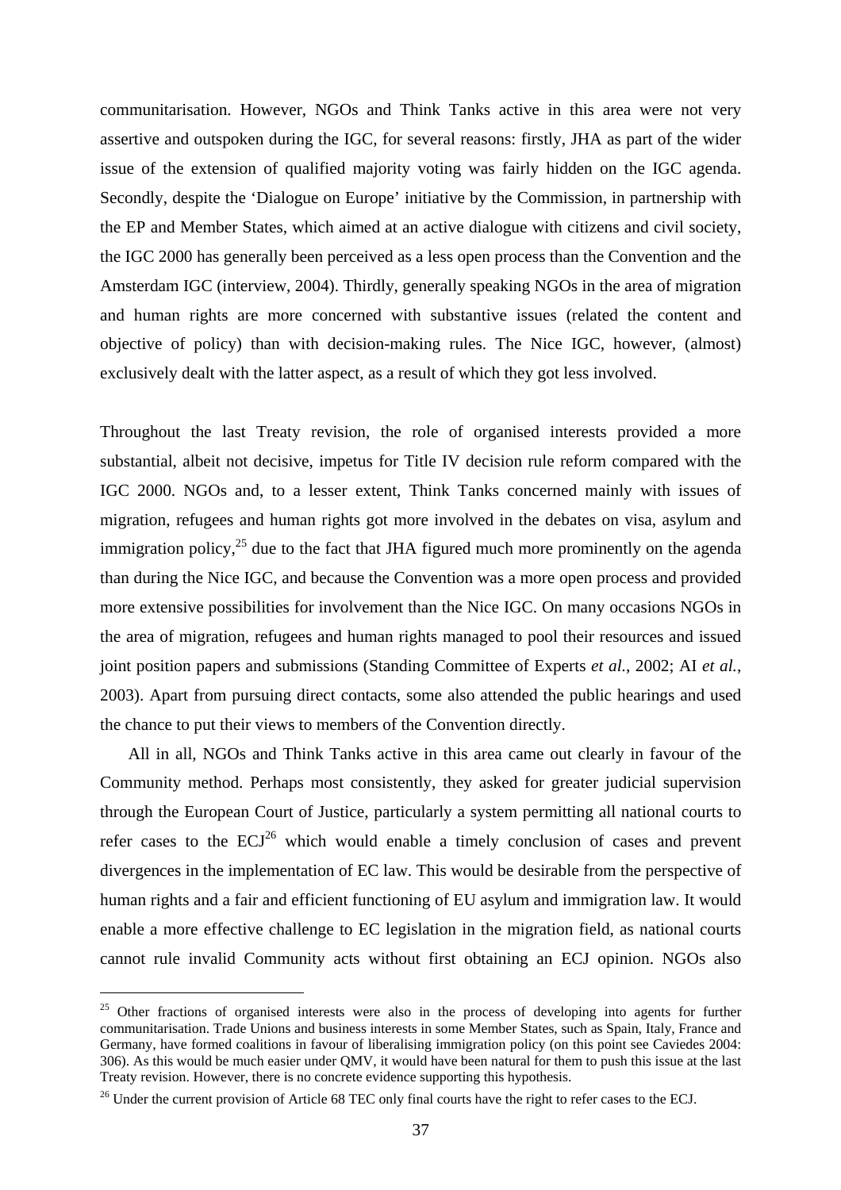communitarisation. However, NGOs and Think Tanks active in this area were not very assertive and outspoken during the IGC, for several reasons: firstly, JHA as part of the wider issue of the extension of qualified majority voting was fairly hidden on the IGC agenda. Secondly, despite the 'Dialogue on Europe' initiative by the Commission, in partnership with the EP and Member States, which aimed at an active dialogue with citizens and civil society, the IGC 2000 has generally been perceived as a less open process than the Convention and the Amsterdam IGC (interview, 2004). Thirdly, generally speaking NGOs in the area of migration and human rights are more concerned with substantive issues (related the content and objective of policy) than with decision-making rules. The Nice IGC, however, (almost) exclusively dealt with the latter aspect, as a result of which they got less involved.

Throughout the last Treaty revision, the role of organised interests provided a more substantial, albeit not decisive, impetus for Title IV decision rule reform compared with the IGC 2000. NGOs and, to a lesser extent, Think Tanks concerned mainly with issues of migration, refugees and human rights got more involved in the debates on visa, asylum and immigration policy,[25] due to the fact that JHA figured much more prominently on the agenda than during the Nice IGC, and because the Convention was a more open process and provided more extensive possibilities for involvement than the Nice IGC. On many occasions NGOs in the area of migration, refugees and human rights managed to pool their resources and issued joint position papers and submissions (Standing Committee of Experts *et al.*, 2002; AI *et al.*, 2003). Apart from pursuing direct contacts, some also attended the public hearings and used the chance to put their views to members of the Convention directly.

All in all, NGOs and Think Tanks active in this area came out clearly in favour of the Community method. Perhaps most consistently, they asked for greater judicial supervision through the European Court of Justice, particularly a system permitting all national courts to refer cases to the ECJ[26] which would enable a timely conclusion of cases and prevent divergences in the implementation of EC law. This would be desirable from the perspective of human rights and a fair and efficient functioning of EU asylum and immigration law. It would enable a more effective challenge to EC legislation in the migration field, as national courts cannot rule invalid Community acts without first obtaining an ECJ opinion. NGOs also

---

[25] Other fractions of organised interests were also in the process of developing into agents for further communitarisation. Trade Unions and business interests in some Member States, such as Spain, Italy, France and Germany, have formed coalitions in favour of liberalising immigration policy (on this point see Caviedes 2004: 306). As this would be much easier under QMV, it would have been natural for them to push this issue at the last Treaty revision. However, there is no concrete evidence supporting this hypothesis.

[26] Under the current provision of Article 68 TEC only final courts have the right to refer cases to the ECJ.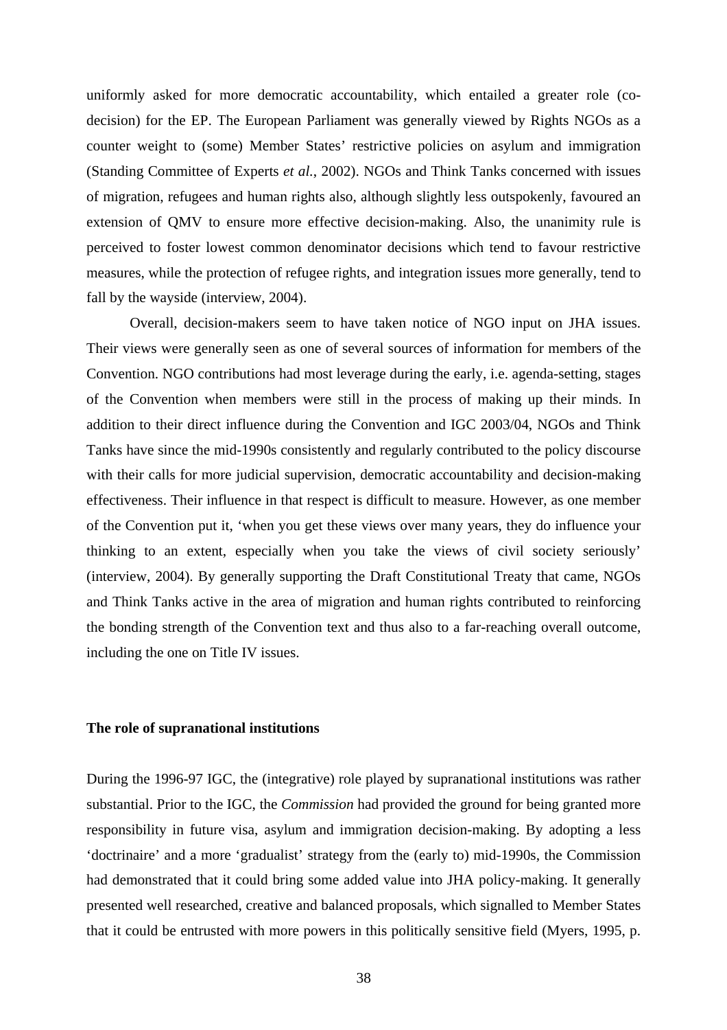uniformly asked for more democratic accountability, which entailed a greater role (co-decision) for the EP. The European Parliament was generally viewed by Rights NGOs as a counter weight to (some) Member States' restrictive policies on asylum and immigration (Standing Committee of Experts *et al.*, 2002). NGOs and Think Tanks concerned with issues of migration, refugees and human rights also, although slightly less outspokenly, favoured an extension of QMV to ensure more effective decision-making. Also, the unanimity rule is perceived to foster lowest common denominator decisions which tend to favour restrictive measures, while the protection of refugee rights, and integration issues more generally, tend to fall by the wayside (interview, 2004).

Overall, decision-makers seem to have taken notice of NGO input on JHA issues. Their views were generally seen as one of several sources of information for members of the Convention. NGO contributions had most leverage during the early, i.e. agenda-setting, stages of the Convention when members were still in the process of making up their minds. In addition to their direct influence during the Convention and IGC 2003/04, NGOs and Think Tanks have since the mid-1990s consistently and regularly contributed to the policy discourse with their calls for more judicial supervision, democratic accountability and decision-making effectiveness. Their influence in that respect is difficult to measure. However, as one member of the Convention put it, 'when you get these views over many years, they do influence your thinking to an extent, especially when you take the views of civil society seriously' (interview, 2004). By generally supporting the Draft Constitutional Treaty that came, NGOs and Think Tanks active in the area of migration and human rights contributed to reinforcing the bonding strength of the Convention text and thus also to a far-reaching overall outcome, including the one on Title IV issues.

**The role of supranational institutions**

During the 1996-97 IGC, the (integrative) role played by supranational institutions was rather substantial. Prior to the IGC, the *Commission* had provided the ground for being granted more responsibility in future visa, asylum and immigration decision-making. By adopting a less 'doctrinaire' and a more 'gradualist' strategy from the (early to) mid-1990s, the Commission had demonstrated that it could bring some added value into JHA policy-making. It generally presented well researched, creative and balanced proposals, which signalled to Member States that it could be entrusted with more powers in this politically sensitive field (Myers, 1995, p.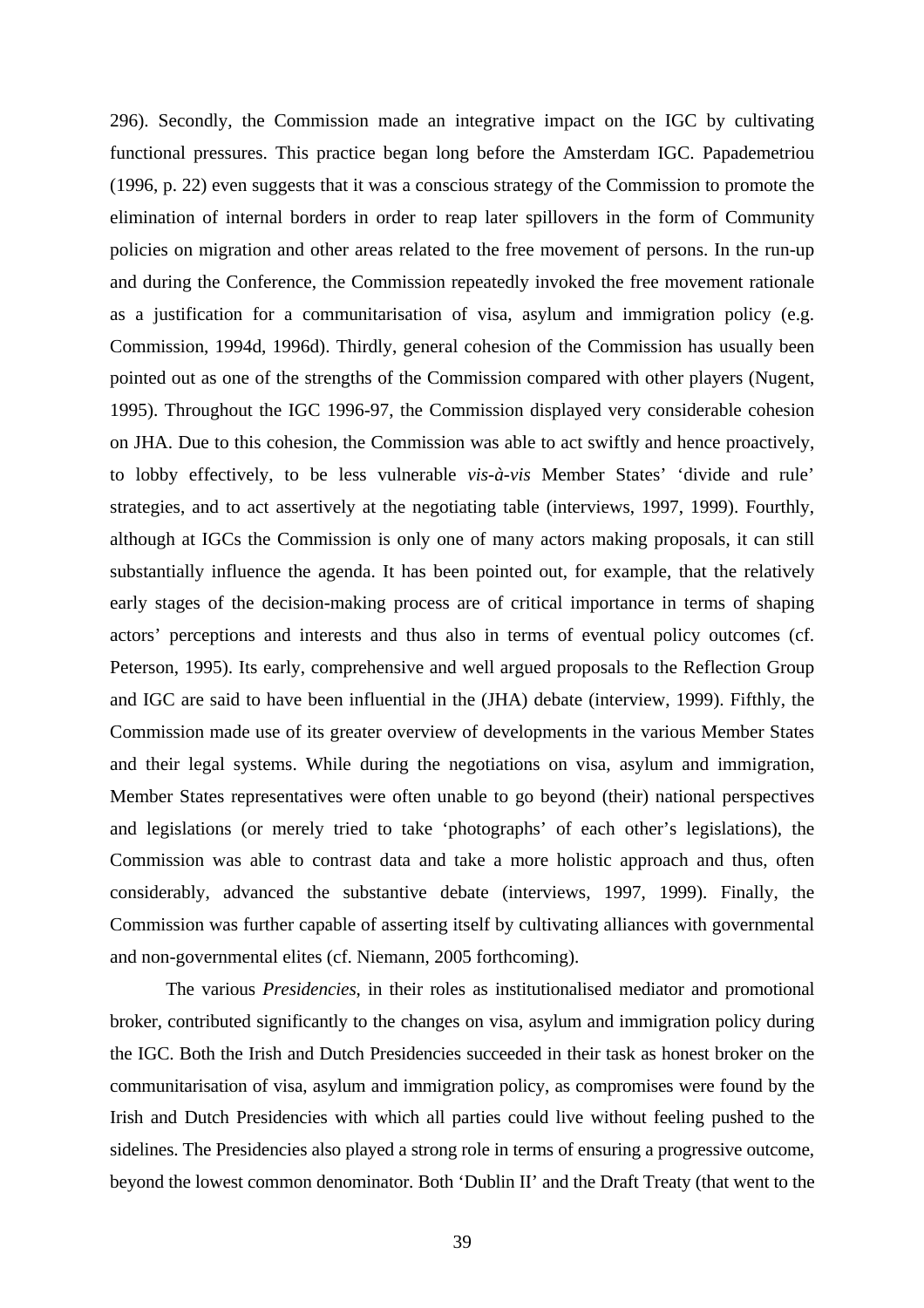296). Secondly, the Commission made an integrative impact on the IGC by cultivating functional pressures. This practice began long before the Amsterdam IGC. Papademetriou (1996, p. 22) even suggests that it was a conscious strategy of the Commission to promote the elimination of internal borders in order to reap later spillovers in the form of Community policies on migration and other areas related to the free movement of persons. In the run-up and during the Conference, the Commission repeatedly invoked the free movement rationale as a justification for a communitarisation of visa, asylum and immigration policy (e.g. Commission, 1994d, 1996d). Thirdly, general cohesion of the Commission has usually been pointed out as one of the strengths of the Commission compared with other players (Nugent, 1995). Throughout the IGC 1996-97, the Commission displayed very considerable cohesion on JHA. Due to this cohesion, the Commission was able to act swiftly and hence proactively, to lobby effectively, to be less vulnerable *vis-à-vis* Member States' 'divide and rule' strategies, and to act assertively at the negotiating table (interviews, 1997, 1999). Fourthly, although at IGCs the Commission is only one of many actors making proposals, it can still substantially influence the agenda. It has been pointed out, for example, that the relatively early stages of the decision-making process are of critical importance in terms of shaping actors' perceptions and interests and thus also in terms of eventual policy outcomes (cf. Peterson, 1995). Its early, comprehensive and well argued proposals to the Reflection Group and IGC are said to have been influential in the (JHA) debate (interview, 1999). Fifthly, the Commission made use of its greater overview of developments in the various Member States and their legal systems. While during the negotiations on visa, asylum and immigration, Member States representatives were often unable to go beyond (their) national perspectives and legislations (or merely tried to take 'photographs' of each other's legislations), the Commission was able to contrast data and take a more holistic approach and thus, often considerably, advanced the substantive debate (interviews, 1997, 1999). Finally, the Commission was further capable of asserting itself by cultivating alliances with governmental and non-governmental elites (cf. Niemann, 2005 forthcoming).

The various *Presidencies*, in their roles as institutionalised mediator and promotional broker, contributed significantly to the changes on visa, asylum and immigration policy during the IGC. Both the Irish and Dutch Presidencies succeeded in their task as honest broker on the communitarisation of visa, asylum and immigration policy, as compromises were found by the Irish and Dutch Presidencies with which all parties could live without feeling pushed to the sidelines. The Presidencies also played a strong role in terms of ensuring a progressive outcome, beyond the lowest common denominator. Both 'Dublin II' and the Draft Treaty (that went to the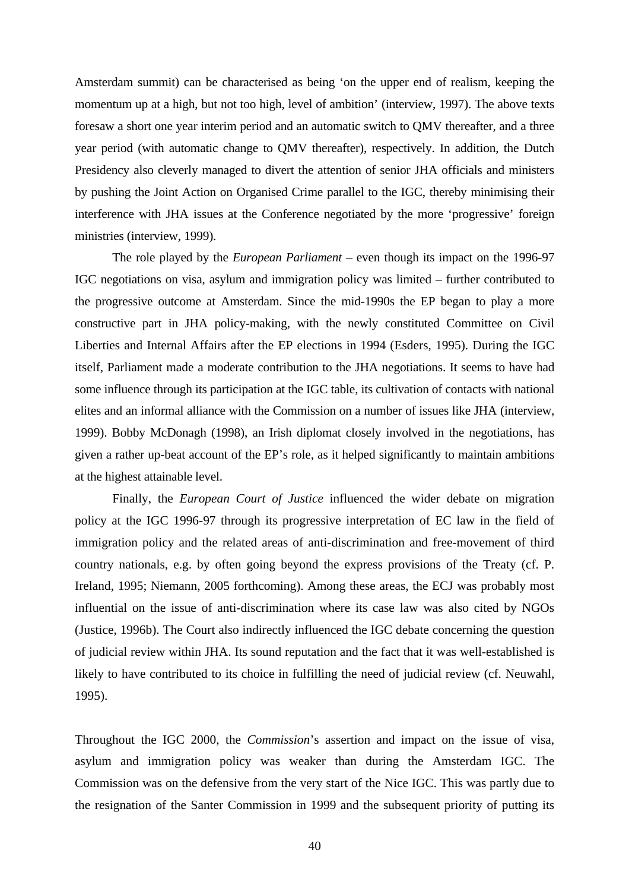Amsterdam summit) can be characterised as being 'on the upper end of realism, keeping the momentum up at a high, but not too high, level of ambition' (interview, 1997). The above texts foresaw a short one year interim period and an automatic switch to QMV thereafter, and a three year period (with automatic change to QMV thereafter), respectively. In addition, the Dutch Presidency also cleverly managed to divert the attention of senior JHA officials and ministers by pushing the Joint Action on Organised Crime parallel to the IGC, thereby minimising their interference with JHA issues at the Conference negotiated by the more 'progressive' foreign ministries (interview, 1999).

The role played by the *European Parliament* – even though its impact on the 1996-97 IGC negotiations on visa, asylum and immigration policy was limited – further contributed to the progressive outcome at Amsterdam. Since the mid-1990s the EP began to play a more constructive part in JHA policy-making, with the newly constituted Committee on Civil Liberties and Internal Affairs after the EP elections in 1994 (Esders, 1995). During the IGC itself, Parliament made a moderate contribution to the JHA negotiations. It seems to have had some influence through its participation at the IGC table, its cultivation of contacts with national elites and an informal alliance with the Commission on a number of issues like JHA (interview, 1999). Bobby McDonagh (1998), an Irish diplomat closely involved in the negotiations, has given a rather up-beat account of the EP's role, as it helped significantly to maintain ambitions at the highest attainable level.

Finally, the *European Court of Justice* influenced the wider debate on migration policy at the IGC 1996-97 through its progressive interpretation of EC law in the field of immigration policy and the related areas of anti-discrimination and free-movement of third country nationals, e.g. by often going beyond the express provisions of the Treaty (cf. P. Ireland, 1995; Niemann, 2005 forthcoming). Among these areas, the ECJ was probably most influential on the issue of anti-discrimination where its case law was also cited by NGOs (Justice, 1996b). The Court also indirectly influenced the IGC debate concerning the question of judicial review within JHA. Its sound reputation and the fact that it was well-established is likely to have contributed to its choice in fulfilling the need of judicial review (cf. Neuwahl, 1995).

Throughout the IGC 2000, the *Commission*'s assertion and impact on the issue of visa, asylum and immigration policy was weaker than during the Amsterdam IGC. The Commission was on the defensive from the very start of the Nice IGC. This was partly due to the resignation of the Santer Commission in 1999 and the subsequent priority of putting its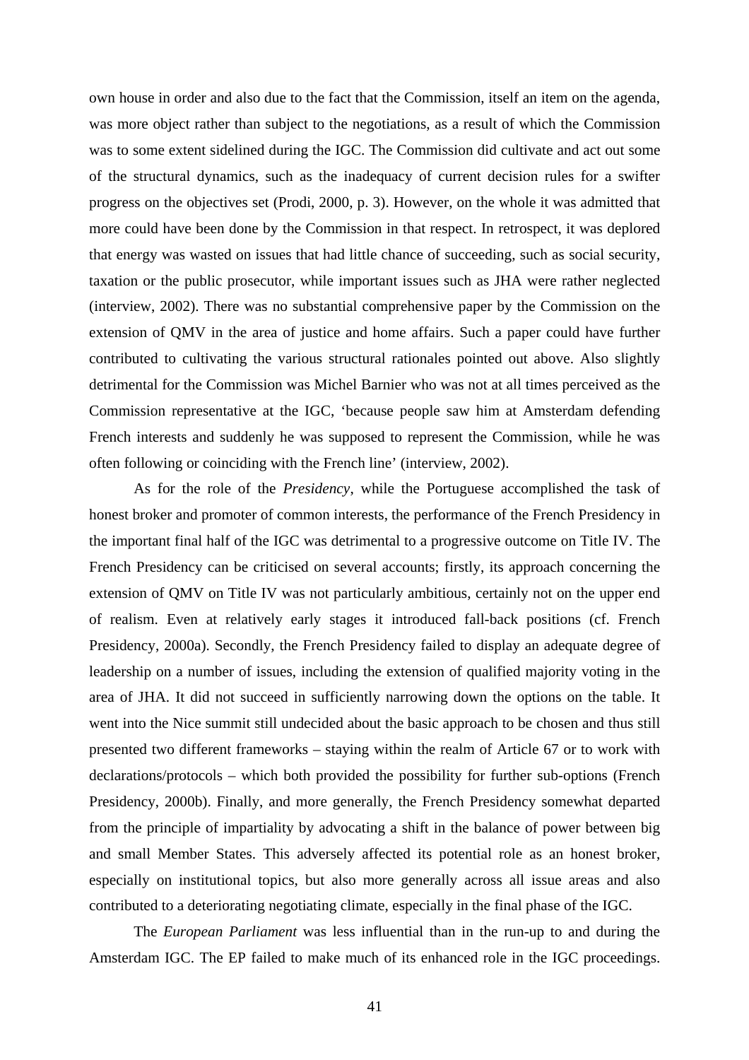own house in order and also due to the fact that the Commission, itself an item on the agenda, was more object rather than subject to the negotiations, as a result of which the Commission was to some extent sidelined during the IGC. The Commission did cultivate and act out some of the structural dynamics, such as the inadequacy of current decision rules for a swifter progress on the objectives set (Prodi, 2000, p. 3). However, on the whole it was admitted that more could have been done by the Commission in that respect. In retrospect, it was deplored that energy was wasted on issues that had little chance of succeeding, such as social security, taxation or the public prosecutor, while important issues such as JHA were rather neglected (interview, 2002). There was no substantial comprehensive paper by the Commission on the extension of QMV in the area of justice and home affairs. Such a paper could have further contributed to cultivating the various structural rationales pointed out above. Also slightly detrimental for the Commission was Michel Barnier who was not at all times perceived as the Commission representative at the IGC, 'because people saw him at Amsterdam defending French interests and suddenly he was supposed to represent the Commission, while he was often following or coinciding with the French line' (interview, 2002).

As for the role of the *Presidency*, while the Portuguese accomplished the task of honest broker and promoter of common interests, the performance of the French Presidency in the important final half of the IGC was detrimental to a progressive outcome on Title IV. The French Presidency can be criticised on several accounts; firstly, its approach concerning the extension of QMV on Title IV was not particularly ambitious, certainly not on the upper end of realism. Even at relatively early stages it introduced fall-back positions (cf. French Presidency, 2000a). Secondly, the French Presidency failed to display an adequate degree of leadership on a number of issues, including the extension of qualified majority voting in the area of JHA. It did not succeed in sufficiently narrowing down the options on the table. It went into the Nice summit still undecided about the basic approach to be chosen and thus still presented two different frameworks – staying within the realm of Article 67 or to work with declarations/protocols – which both provided the possibility for further sub-options (French Presidency, 2000b). Finally, and more generally, the French Presidency somewhat departed from the principle of impartiality by advocating a shift in the balance of power between big and small Member States. This adversely affected its potential role as an honest broker, especially on institutional topics, but also more generally across all issue areas and also contributed to a deteriorating negotiating climate, especially in the final phase of the IGC.

The *European Parliament* was less influential than in the run-up to and during the Amsterdam IGC. The EP failed to make much of its enhanced role in the IGC proceedings.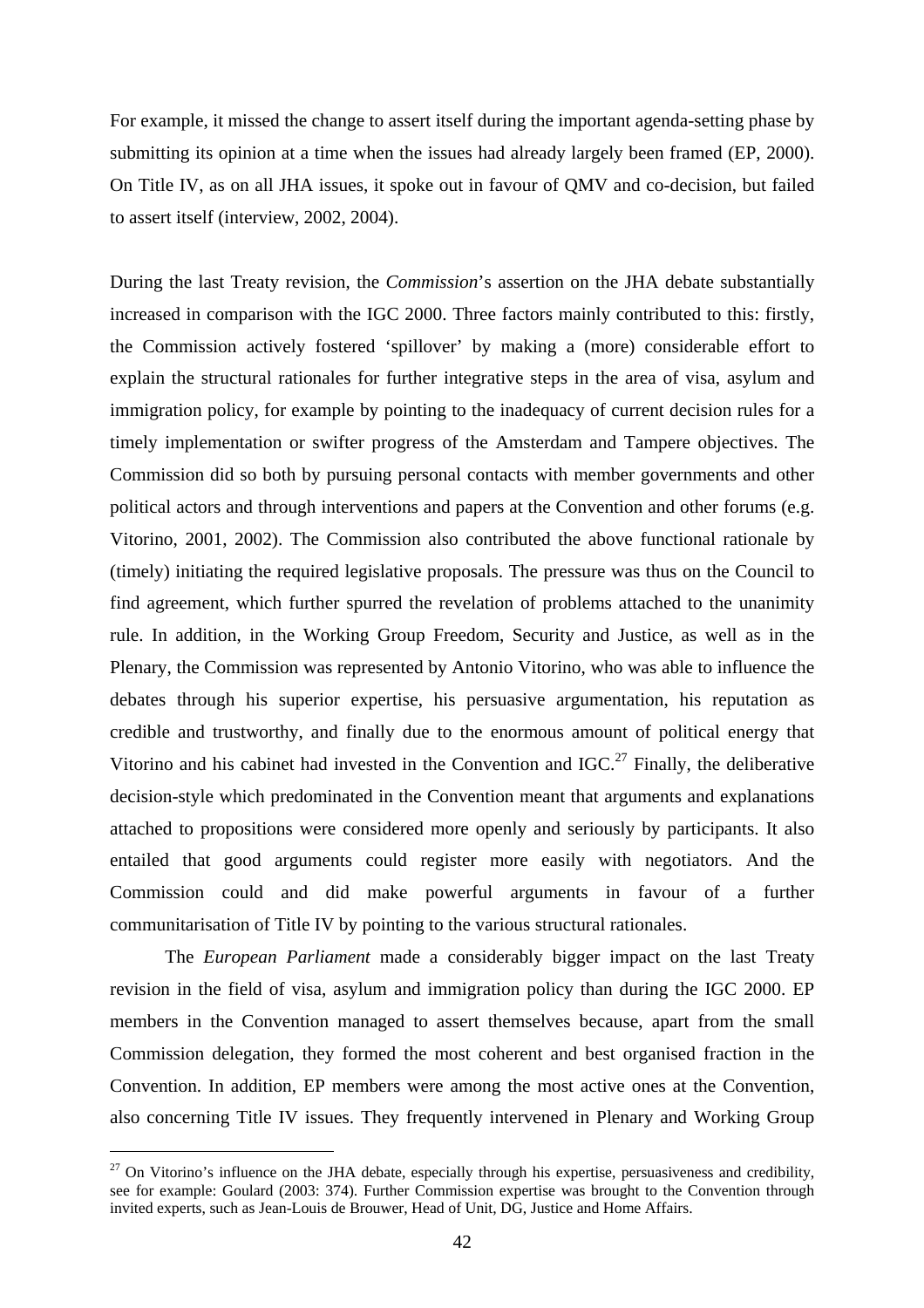For example, it missed the change to assert itself during the important agenda-setting phase by submitting its opinion at a time when the issues had already largely been framed (EP, 2000). On Title IV, as on all JHA issues, it spoke out in favour of QMV and co-decision, but failed to assert itself (interview, 2002, 2004).

During the last Treaty revision, the *Commission*'s assertion on the JHA debate substantially increased in comparison with the IGC 2000. Three factors mainly contributed to this: firstly, the Commission actively fostered 'spillover' by making a (more) considerable effort to explain the structural rationales for further integrative steps in the area of visa, asylum and immigration policy, for example by pointing to the inadequacy of current decision rules for a timely implementation or swifter progress of the Amsterdam and Tampere objectives. The Commission did so both by pursuing personal contacts with member governments and other political actors and through interventions and papers at the Convention and other forums (e.g. Vitorino, 2001, 2002). The Commission also contributed the above functional rationale by (timely) initiating the required legislative proposals. The pressure was thus on the Council to find agreement, which further spurred the revelation of problems attached to the unanimity rule. In addition, in the Working Group Freedom, Security and Justice, as well as in the Plenary, the Commission was represented by Antonio Vitorino, who was able to influence the debates through his superior expertise, his persuasive argumentation, his reputation as credible and trustworthy, and finally due to the enormous amount of political energy that Vitorino and his cabinet had invested in the Convention and IGC.[27] Finally, the deliberative decision-style which predominated in the Convention meant that arguments and explanations attached to propositions were considered more openly and seriously by participants. It also entailed that good arguments could register more easily with negotiators. And the Commission could and did make powerful arguments in favour of a further communitarisation of Title IV by pointing to the various structural rationales.

The *European Parliament* made a considerably bigger impact on the last Treaty revision in the field of visa, asylum and immigration policy than during the IGC 2000. EP members in the Convention managed to assert themselves because, apart from the small Commission delegation, they formed the most coherent and best organised fraction in the Convention. In addition, EP members were among the most active ones at the Convention, also concerning Title IV issues. They frequently intervened in Plenary and Working Group

---

[27] On Vitorino's influence on the JHA debate, especially through his expertise, persuasiveness and credibility, see for example: Goulard (2003: 374). Further Commission expertise was brought to the Convention through invited experts, such as Jean-Louis de Brouwer, Head of Unit, DG, Justice and Home Affairs.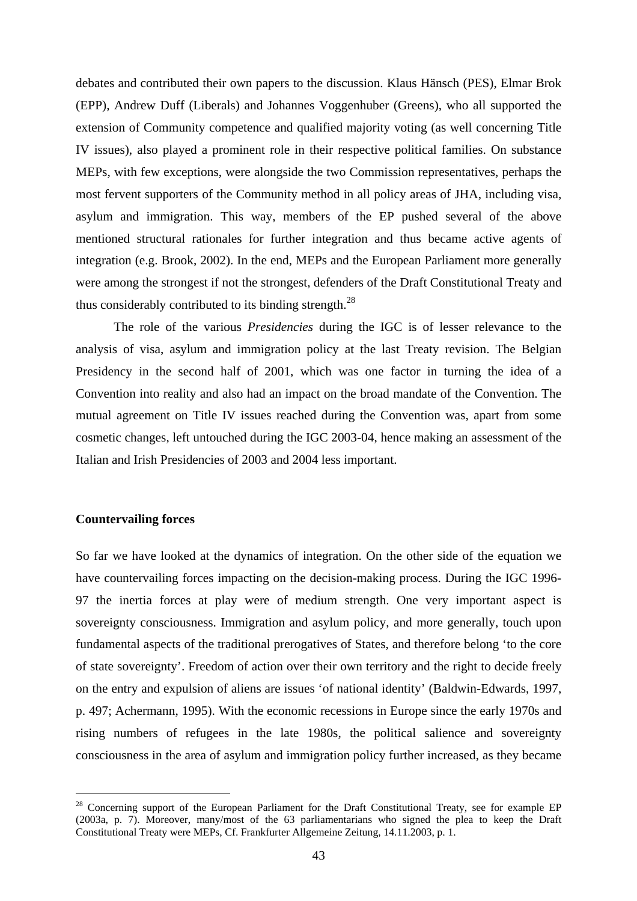debates and contributed their own papers to the discussion. Klaus Hänsch (PES), Elmar Brok (EPP), Andrew Duff (Liberals) and Johannes Voggenhuber (Greens), who all supported the extension of Community competence and qualified majority voting (as well concerning Title IV issues), also played a prominent role in their respective political families. On substance MEPs, with few exceptions, were alongside the two Commission representatives, perhaps the most fervent supporters of the Community method in all policy areas of JHA, including visa, asylum and immigration. This way, members of the EP pushed several of the above mentioned structural rationales for further integration and thus became active agents of integration (e.g. Brook, 2002). In the end, MEPs and the European Parliament more generally were among the strongest if not the strongest, defenders of the Draft Constitutional Treaty and thus considerably contributed to its binding strength.[28]

The role of the various *Presidencies* during the IGC is of lesser relevance to the analysis of visa, asylum and immigration policy at the last Treaty revision. The Belgian Presidency in the second half of 2001, which was one factor in turning the idea of a Convention into reality and also had an impact on the broad mandate of the Convention. The mutual agreement on Title IV issues reached during the Convention was, apart from some cosmetic changes, left untouched during the IGC 2003-04, hence making an assessment of the Italian and Irish Presidencies of 2003 and 2004 less important.

**Countervailing forces**

So far we have looked at the dynamics of integration. On the other side of the equation we have countervailing forces impacting on the decision-making process. During the IGC 1996-97 the inertia forces at play were of medium strength. One very important aspect is sovereignty consciousness. Immigration and asylum policy, and more generally, touch upon fundamental aspects of the traditional prerogatives of States, and therefore belong 'to the core of state sovereignty'. Freedom of action over their own territory and the right to decide freely on the entry and expulsion of aliens are issues 'of national identity' (Baldwin-Edwards, 1997, p. 497; Achermann, 1995). With the economic recessions in Europe since the early 1970s and rising numbers of refugees in the late 1980s, the political salience and sovereignty consciousness in the area of asylum and immigration policy further increased, as they became

[28] Concerning support of the European Parliament for the Draft Constitutional Treaty, see for example EP (2003a, p. 7). Moreover, many/most of the 63 parliamentarians who signed the plea to keep the Draft Constitutional Treaty were MEPs, Cf. Frankfurter Allgemeine Zeitung, 14.11.2003, p. 1.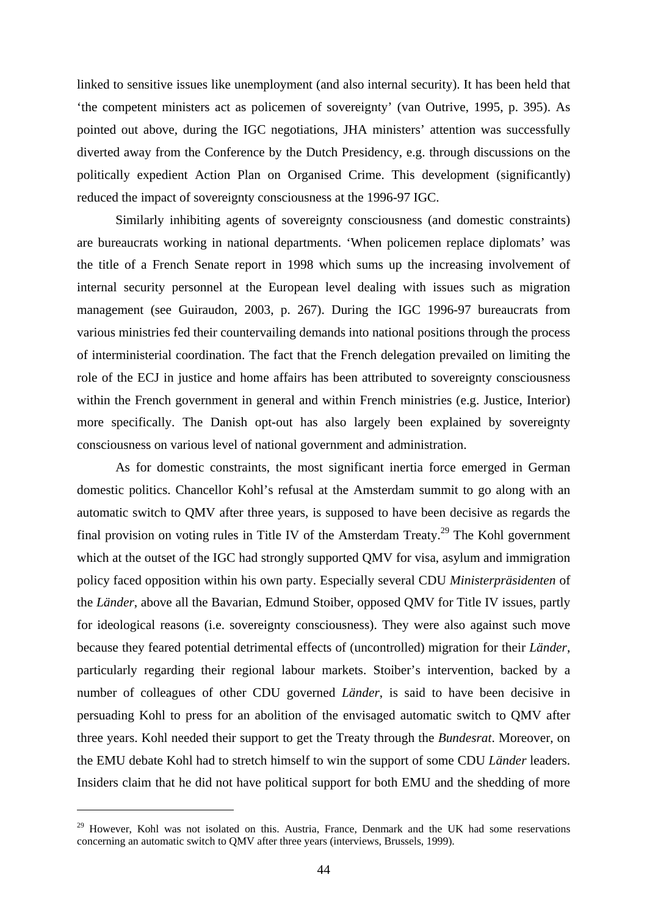linked to sensitive issues like unemployment (and also internal security). It has been held that 'the competent ministers act as policemen of sovereignty' (van Outrive, 1995, p. 395). As pointed out above, during the IGC negotiations, JHA ministers' attention was successfully diverted away from the Conference by the Dutch Presidency, e.g. through discussions on the politically expedient Action Plan on Organised Crime. This development (significantly) reduced the impact of sovereignty consciousness at the 1996-97 IGC.

Similarly inhibiting agents of sovereignty consciousness (and domestic constraints) are bureaucrats working in national departments. 'When policemen replace diplomats' was the title of a French Senate report in 1998 which sums up the increasing involvement of internal security personnel at the European level dealing with issues such as migration management (see Guiraudon, 2003, p. 267). During the IGC 1996-97 bureaucrats from various ministries fed their countervailing demands into national positions through the process of interministerial coordination. The fact that the French delegation prevailed on limiting the role of the ECJ in justice and home affairs has been attributed to sovereignty consciousness within the French government in general and within French ministries (e.g. Justice, Interior) more specifically. The Danish opt-out has also largely been explained by sovereignty consciousness on various level of national government and administration.

As for domestic constraints, the most significant inertia force emerged in German domestic politics. Chancellor Kohl's refusal at the Amsterdam summit to go along with an automatic switch to QMV after three years, is supposed to have been decisive as regards the final provision on voting rules in Title IV of the Amsterdam Treaty.[29] The Kohl government which at the outset of the IGC had strongly supported QMV for visa, asylum and immigration policy faced opposition within his own party. Especially several CDU *Ministerpräsidenten* of the *Länder*, above all the Bavarian, Edmund Stoiber, opposed QMV for Title IV issues, partly for ideological reasons (i.e. sovereignty consciousness). They were also against such move because they feared potential detrimental effects of (uncontrolled) migration for their *Länder*, particularly regarding their regional labour markets. Stoiber's intervention, backed by a number of colleagues of other CDU governed *Länder*, is said to have been decisive in persuading Kohl to press for an abolition of the envisaged automatic switch to QMV after three years. Kohl needed their support to get the Treaty through the *Bundesrat*. Moreover, on the EMU debate Kohl had to stretch himself to win the support of some CDU *Länder* leaders. Insiders claim that he did not have political support for both EMU and the shedding of more

[29] However, Kohl was not isolated on this. Austria, France, Denmark and the UK had some reservations concerning an automatic switch to QMV after three years (interviews, Brussels, 1999).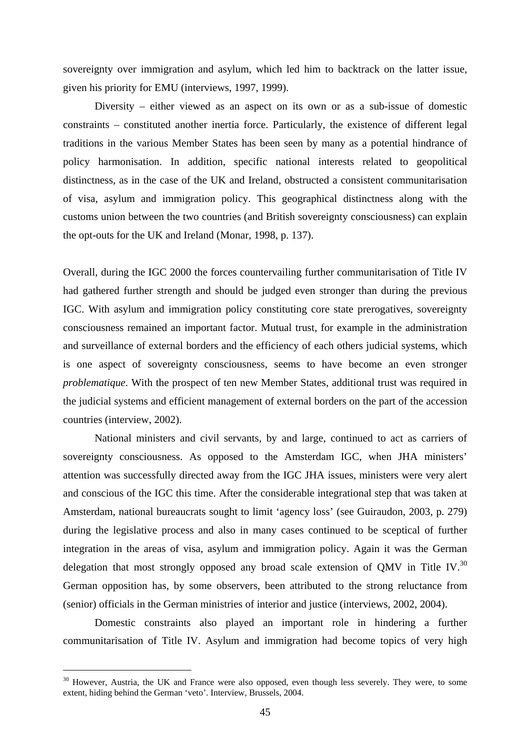sovereignty over immigration and asylum, which led him to backtrack on the latter issue, given his priority for EMU (interviews, 1997, 1999).

Diversity – either viewed as an aspect on its own or as a sub-issue of domestic constraints – constituted another inertia force. Particularly, the existence of different legal traditions in the various Member States has been seen by many as a potential hindrance of policy harmonisation. In addition, specific national interests related to geopolitical distinctness, as in the case of the UK and Ireland, obstructed a consistent communitarisation of visa, asylum and immigration policy. This geographical distinctness along with the customs union between the two countries (and British sovereignty consciousness) can explain the opt-outs for the UK and Ireland (Monar, 1998, p. 137).

Overall, during the IGC 2000 the forces countervailing further communitarisation of Title IV had gathered further strength and should be judged even stronger than during the previous IGC. With asylum and immigration policy constituting core state prerogatives, sovereignty consciousness remained an important factor. Mutual trust, for example in the administration and surveillance of external borders and the efficiency of each others judicial systems, which is one aspect of sovereignty consciousness, seems to have become an even stronger *problematique*. With the prospect of ten new Member States, additional trust was required in the judicial systems and efficient management of external borders on the part of the accession countries (interview, 2002).

National ministers and civil servants, by and large, continued to act as carriers of sovereignty consciousness. As opposed to the Amsterdam IGC, when JHA ministers' attention was successfully directed away from the IGC JHA issues, ministers were very alert and conscious of the IGC this time. After the considerable integrational step that was taken at Amsterdam, national bureaucrats sought to limit 'agency loss' (see Guiraudon, 2003, p. 279) during the legislative process and also in many cases continued to be sceptical of further integration in the areas of visa, asylum and immigration policy. Again it was the German delegation that most strongly opposed any broad scale extension of QMV in Title IV.[30] German opposition has, by some observers, been attributed to the strong reluctance from (senior) officials in the German ministries of interior and justice (interviews, 2002, 2004).

Domestic constraints also played an important role in hindering a further communitarisation of Title IV. Asylum and immigration had become topics of very high

[30] However, Austria, the UK and France were also opposed, even though less severely. They were, to some extent, hiding behind the German 'veto'. Interview, Brussels, 2004.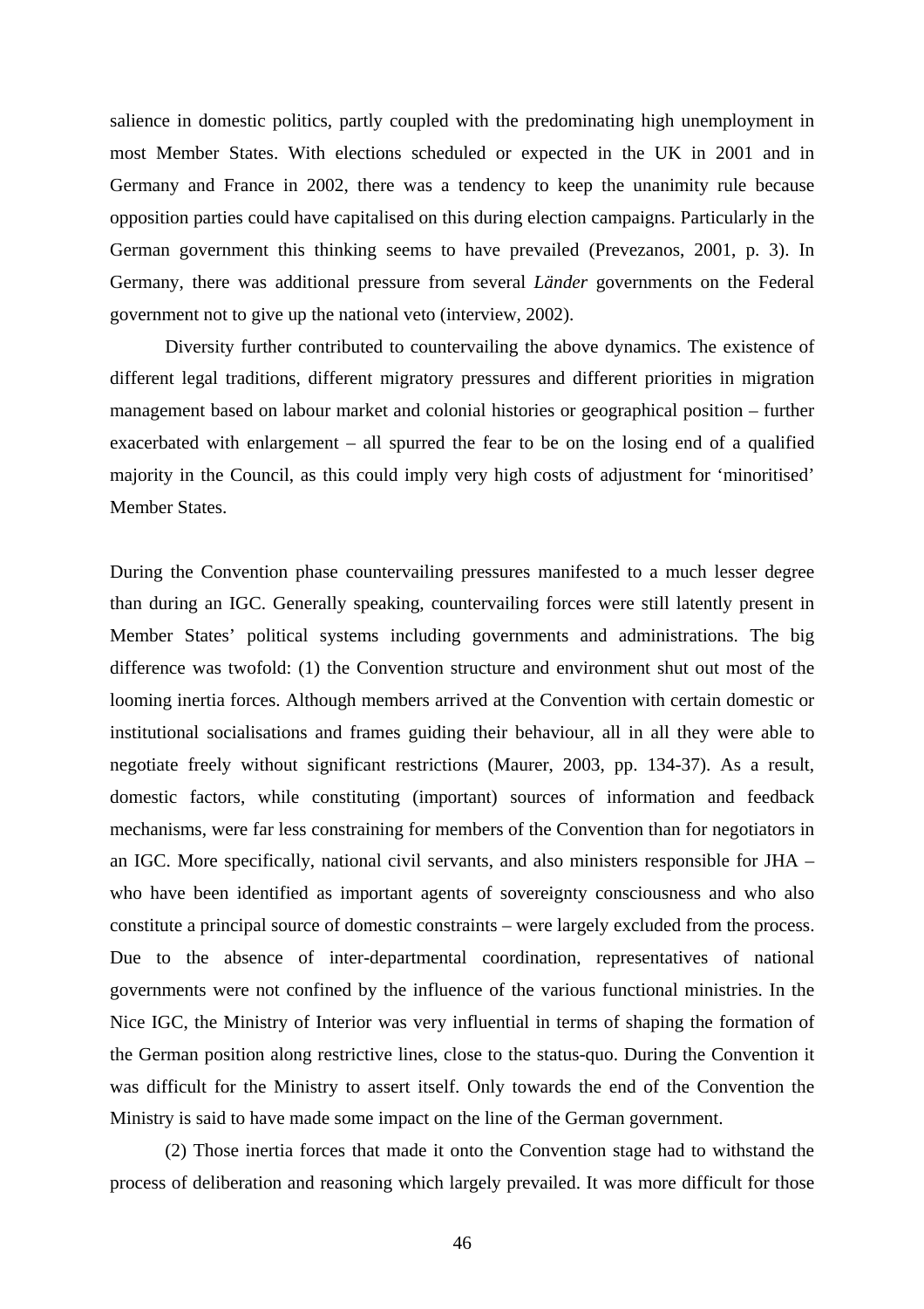salience in domestic politics, partly coupled with the predominating high unemployment in most Member States. With elections scheduled or expected in the UK in 2001 and in Germany and France in 2002, there was a tendency to keep the unanimity rule because opposition parties could have capitalised on this during election campaigns. Particularly in the German government this thinking seems to have prevailed (Prevezanos, 2001, p. 3). In Germany, there was additional pressure from several *Länder* governments on the Federal government not to give up the national veto (interview, 2002).

Diversity further contributed to countervailing the above dynamics. The existence of different legal traditions, different migratory pressures and different priorities in migration management based on labour market and colonial histories or geographical position – further exacerbated with enlargement – all spurred the fear to be on the losing end of a qualified majority in the Council, as this could imply very high costs of adjustment for 'minoritised' Member States.

During the Convention phase countervailing pressures manifested to a much lesser degree than during an IGC. Generally speaking, countervailing forces were still latently present in Member States' political systems including governments and administrations. The big difference was twofold: (1) the Convention structure and environment shut out most of the looming inertia forces. Although members arrived at the Convention with certain domestic or institutional socialisations and frames guiding their behaviour, all in all they were able to negotiate freely without significant restrictions (Maurer, 2003, pp. 134-37). As a result, domestic factors, while constituting (important) sources of information and feedback mechanisms, were far less constraining for members of the Convention than for negotiators in an IGC. More specifically, national civil servants, and also ministers responsible for JHA – who have been identified as important agents of sovereignty consciousness and who also constitute a principal source of domestic constraints – were largely excluded from the process. Due to the absence of inter-departmental coordination, representatives of national governments were not confined by the influence of the various functional ministries. In the Nice IGC, the Ministry of Interior was very influential in terms of shaping the formation of the German position along restrictive lines, close to the status-quo. During the Convention it was difficult for the Ministry to assert itself. Only towards the end of the Convention the Ministry is said to have made some impact on the line of the German government.

(2) Those inertia forces that made it onto the Convention stage had to withstand the process of deliberation and reasoning which largely prevailed. It was more difficult for those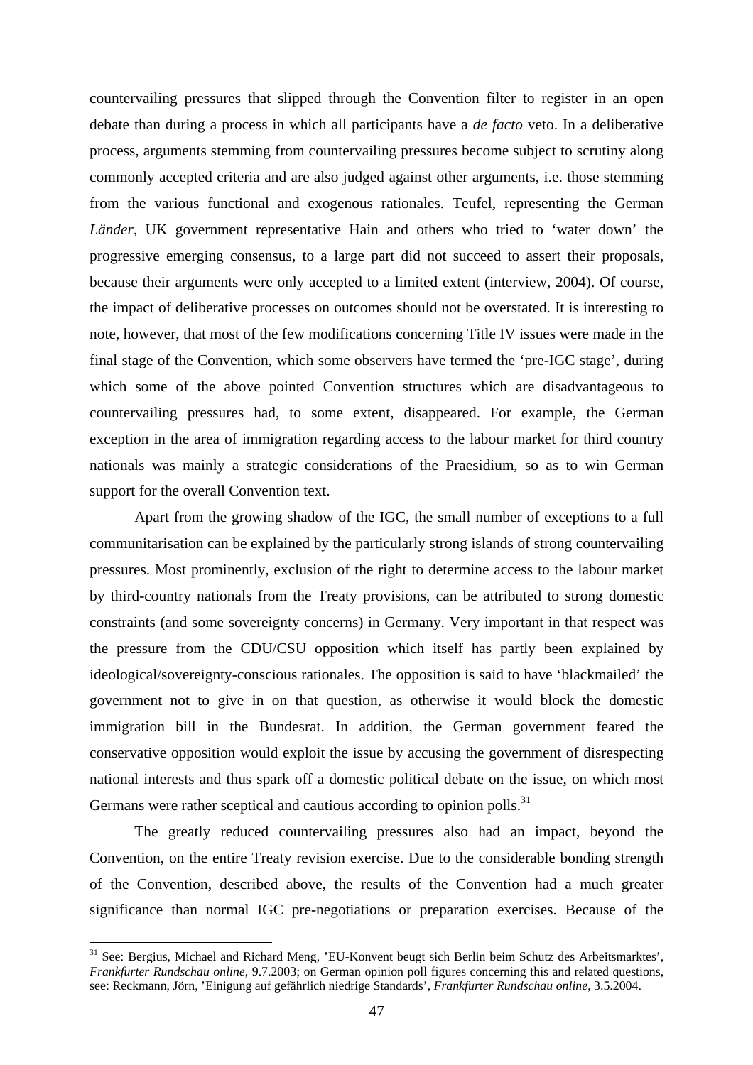countervailing pressures that slipped through the Convention filter to register in an open debate than during a process in which all participants have a *de facto* veto. In a deliberative process, arguments stemming from countervailing pressures become subject to scrutiny along commonly accepted criteria and are also judged against other arguments, i.e. those stemming from the various functional and exogenous rationales. Teufel, representing the German *Länder*, UK government representative Hain and others who tried to 'water down' the progressive emerging consensus, to a large part did not succeed to assert their proposals, because their arguments were only accepted to a limited extent (interview, 2004). Of course, the impact of deliberative processes on outcomes should not be overstated. It is interesting to note, however, that most of the few modifications concerning Title IV issues were made in the final stage of the Convention, which some observers have termed the 'pre-IGC stage', during which some of the above pointed Convention structures which are disadvantageous to countervailing pressures had, to some extent, disappeared. For example, the German exception in the area of immigration regarding access to the labour market for third country nationals was mainly a strategic considerations of the Praesidium, so as to win German support for the overall Convention text.

Apart from the growing shadow of the IGC, the small number of exceptions to a full communitarisation can be explained by the particularly strong islands of strong countervailing pressures. Most prominently, exclusion of the right to determine access to the labour market by third-country nationals from the Treaty provisions, can be attributed to strong domestic constraints (and some sovereignty concerns) in Germany. Very important in that respect was the pressure from the CDU/CSU opposition which itself has partly been explained by ideological/sovereignty-conscious rationales. The opposition is said to have 'blackmailed' the government not to give in on that question, as otherwise it would block the domestic immigration bill in the Bundesrat. In addition, the German government feared the conservative opposition would exploit the issue by accusing the government of disrespecting national interests and thus spark off a domestic political debate on the issue, on which most Germans were rather sceptical and cautious according to opinion polls.[31]

The greatly reduced countervailing pressures also had an impact, beyond the Convention, on the entire Treaty revision exercise. Due to the considerable bonding strength of the Convention, described above, the results of the Convention had a much greater significance than normal IGC pre-negotiations or preparation exercises. Because of the

---

[31] See: Bergius, Michael and Richard Meng, 'EU-Konvent beugt sich Berlin beim Schutz des Arbeitsmarktes', *Frankfurter Rundschau online*, 9.7.2003; on German opinion poll figures concerning this and related questions, see: Reckmann, Jörn, 'Einigung auf gefährlich niedrige Standards', *Frankfurter Rundschau online*, 3.5.2004.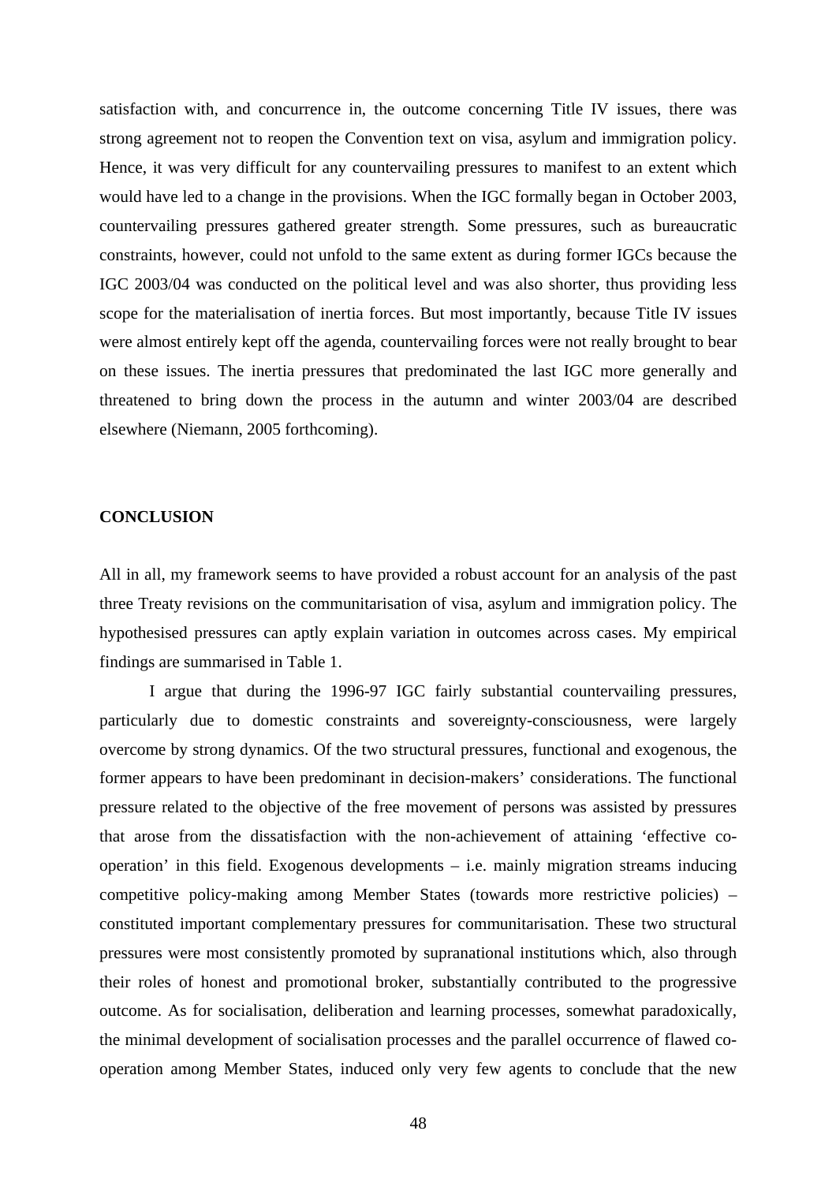satisfaction with, and concurrence in, the outcome concerning Title IV issues, there was strong agreement not to reopen the Convention text on visa, asylum and immigration policy. Hence, it was very difficult for any countervailing pressures to manifest to an extent which would have led to a change in the provisions. When the IGC formally began in October 2003, countervailing pressures gathered greater strength. Some pressures, such as bureaucratic constraints, however, could not unfold to the same extent as during former IGCs because the IGC 2003/04 was conducted on the political level and was also shorter, thus providing less scope for the materialisation of inertia forces. But most importantly, because Title IV issues were almost entirely kept off the agenda, countervailing forces were not really brought to bear on these issues. The inertia pressures that predominated the last IGC more generally and threatened to bring down the process in the autumn and winter 2003/04 are described elsewhere (Niemann, 2005 forthcoming).

## CONCLUSION

All in all, my framework seems to have provided a robust account for an analysis of the past three Treaty revisions on the communitarisation of visa, asylum and immigration policy. The hypothesised pressures can aptly explain variation in outcomes across cases. My empirical findings are summarised in Table 1.

I argue that during the 1996-97 IGC fairly substantial countervailing pressures, particularly due to domestic constraints and sovereignty-consciousness, were largely overcome by strong dynamics. Of the two structural pressures, functional and exogenous, the former appears to have been predominant in decision-makers' considerations. The functional pressure related to the objective of the free movement of persons was assisted by pressures that arose from the dissatisfaction with the non-achievement of attaining 'effective co-operation' in this field. Exogenous developments – i.e. mainly migration streams inducing competitive policy-making among Member States (towards more restrictive policies) – constituted important complementary pressures for communitarisation. These two structural pressures were most consistently promoted by supranational institutions which, also through their roles of honest and promotional broker, substantially contributed to the progressive outcome. As for socialisation, deliberation and learning processes, somewhat paradoxically, the minimal development of socialisation processes and the parallel occurrence of flawed co-operation among Member States, induced only very few agents to conclude that the new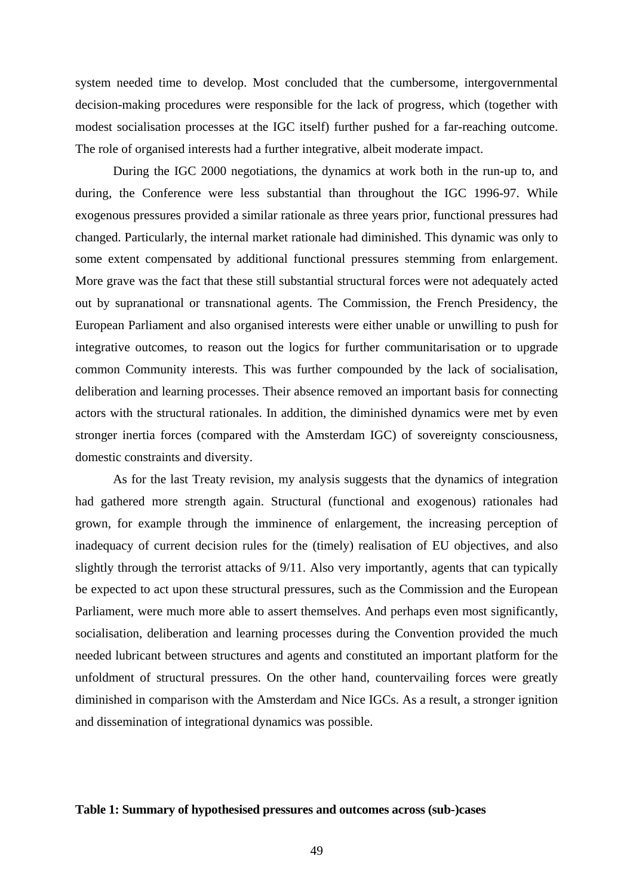system needed time to develop. Most concluded that the cumbersome, intergovernmental decision-making procedures were responsible for the lack of progress, which (together with modest socialisation processes at the IGC itself) further pushed for a far-reaching outcome. The role of organised interests had a further integrative, albeit moderate impact.

During the IGC 2000 negotiations, the dynamics at work both in the run-up to, and during, the Conference were less substantial than throughout the IGC 1996-97. While exogenous pressures provided a similar rationale as three years prior, functional pressures had changed. Particularly, the internal market rationale had diminished. This dynamic was only to some extent compensated by additional functional pressures stemming from enlargement. More grave was the fact that these still substantial structural forces were not adequately acted out by supranational or transnational agents. The Commission, the French Presidency, the European Parliament and also organised interests were either unable or unwilling to push for integrative outcomes, to reason out the logics for further communitarisation or to upgrade common Community interests. This was further compounded by the lack of socialisation, deliberation and learning processes. Their absence removed an important basis for connecting actors with the structural rationales. In addition, the diminished dynamics were met by even stronger inertia forces (compared with the Amsterdam IGC) of sovereignty consciousness, domestic constraints and diversity.

As for the last Treaty revision, my analysis suggests that the dynamics of integration had gathered more strength again. Structural (functional and exogenous) rationales had grown, for example through the imminence of enlargement, the increasing perception of inadequacy of current decision rules for the (timely) realisation of EU objectives, and also slightly through the terrorist attacks of 9/11. Also very importantly, agents that can typically be expected to act upon these structural pressures, such as the Commission and the European Parliament, were much more able to assert themselves. And perhaps even most significantly, socialisation, deliberation and learning processes during the Convention provided the much needed lubricant between structures and agents and constituted an important platform for the unfoldment of structural pressures. On the other hand, countervailing forces were greatly diminished in comparison with the Amsterdam and Nice IGCs. As a result, a stronger ignition and dissemination of integrational dynamics was possible.

**Table 1: Summary of hypothesised pressures and outcomes across (sub-)cases**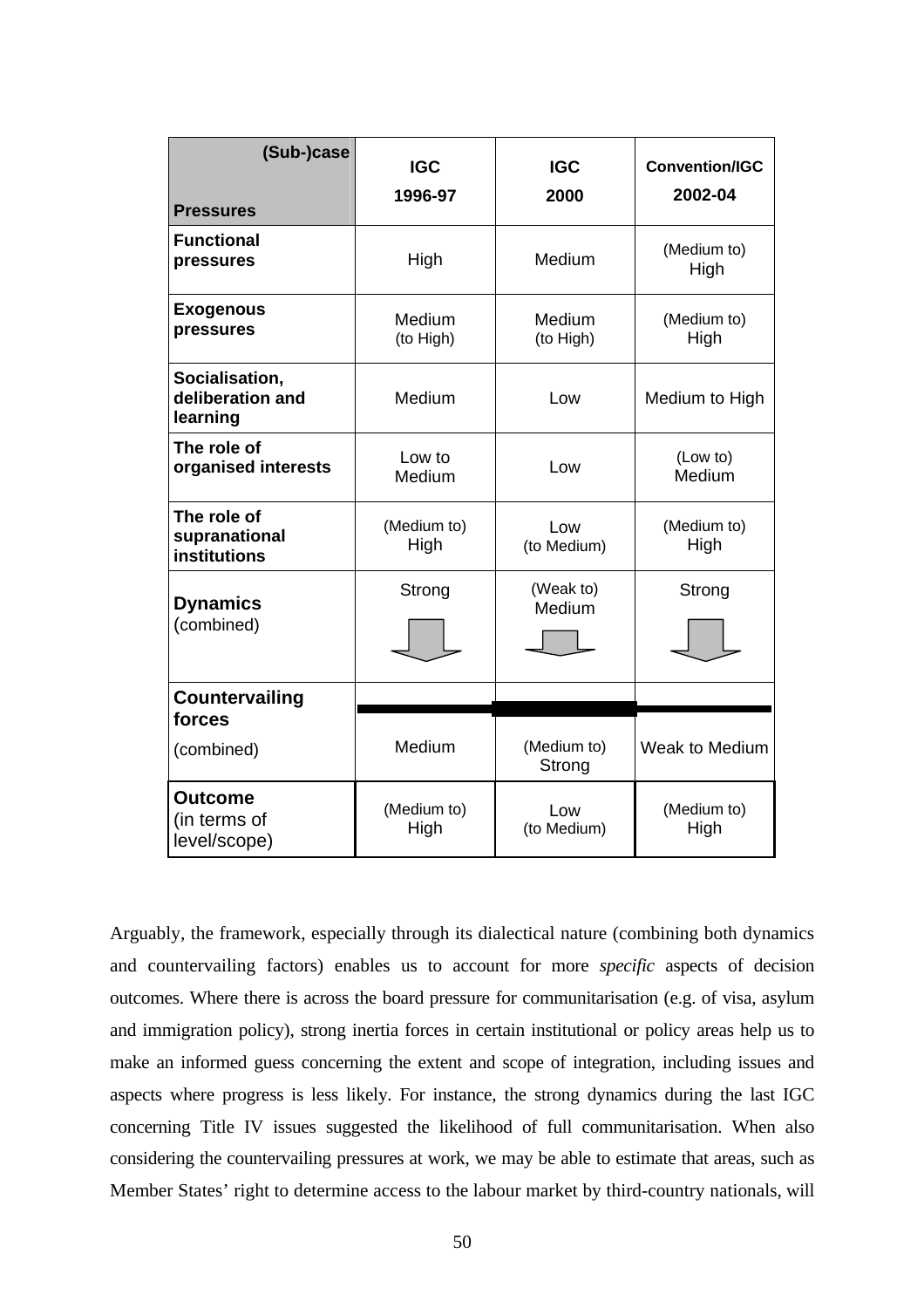| (Sub-)case / Pressures | IGC 1996-97 | IGC 2000 | Convention/IGC 2002-04 |
|---|---|---|---|
| **Functional pressures** | High | Medium | (Medium to) High |
| **Exogenous pressures** | Medium (to High) | Medium (to High) | (Medium to) High |
| **Socialisation, deliberation and learning** | Medium | Low | Medium to High |
| **The role of organised interests** | Low to Medium | Low | (Low to) Medium |
| **The role of supranational institutions** | (Medium to) High | Low (to Medium) | (Medium to) High |
| **Dynamics** (combined) | Strong | (Weak to) Medium | Strong |
| **Countervailing forces** (combined) | Medium | (Medium to) Strong | Weak to Medium |
| **Outcome** (in terms of level/scope) | (Medium to) High | Low (to Medium) | (Medium to) High |

Arguably, the framework, especially through its dialectical nature (combining both dynamics and countervailing factors) enables us to account for more *specific* aspects of decision outcomes. Where there is across the board pressure for communitarisation (e.g. of visa, asylum and immigration policy), strong inertia forces in certain institutional or policy areas help us to make an informed guess concerning the extent and scope of integration, including issues and aspects where progress is less likely. For instance, the strong dynamics during the last IGC concerning Title IV issues suggested the likelihood of full communitarisation. When also considering the countervailing pressures at work, we may be able to estimate that areas, such as Member States' right to determine access to the labour market by third-country nationals, will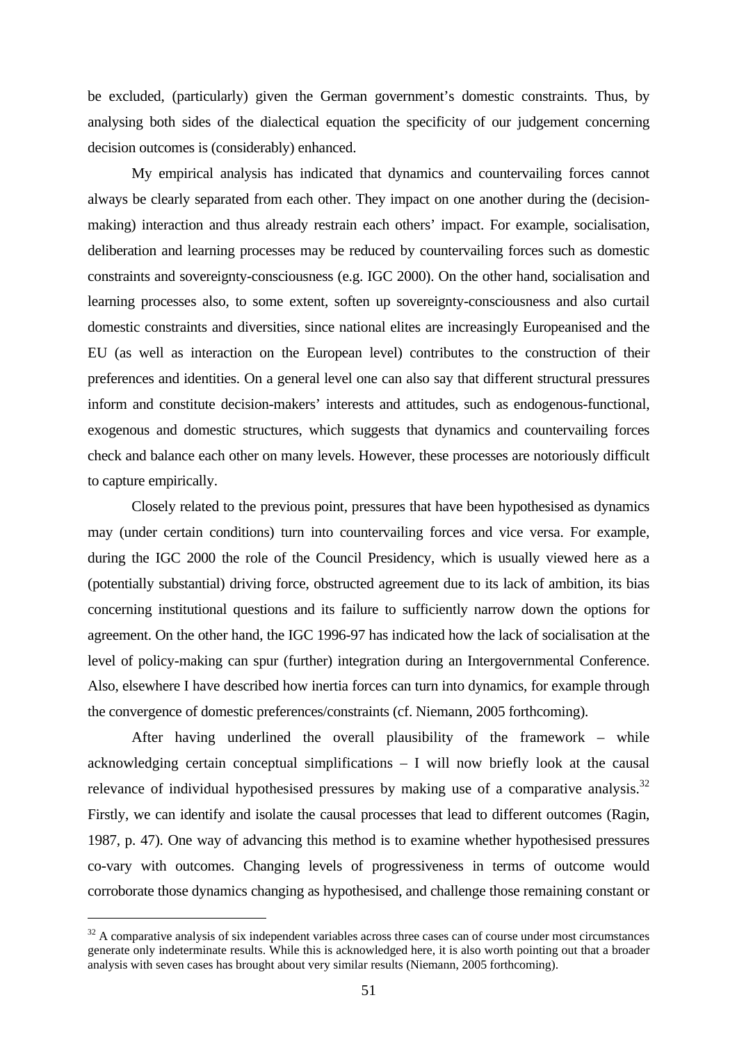be excluded, (particularly) given the German government's domestic constraints. Thus, by analysing both sides of the dialectical equation the specificity of our judgement concerning decision outcomes is (considerably) enhanced.

My empirical analysis has indicated that dynamics and countervailing forces cannot always be clearly separated from each other. They impact on one another during the (decision-making) interaction and thus already restrain each others' impact. For example, socialisation, deliberation and learning processes may be reduced by countervailing forces such as domestic constraints and sovereignty-consciousness (e.g. IGC 2000). On the other hand, socialisation and learning processes also, to some extent, soften up sovereignty-consciousness and also curtail domestic constraints and diversities, since national elites are increasingly Europeanised and the EU (as well as interaction on the European level) contributes to the construction of their preferences and identities. On a general level one can also say that different structural pressures inform and constitute decision-makers' interests and attitudes, such as endogenous-functional, exogenous and domestic structures, which suggests that dynamics and countervailing forces check and balance each other on many levels. However, these processes are notoriously difficult to capture empirically.

Closely related to the previous point, pressures that have been hypothesised as dynamics may (under certain conditions) turn into countervailing forces and vice versa. For example, during the IGC 2000 the role of the Council Presidency, which is usually viewed here as a (potentially substantial) driving force, obstructed agreement due to its lack of ambition, its bias concerning institutional questions and its failure to sufficiently narrow down the options for agreement. On the other hand, the IGC 1996-97 has indicated how the lack of socialisation at the level of policy-making can spur (further) integration during an Intergovernmental Conference. Also, elsewhere I have described how inertia forces can turn into dynamics, for example through the convergence of domestic preferences/constraints (cf. Niemann, 2005 forthcoming).

After having underlined the overall plausibility of the framework – while acknowledging certain conceptual simplifications – I will now briefly look at the causal relevance of individual hypothesised pressures by making use of a comparative analysis.[32] Firstly, we can identify and isolate the causal processes that lead to different outcomes (Ragin, 1987, p. 47). One way of advancing this method is to examine whether hypothesised pressures co-vary with outcomes. Changing levels of progressiveness in terms of outcome would corroborate those dynamics changing as hypothesised, and challenge those remaining constant or

---

[32] A comparative analysis of six independent variables across three cases can of course under most circumstances generate only indeterminate results. While this is acknowledged here, it is also worth pointing out that a broader analysis with seven cases has brought about very similar results (Niemann, 2005 forthcoming).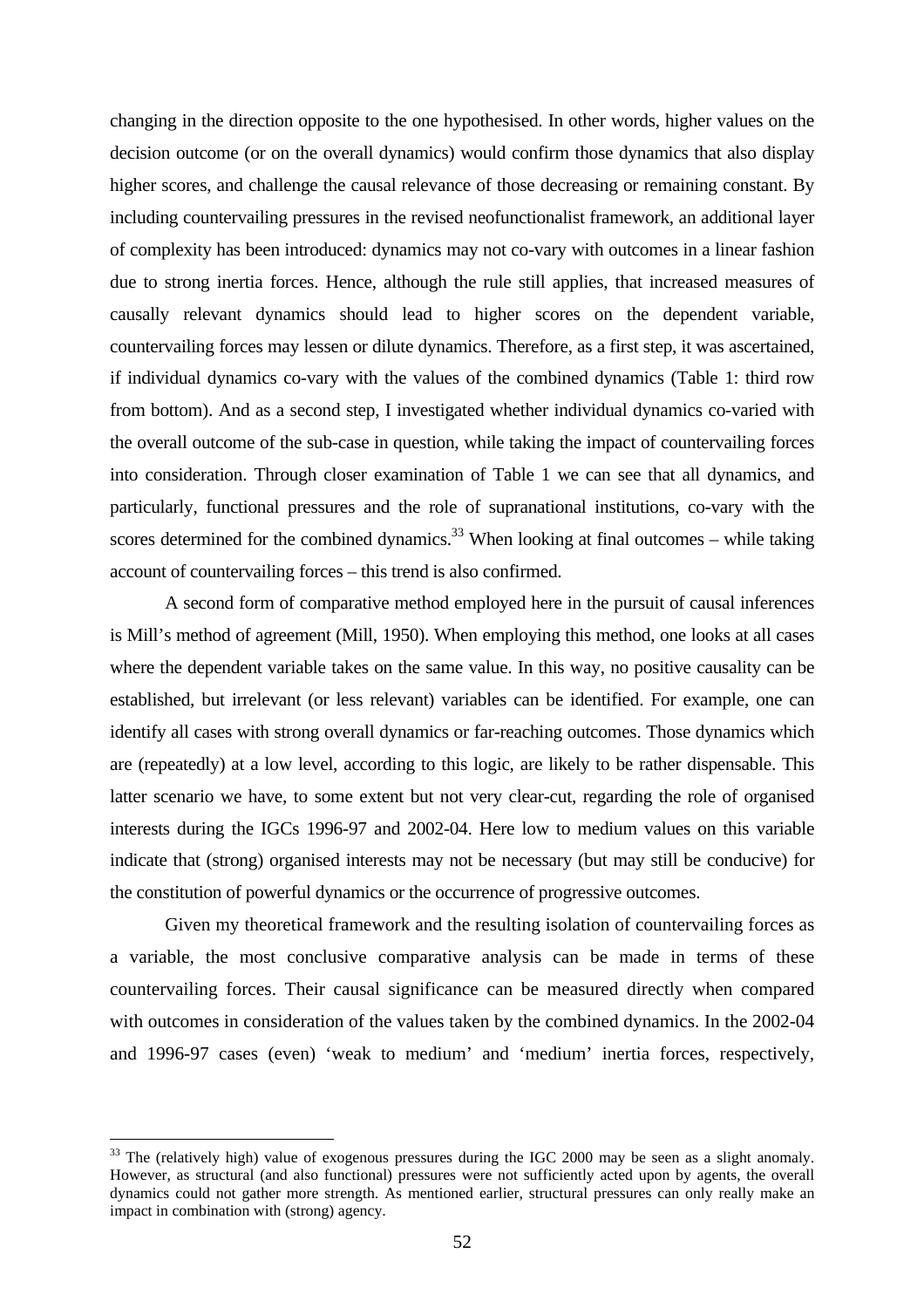changing in the direction opposite to the one hypothesised. In other words, higher values on the decision outcome (or on the overall dynamics) would confirm those dynamics that also display higher scores, and challenge the causal relevance of those decreasing or remaining constant. By including countervailing pressures in the revised neofunctionalist framework, an additional layer of complexity has been introduced: dynamics may not co-vary with outcomes in a linear fashion due to strong inertia forces. Hence, although the rule still applies, that increased measures of causally relevant dynamics should lead to higher scores on the dependent variable, countervailing forces may lessen or dilute dynamics. Therefore, as a first step, it was ascertained, if individual dynamics co-vary with the values of the combined dynamics (Table 1: third row from bottom). And as a second step, I investigated whether individual dynamics co-varied with the overall outcome of the sub-case in question, while taking the impact of countervailing forces into consideration. Through closer examination of Table 1 we can see that all dynamics, and particularly, functional pressures and the role of supranational institutions, co-vary with the scores determined for the combined dynamics.[33] When looking at final outcomes – while taking account of countervailing forces – this trend is also confirmed.

A second form of comparative method employed here in the pursuit of causal inferences is Mill's method of agreement (Mill, 1950). When employing this method, one looks at all cases where the dependent variable takes on the same value. In this way, no positive causality can be established, but irrelevant (or less relevant) variables can be identified. For example, one can identify all cases with strong overall dynamics or far-reaching outcomes. Those dynamics which are (repeatedly) at a low level, according to this logic, are likely to be rather dispensable. This latter scenario we have, to some extent but not very clear-cut, regarding the role of organised interests during the IGCs 1996-97 and 2002-04. Here low to medium values on this variable indicate that (strong) organised interests may not be necessary (but may still be conducive) for the constitution of powerful dynamics or the occurrence of progressive outcomes.

Given my theoretical framework and the resulting isolation of countervailing forces as a variable, the most conclusive comparative analysis can be made in terms of these countervailing forces. Their causal significance can be measured directly when compared with outcomes in consideration of the values taken by the combined dynamics. In the 2002-04 and 1996-97 cases (even) 'weak to medium' and 'medium' inertia forces, respectively,

[33] The (relatively high) value of exogenous pressures during the IGC 2000 may be seen as a slight anomaly. However, as structural (and also functional) pressures were not sufficiently acted upon by agents, the overall dynamics could not gather more strength. As mentioned earlier, structural pressures can only really make an impact in combination with (strong) agency.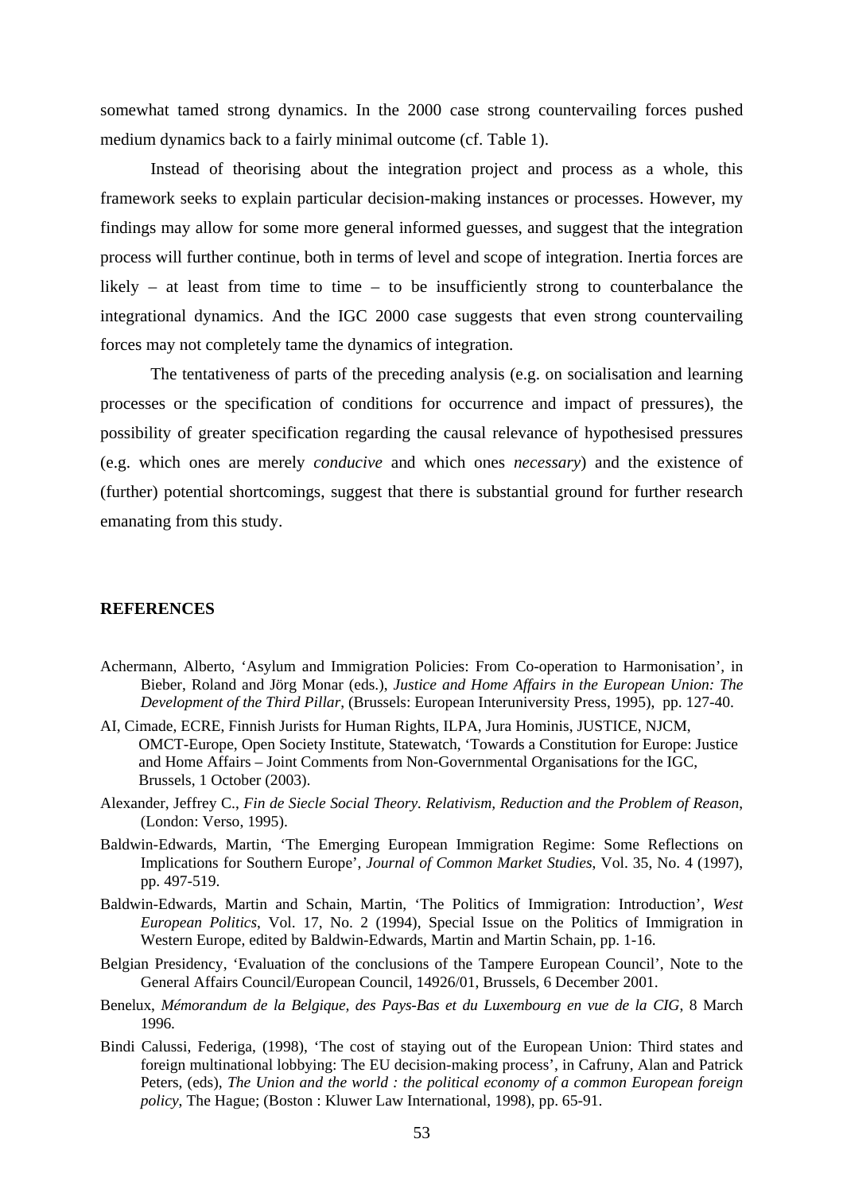somewhat tamed strong dynamics. In the 2000 case strong countervailing forces pushed medium dynamics back to a fairly minimal outcome (cf. Table 1).

Instead of theorising about the integration project and process as a whole, this framework seeks to explain particular decision-making instances or processes. However, my findings may allow for some more general informed guesses, and suggest that the integration process will further continue, both in terms of level and scope of integration. Inertia forces are likely – at least from time to time – to be insufficiently strong to counterbalance the integrational dynamics. And the IGC 2000 case suggests that even strong countervailing forces may not completely tame the dynamics of integration.

The tentativeness of parts of the preceding analysis (e.g. on socialisation and learning processes or the specification of conditions for occurrence and impact of pressures), the possibility of greater specification regarding the causal relevance of hypothesised pressures (e.g. which ones are merely *conducive* and which ones *necessary*) and the existence of (further) potential shortcomings, suggest that there is substantial ground for further research emanating from this study.

## REFERENCES

Achermann, Alberto, 'Asylum and Immigration Policies: From Co-operation to Harmonisation', in Bieber, Roland and Jörg Monar (eds.), *Justice and Home Affairs in the European Union: The Development of the Third Pillar*, (Brussels: European Interuniversity Press, 1995), pp. 127-40.

AI, Cimade, ECRE, Finnish Jurists for Human Rights, ILPA, Jura Hominis, JUSTICE, NJCM, OMCT-Europe, Open Society Institute, Statewatch, 'Towards a Constitution for Europe: Justice and Home Affairs – Joint Comments from Non-Governmental Organisations for the IGC, Brussels, 1 October (2003).

Alexander, Jeffrey C., *Fin de Siecle Social Theory. Relativism, Reduction and the Problem of Reason*, (London: Verso, 1995).

Baldwin-Edwards, Martin, 'The Emerging European Immigration Regime: Some Reflections on Implications for Southern Europe', *Journal of Common Market Studies*, Vol. 35, No. 4 (1997), pp. 497-519.

Baldwin-Edwards, Martin and Schain, Martin, 'The Politics of Immigration: Introduction', *West European Politics*, Vol. 17, No. 2 (1994), Special Issue on the Politics of Immigration in Western Europe, edited by Baldwin-Edwards, Martin and Martin Schain, pp. 1-16.

Belgian Presidency, 'Evaluation of the conclusions of the Tampere European Council', Note to the General Affairs Council/European Council, 14926/01, Brussels, 6 December 2001.

Benelux, *Mémorandum de la Belgique, des Pays-Bas et du Luxembourg en vue de la CIG*, 8 March 1996.

Bindi Calussi, Federiga, (1998), 'The cost of staying out of the European Union: Third states and foreign multinational lobbying: The EU decision-making process', in Cafruny, Alan and Patrick Peters, (eds), *The Union and the world : the political economy of a common European foreign policy*, The Hague; (Boston : Kluwer Law International, 1998), pp. 65-91.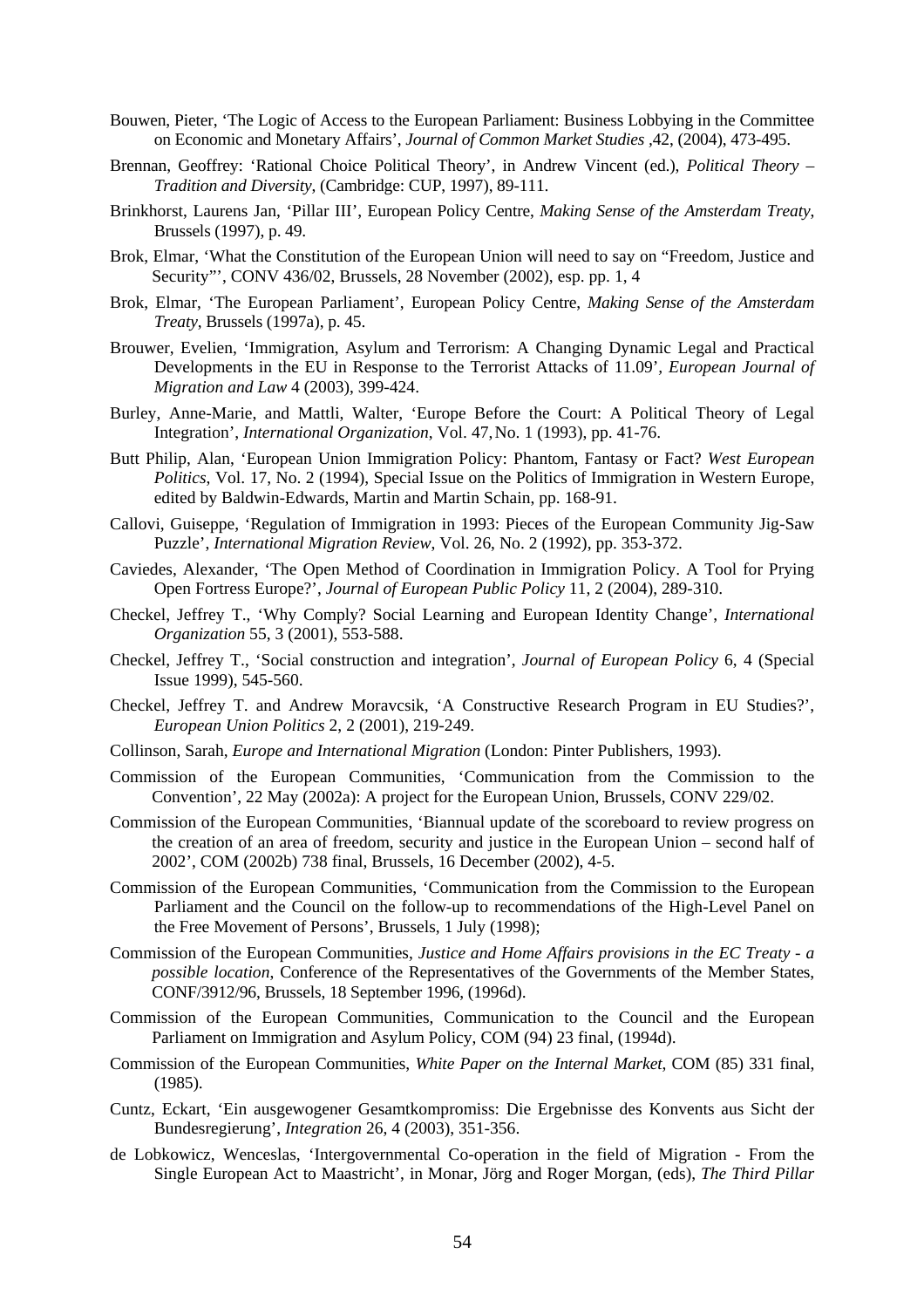Bouwen, Pieter, 'The Logic of Access to the European Parliament: Business Lobbying in the Committee on Economic and Monetary Affairs', *Journal of Common Market Studies* ,42, (2004), 473-495.

Brennan, Geoffrey: 'Rational Choice Political Theory', in Andrew Vincent (ed.), *Political Theory – Tradition and Diversity*, (Cambridge: CUP, 1997), 89-111.

Brinkhorst, Laurens Jan, 'Pillar III', European Policy Centre, *Making Sense of the Amsterdam Treaty*, Brussels (1997), p. 49.

Brok, Elmar, 'What the Constitution of the European Union will need to say on "Freedom, Justice and Security"', CONV 436/02, Brussels, 28 November (2002), esp. pp. 1, 4

Brok, Elmar, 'The European Parliament', European Policy Centre, *Making Sense of the Amsterdam Treaty*, Brussels (1997a), p. 45.

Brouwer, Evelien, 'Immigration, Asylum and Terrorism: A Changing Dynamic Legal and Practical Developments in the EU in Response to the Terrorist Attacks of 11.09', *European Journal of Migration and Law* 4 (2003), 399-424.

Burley, Anne-Marie, and Mattli, Walter, 'Europe Before the Court: A Political Theory of Legal Integration', *International Organization*, Vol. 47, No. 1 (1993), pp. 41-76.

Butt Philip, Alan, 'European Union Immigration Policy: Phantom, Fantasy or Fact? *West European Politics*, Vol. 17, No. 2 (1994), Special Issue on the Politics of Immigration in Western Europe, edited by Baldwin-Edwards, Martin and Martin Schain, pp. 168-91.

Callovi, Guiseppe, 'Regulation of Immigration in 1993: Pieces of the European Community Jig-Saw Puzzle', *International Migration Review*, Vol. 26, No. 2 (1992), pp. 353-372.

Caviedes, Alexander, 'The Open Method of Coordination in Immigration Policy. A Tool for Prying Open Fortress Europe?', *Journal of European Public Policy* 11, 2 (2004), 289-310.

Checkel, Jeffrey T., 'Why Comply? Social Learning and European Identity Change', *International Organization* 55, 3 (2001), 553-588.

Checkel, Jeffrey T., 'Social construction and integration', *Journal of European Policy* 6, 4 (Special Issue 1999), 545-560.

Checkel, Jeffrey T. and Andrew Moravcsik, 'A Constructive Research Program in EU Studies?', *European Union Politics* 2, 2 (2001), 219-249.

Collinson, Sarah, *Europe and International Migration* (London: Pinter Publishers, 1993).

Commission of the European Communities, 'Communication from the Commission to the Convention', 22 May (2002a): A project for the European Union, Brussels, CONV 229/02.

Commission of the European Communities, 'Biannual update of the scoreboard to review progress on the creation of an area of freedom, security and justice in the European Union – second half of 2002', COM (2002b) 738 final, Brussels, 16 December (2002), 4-5.

Commission of the European Communities, 'Communication from the Commission to the European Parliament and the Council on the follow-up to recommendations of the High-Level Panel on the Free Movement of Persons', Brussels, 1 July (1998);

Commission of the European Communities, *Justice and Home Affairs provisions in the EC Treaty - a possible location*, Conference of the Representatives of the Governments of the Member States, CONF/3912/96, Brussels, 18 September 1996, (1996d).

Commission of the European Communities, Communication to the Council and the European Parliament on Immigration and Asylum Policy, COM (94) 23 final, (1994d).

Commission of the European Communities, *White Paper on the Internal Market*, COM (85) 331 final, (1985).

Cuntz, Eckart, 'Ein ausgewogener Gesamtkompromiss: Die Ergebnisse des Konvents aus Sicht der Bundesregierung', *Integration* 26, 4 (2003), 351-356.

de Lobkowicz, Wenceslas, 'Intergovernmental Co-operation in the field of Migration - From the Single European Act to Maastricht', in Monar, Jörg and Roger Morgan, (eds), *The Third Pillar*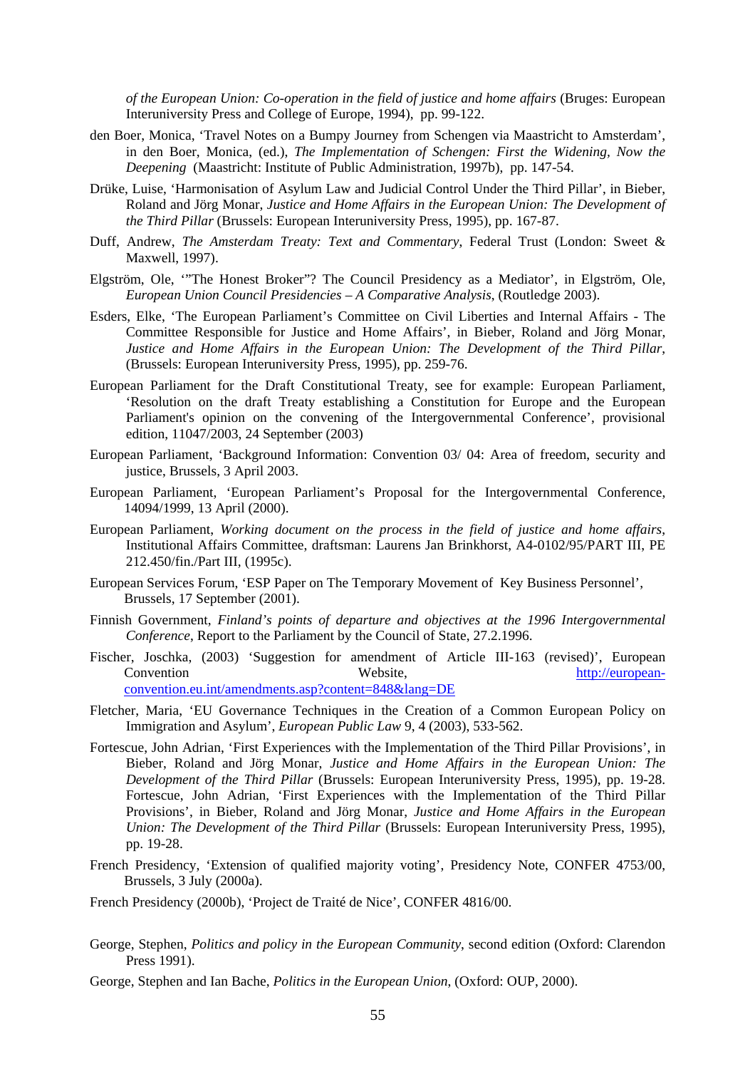*of the European Union: Co-operation in the field of justice and home affairs* (Bruges: European Interuniversity Press and College of Europe, 1994), pp. 99-122.

den Boer, Monica, 'Travel Notes on a Bumpy Journey from Schengen via Maastricht to Amsterdam', in den Boer, Monica, (ed.), *The Implementation of Schengen: First the Widening, Now the Deepening* (Maastricht: Institute of Public Administration, 1997b), pp. 147-54.

Drüke, Luise, 'Harmonisation of Asylum Law and Judicial Control Under the Third Pillar', in Bieber, Roland and Jörg Monar, *Justice and Home Affairs in the European Union: The Development of the Third Pillar* (Brussels: European Interuniversity Press, 1995), pp. 167-87.

Duff, Andrew, *The Amsterdam Treaty: Text and Commentary*, Federal Trust (London: Sweet & Maxwell, 1997).

Elgström, Ole, '"The Honest Broker"? The Council Presidency as a Mediator', in Elgström, Ole, *European Union Council Presidencies – A Comparative Analysis*, (Routledge 2003).

Esders, Elke, 'The European Parliament's Committee on Civil Liberties and Internal Affairs - The Committee Responsible for Justice and Home Affairs', in Bieber, Roland and Jörg Monar, *Justice and Home Affairs in the European Union: The Development of the Third Pillar*, (Brussels: European Interuniversity Press, 1995), pp. 259-76.

European Parliament for the Draft Constitutional Treaty, see for example: European Parliament, 'Resolution on the draft Treaty establishing a Constitution for Europe and the European Parliament's opinion on the convening of the Intergovernmental Conference', provisional edition, 11047/2003, 24 September (2003)

European Parliament, 'Background Information: Convention 03/ 04: Area of freedom, security and justice, Brussels, 3 April 2003.

European Parliament, 'European Parliament's Proposal for the Intergovernmental Conference, 14094/1999, 13 April (2000).

European Parliament, *Working document on the process in the field of justice and home affairs*, Institutional Affairs Committee, draftsman: Laurens Jan Brinkhorst, A4-0102/95/PART III, PE 212.450/fin./Part III, (1995c).

European Services Forum, 'ESP Paper on The Temporary Movement of Key Business Personnel', Brussels, 17 September (2001).

Finnish Government, *Finland's points of departure and objectives at the 1996 Intergovernmental Conference*, Report to the Parliament by the Council of State, 27.2.1996.

Fischer, Joschka, (2003) 'Suggestion for amendment of Article III-163 (revised)', European Convention Website, http://european-convention.eu.int/amendments.asp?content=848&lang=DE

Fletcher, Maria, 'EU Governance Techniques in the Creation of a Common European Policy on Immigration and Asylum', *European Public Law* 9, 4 (2003), 533-562.

Fortescue, John Adrian, 'First Experiences with the Implementation of the Third Pillar Provisions', in Bieber, Roland and Jörg Monar, *Justice and Home Affairs in the European Union: The Development of the Third Pillar* (Brussels: European Interuniversity Press, 1995), pp. 19-28. Fortescue, John Adrian, 'First Experiences with the Implementation of the Third Pillar Provisions', in Bieber, Roland and Jörg Monar, *Justice and Home Affairs in the European Union: The Development of the Third Pillar* (Brussels: European Interuniversity Press, 1995), pp. 19-28.

French Presidency, 'Extension of qualified majority voting', Presidency Note, CONFER 4753/00, Brussels, 3 July (2000a).

French Presidency (2000b), 'Project de Traité de Nice', CONFER 4816/00.

George, Stephen, *Politics and policy in the European Community*, second edition (Oxford: Clarendon Press 1991).

George, Stephen and Ian Bache, *Politics in the European Union*, (Oxford: OUP, 2000).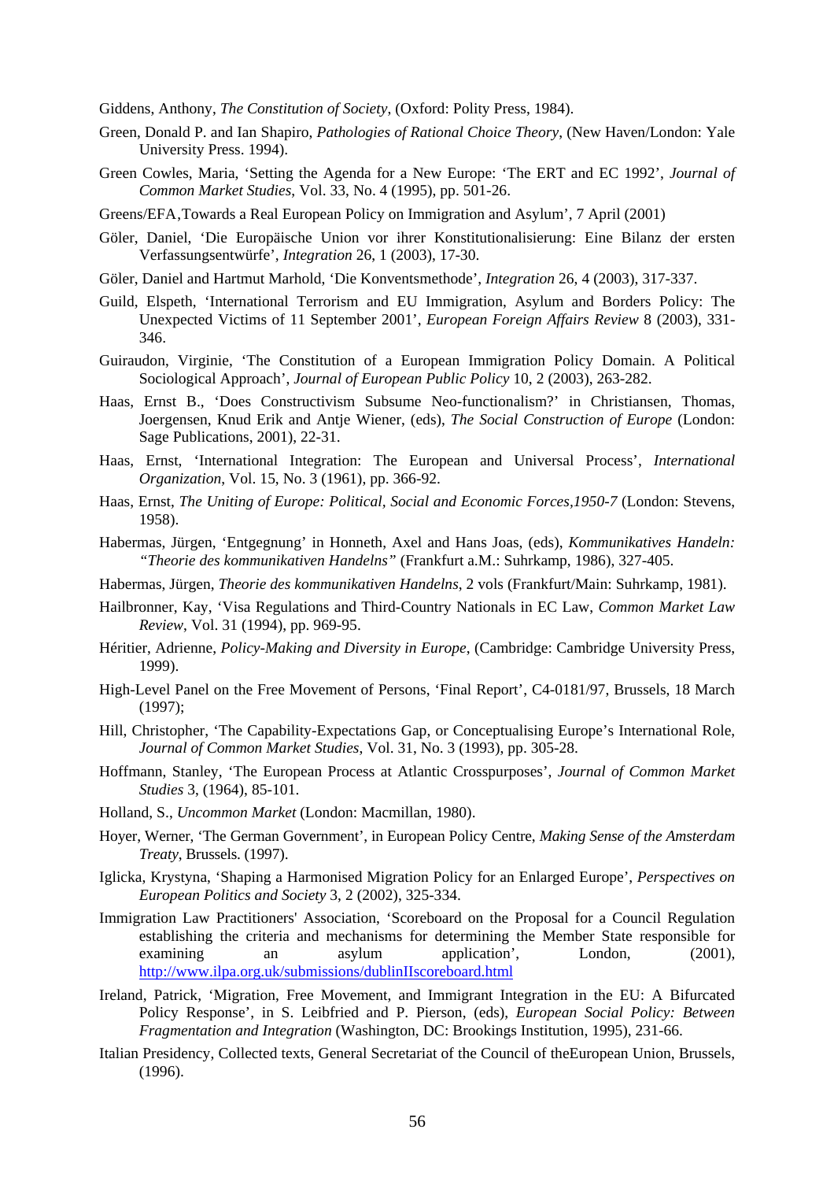Giddens, Anthony, *The Constitution of Society*, (Oxford: Polity Press, 1984).

Green, Donald P. and Ian Shapiro, *Pathologies of Rational Choice Theory*, (New Haven/London: Yale University Press. 1994).

Green Cowles, Maria, 'Setting the Agenda for a New Europe: 'The ERT and EC 1992', *Journal of Common Market Studies*, Vol. 33, No. 4 (1995), pp. 501-26.

Greens/EFA,Towards a Real European Policy on Immigration and Asylum', 7 April (2001)

Göler, Daniel, 'Die Europäische Union vor ihrer Konstitutionalisierung: Eine Bilanz der ersten Verfassungsentwürfe', *Integration* 26, 1 (2003), 17-30.

Göler, Daniel and Hartmut Marhold, 'Die Konventsmethode', *Integration* 26, 4 (2003), 317-337.

Guild, Elspeth, 'International Terrorism and EU Immigration, Asylum and Borders Policy: The Unexpected Victims of 11 September 2001', *European Foreign Affairs Review* 8 (2003), 331-346.

Guiraudon, Virginie, 'The Constitution of a European Immigration Policy Domain. A Political Sociological Approach', *Journal of European Public Policy* 10, 2 (2003), 263-282.

Haas, Ernst B., 'Does Constructivism Subsume Neo-functionalism?' in Christiansen, Thomas, Joergensen, Knud Erik and Antje Wiener, (eds), *The Social Construction of Europe* (London: Sage Publications, 2001), 22-31.

Haas, Ernst, 'International Integration: The European and Universal Process', *International Organization*, Vol. 15, No. 3 (1961), pp. 366-92.

Haas, Ernst, *The Uniting of Europe: Political, Social and Economic Forces,1950-7* (London: Stevens, 1958).

Habermas, Jürgen, 'Entgegnung' in Honneth, Axel and Hans Joas, (eds), *Kommunikatives Handeln: "Theorie des kommunikativen Handelns"* (Frankfurt a.M.: Suhrkamp, 1986), 327-405.

Habermas, Jürgen, *Theorie des kommunikativen Handelns*, 2 vols (Frankfurt/Main: Suhrkamp, 1981).

Hailbronner, Kay, 'Visa Regulations and Third-Country Nationals in EC Law, *Common Market Law Review*, Vol. 31 (1994), pp. 969-95.

Héritier, Adrienne, *Policy-Making and Diversity in Europe*, (Cambridge: Cambridge University Press, 1999).

High-Level Panel on the Free Movement of Persons, 'Final Report', C4-0181/97, Brussels, 18 March (1997);

Hill, Christopher, 'The Capability-Expectations Gap, or Conceptualising Europe's International Role, *Journal of Common Market Studies*, Vol. 31, No. 3 (1993), pp. 305-28.

Hoffmann, Stanley, 'The European Process at Atlantic Crosspurposes', *Journal of Common Market Studies* 3, (1964), 85-101.

Holland, S., *Uncommon Market* (London: Macmillan, 1980).

Hoyer, Werner, 'The German Government', in European Policy Centre, *Making Sense of the Amsterdam Treaty*, Brussels. (1997).

Iglicka, Krystyna, 'Shaping a Harmonised Migration Policy for an Enlarged Europe', *Perspectives on European Politics and Society* 3, 2 (2002), 325-334.

Immigration Law Practitioners' Association, 'Scoreboard on the Proposal for a Council Regulation establishing the criteria and mechanisms for determining the Member State responsible for examining an asylum application', London, (2001), http://www.ilpa.org.uk/submissions/dublinIIscoreboard.html

Ireland, Patrick, 'Migration, Free Movement, and Immigrant Integration in the EU: A Bifurcated Policy Response', in S. Leibfried and P. Pierson, (eds), *European Social Policy: Between Fragmentation and Integration* (Washington, DC: Brookings Institution, 1995), 231-66.

Italian Presidency, Collected texts, General Secretariat of the Council of theEuropean Union, Brussels, (1996).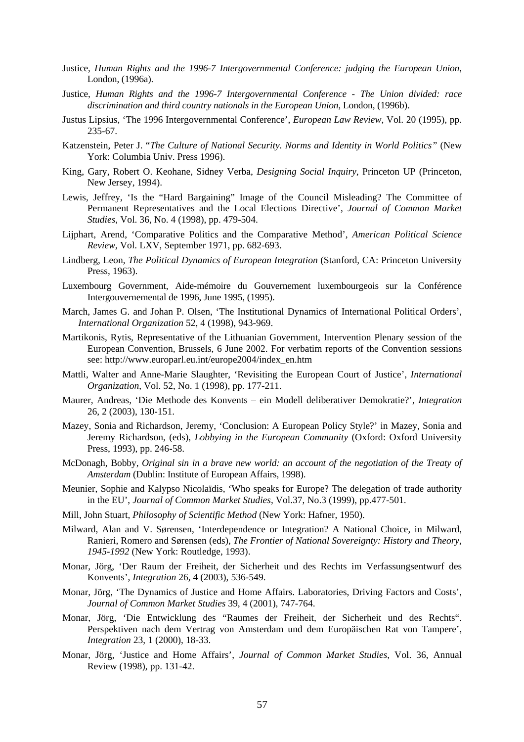Justice, *Human Rights and the 1996-7 Intergovernmental Conference: judging the European Union*, London, (1996a).

Justice, *Human Rights and the 1996-7 Intergovernmental Conference - The Union divided: race discrimination and third country nationals in the European Union*, London, (1996b).

Justus Lipsius, 'The 1996 Intergovernmental Conference', *European Law Review*, Vol. 20 (1995), pp. 235-67.

Katzenstein, Peter J. "*The Culture of National Security. Norms and Identity in World Politics*" (New York: Columbia Univ. Press 1996).

King, Gary, Robert O. Keohane, Sidney Verba, *Designing Social Inquiry*, Princeton UP (Princeton, New Jersey, 1994).

Lewis, Jeffrey, 'Is the "Hard Bargaining" Image of the Council Misleading? The Committee of Permanent Representatives and the Local Elections Directive', *Journal of Common Market Studies*, Vol. 36, No. 4 (1998), pp. 479-504.

Lijphart, Arend, 'Comparative Politics and the Comparative Method', *American Political Science Review*, Vol. LXV, September 1971, pp. 682-693.

Lindberg, Leon, *The Political Dynamics of European Integration* (Stanford, CA: Princeton University Press, 1963).

Luxembourg Government, Aide-mémoire du Gouvernement luxembourgeois sur la Conférence Intergouvernemental de 1996, June 1995, (1995).

March, James G. and Johan P. Olsen, 'The Institutional Dynamics of International Political Orders', *International Organization* 52, 4 (1998), 943-969.

Martikonis, Rytis, Representative of the Lithuanian Government, Intervention Plenary session of the European Convention, Brussels, 6 June 2002. For verbatim reports of the Convention sessions see: http://www.europarl.eu.int/europe2004/index_en.htm

Mattli, Walter and Anne-Marie Slaughter, 'Revisiting the European Court of Justice', *International Organization*, Vol. 52, No. 1 (1998), pp. 177-211.

Maurer, Andreas, 'Die Methode des Konvents – ein Modell deliberativer Demokratie?', *Integration* 26, 2 (2003), 130-151.

Mazey, Sonia and Richardson, Jeremy, 'Conclusion: A European Policy Style?' in Mazey, Sonia and Jeremy Richardson, (eds), *Lobbying in the European Community* (Oxford: Oxford University Press, 1993), pp. 246-58.

McDonagh, Bobby, *Original sin in a brave new world: an account of the negotiation of the Treaty of Amsterdam* (Dublin: Institute of European Affairs, 1998).

Meunier, Sophie and Kalypso Nicolaïdis, 'Who speaks for Europe? The delegation of trade authority in the EU', *Journal of Common Market Studies*, Vol.37, No.3 (1999), pp.477-501.

Mill, John Stuart, *Philosophy of Scientific Method* (New York: Hafner, 1950).

Milward, Alan and V. Sørensen, 'Interdependence or Integration? A National Choice, in Milward, Ranieri, Romero and Sørensen (eds), *The Frontier of National Sovereignty: History and Theory, 1945-1992* (New York: Routledge, 1993).

Monar, Jörg, 'Der Raum der Freiheit, der Sicherheit und des Rechts im Verfassungsentwurf des Konvents', *Integration* 26, 4 (2003), 536-549.

Monar, Jörg, 'The Dynamics of Justice and Home Affairs. Laboratories, Driving Factors and Costs', *Journal of Common Market Studies* 39, 4 (2001), 747-764.

Monar, Jörg, 'Die Entwicklung des "Raumes der Freiheit, der Sicherheit und des Rechts". Perspektiven nach dem Vertrag von Amsterdam und dem Europäischen Rat von Tampere', *Integration* 23, 1 (2000), 18-33.

Monar, Jörg, 'Justice and Home Affairs', *Journal of Common Market Studies*, Vol. 36, Annual Review (1998), pp. 131-42.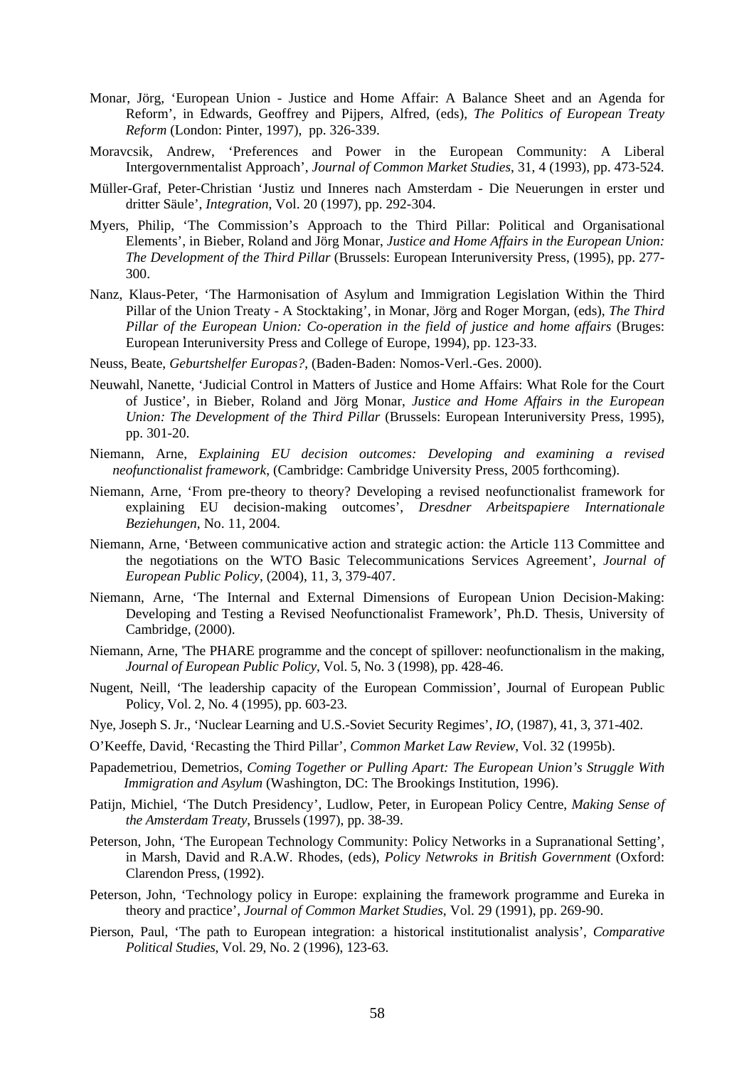Monar, Jörg, 'European Union - Justice and Home Affair: A Balance Sheet and an Agenda for Reform', in Edwards, Geoffrey and Pijpers, Alfred, (eds), *The Politics of European Treaty Reform* (London: Pinter, 1997), pp. 326-339.

Moravcsik, Andrew, 'Preferences and Power in the European Community: A Liberal Intergovernmentalist Approach', *Journal of Common Market Studies*, 31, 4 (1993), pp. 473-524.

Müller-Graf, Peter-Christian 'Justiz und Inneres nach Amsterdam - Die Neuerungen in erster und dritter Säule', *Integration*, Vol. 20 (1997), pp. 292-304.

Myers, Philip, 'The Commission's Approach to the Third Pillar: Political and Organisational Elements', in Bieber, Roland and Jörg Monar, *Justice and Home Affairs in the European Union: The Development of the Third Pillar* (Brussels: European Interuniversity Press, (1995), pp. 277-300.

Nanz, Klaus-Peter, 'The Harmonisation of Asylum and Immigration Legislation Within the Third Pillar of the Union Treaty - A Stocktaking', in Monar, Jörg and Roger Morgan, (eds), *The Third Pillar of the European Union: Co-operation in the field of justice and home affairs* (Bruges: European Interuniversity Press and College of Europe, 1994), pp. 123-33.

Neuss, Beate, *Geburtshelfer Europas?*, (Baden-Baden: Nomos-Verl.-Ges. 2000).

Neuwahl, Nanette, 'Judicial Control in Matters of Justice and Home Affairs: What Role for the Court of Justice', in Bieber, Roland and Jörg Monar, *Justice and Home Affairs in the European Union: The Development of the Third Pillar* (Brussels: European Interuniversity Press, 1995), pp. 301-20.

Niemann, Arne, *Explaining EU decision outcomes: Developing and examining a revised neofunctionalist framework*, (Cambridge: Cambridge University Press, 2005 forthcoming).

Niemann, Arne, 'From pre-theory to theory? Developing a revised neofunctionalist framework for explaining EU decision-making outcomes', *Dresdner Arbeitspapiere Internationale Beziehungen*, No. 11, 2004.

Niemann, Arne, 'Between communicative action and strategic action: the Article 113 Committee and the negotiations on the WTO Basic Telecommunications Services Agreement', *Journal of European Public Policy*, (2004), 11, 3, 379-407.

Niemann, Arne, 'The Internal and External Dimensions of European Union Decision-Making: Developing and Testing a Revised Neofunctionalist Framework', Ph.D. Thesis, University of Cambridge, (2000).

Niemann, Arne, 'The PHARE programme and the concept of spillover: neofunctionalism in the making, *Journal of European Public Policy*, Vol. 5, No. 3 (1998), pp. 428-46.

Nugent, Neill, 'The leadership capacity of the European Commission', Journal of European Public Policy, Vol. 2, No. 4 (1995), pp. 603-23.

Nye, Joseph S. Jr., 'Nuclear Learning and U.S.-Soviet Security Regimes', *IO*, (1987), 41, 3, 371-402.

O'Keeffe, David, 'Recasting the Third Pillar', *Common Market Law Review*, Vol. 32 (1995b).

Papademetriou, Demetrios, *Coming Together or Pulling Apart: The European Union's Struggle With Immigration and Asylum* (Washington, DC: The Brookings Institution, 1996).

Patijn, Michiel, 'The Dutch Presidency', Ludlow, Peter, in European Policy Centre, *Making Sense of the Amsterdam Treaty*, Brussels (1997), pp. 38-39.

Peterson, John, 'The European Technology Community: Policy Networks in a Supranational Setting', in Marsh, David and R.A.W. Rhodes, (eds), *Policy Netwroks in British Government* (Oxford: Clarendon Press, (1992).

Peterson, John, 'Technology policy in Europe: explaining the framework programme and Eureka in theory and practice', *Journal of Common Market Studies*, Vol. 29 (1991), pp. 269-90.

Pierson, Paul, 'The path to European integration: a historical institutionalist analysis', *Comparative Political Studies*, Vol. 29, No. 2 (1996), 123-63.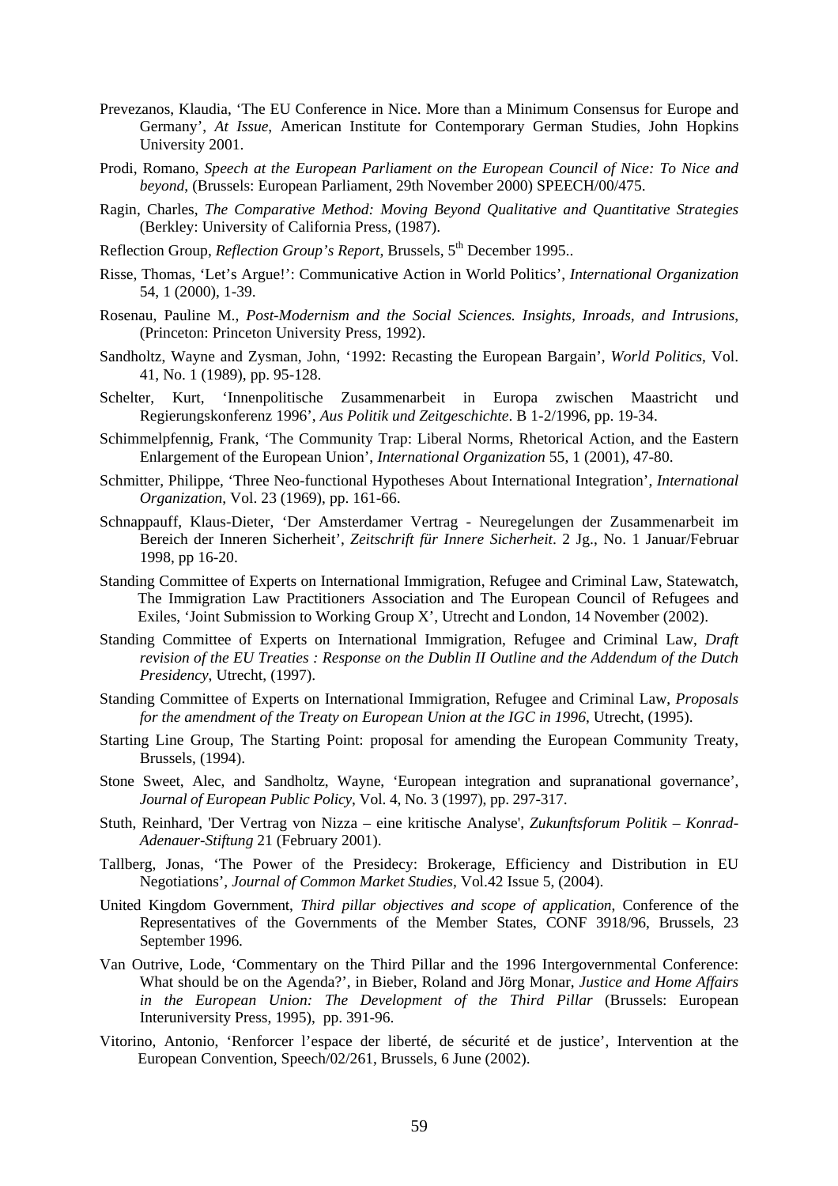Prevezanos, Klaudia, 'The EU Conference in Nice. More than a Minimum Consensus for Europe and Germany', *At Issue*, American Institute for Contemporary German Studies, John Hopkins University 2001.

Prodi, Romano, *Speech at the European Parliament on the European Council of Nice: To Nice and beyond*, (Brussels: European Parliament, 29th November 2000) SPEECH/00/475.

Ragin, Charles, *The Comparative Method: Moving Beyond Qualitative and Quantitative Strategies* (Berkley: University of California Press, (1987).

Reflection Group, *Reflection Group's Report*, Brussels, 5th December 1995..

Risse, Thomas, 'Let's Argue!': Communicative Action in World Politics', *International Organization* 54, 1 (2000), 1-39.

Rosenau, Pauline M., *Post-Modernism and the Social Sciences. Insights, Inroads, and Intrusions*, (Princeton: Princeton University Press, 1992).

Sandholtz, Wayne and Zysman, John, '1992: Recasting the European Bargain', *World Politics*, Vol. 41, No. 1 (1989), pp. 95-128.

Schelter, Kurt, 'Innenpolitische Zusammenarbeit in Europa zwischen Maastricht und Regierungskonferenz 1996', *Aus Politik und Zeitgeschichte*. B 1-2/1996, pp. 19-34.

Schimmelpfennig, Frank, 'The Community Trap: Liberal Norms, Rhetorical Action, and the Eastern Enlargement of the European Union', *International Organization* 55, 1 (2001), 47-80.

Schmitter, Philippe, 'Three Neo-functional Hypotheses About International Integration', *International Organization*, Vol. 23 (1969), pp. 161-66.

Schnappauff, Klaus-Dieter, 'Der Amsterdamer Vertrag - Neuregelungen der Zusammenarbeit im Bereich der Inneren Sicherheit', *Zeitschrift für Innere Sicherheit*. 2 Jg., No. 1 Januar/Februar 1998, pp 16-20.

Standing Committee of Experts on International Immigration, Refugee and Criminal Law, Statewatch, The Immigration Law Practitioners Association and The European Council of Refugees and Exiles, 'Joint Submission to Working Group X', Utrecht and London, 14 November (2002).

Standing Committee of Experts on International Immigration, Refugee and Criminal Law, *Draft revision of the EU Treaties : Response on the Dublin II Outline and the Addendum of the Dutch Presidency*, Utrecht, (1997).

Standing Committee of Experts on International Immigration, Refugee and Criminal Law, *Proposals for the amendment of the Treaty on European Union at the IGC in 1996*, Utrecht, (1995).

Starting Line Group, The Starting Point: proposal for amending the European Community Treaty, Brussels, (1994).

Stone Sweet, Alec, and Sandholtz, Wayne, 'European integration and supranational governance', *Journal of European Public Policy*, Vol. 4, No. 3 (1997), pp. 297-317.

Stuth, Reinhard, 'Der Vertrag von Nizza – eine kritische Analyse', *Zukunftsforum Politik – Konrad-Adenauer-Stiftung* 21 (February 2001).

Tallberg, Jonas, 'The Power of the Presidecy: Brokerage, Efficiency and Distribution in EU Negotiations', *Journal of Common Market Studies*, Vol.42 Issue 5, (2004).

United Kingdom Government, *Third pillar objectives and scope of application*, Conference of the Representatives of the Governments of the Member States, CONF 3918/96, Brussels, 23 September 1996.

Van Outrive, Lode, 'Commentary on the Third Pillar and the 1996 Intergovernmental Conference: What should be on the Agenda?', in Bieber, Roland and Jörg Monar, *Justice and Home Affairs in the European Union: The Development of the Third Pillar* (Brussels: European Interuniversity Press, 1995), pp. 391-96.

Vitorino, Antonio, 'Renforcer l'espace der liberté, de sécurité et de justice', Intervention at the European Convention, Speech/02/261, Brussels, 6 June (2002).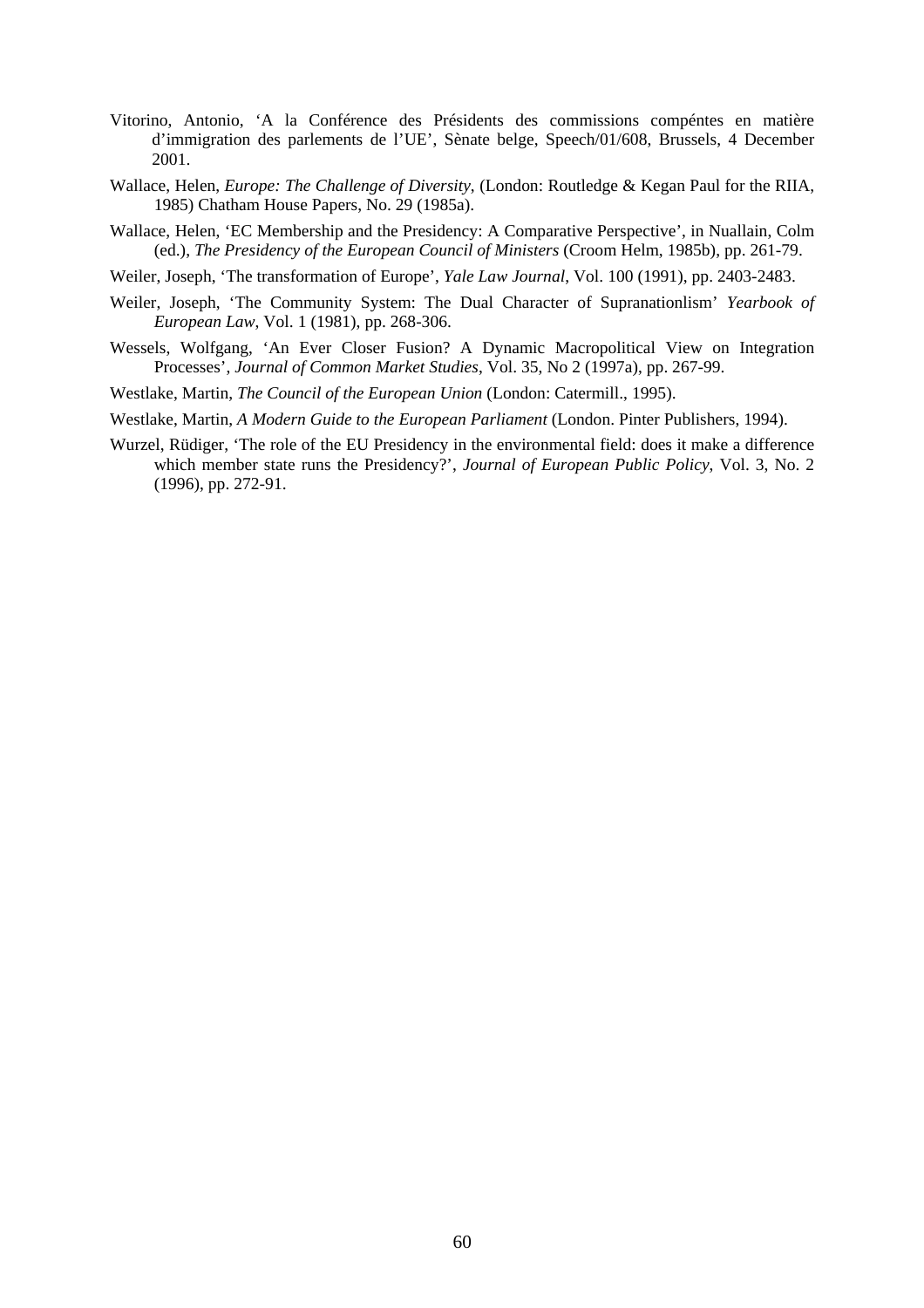Vitorino, Antonio, 'A la Conférence des Présidents des commissions compéntes en matière d'immigration des parlements de l'UE', Sènate belge, Speech/01/608, Brussels, 4 December 2001.

Wallace, Helen, *Europe: The Challenge of Diversity*, (London: Routledge & Kegan Paul for the RIIA, 1985) Chatham House Papers, No. 29 (1985a).

Wallace, Helen, 'EC Membership and the Presidency: A Comparative Perspective', in Nuallain, Colm (ed.), *The Presidency of the European Council of Ministers* (Croom Helm, 1985b), pp. 261-79.

Weiler, Joseph, 'The transformation of Europe', *Yale Law Journal*, Vol. 100 (1991), pp. 2403-2483.

Weiler, Joseph, 'The Community System: The Dual Character of Supranationlism' *Yearbook of European Law*, Vol. 1 (1981), pp. 268-306.

Wessels, Wolfgang, 'An Ever Closer Fusion? A Dynamic Macropolitical View on Integration Processes', *Journal of Common Market Studies*, Vol. 35, No 2 (1997a), pp. 267-99.

Westlake, Martin, *The Council of the European Union* (London: Catermill., 1995).

Westlake, Martin, *A Modern Guide to the European Parliament* (London. Pinter Publishers, 1994).

Wurzel, Rüdiger, 'The role of the EU Presidency in the environmental field: does it make a difference which member state runs the Presidency?', *Journal of European Public Policy*, Vol. 3, No. 2 (1996), pp. 272-91.